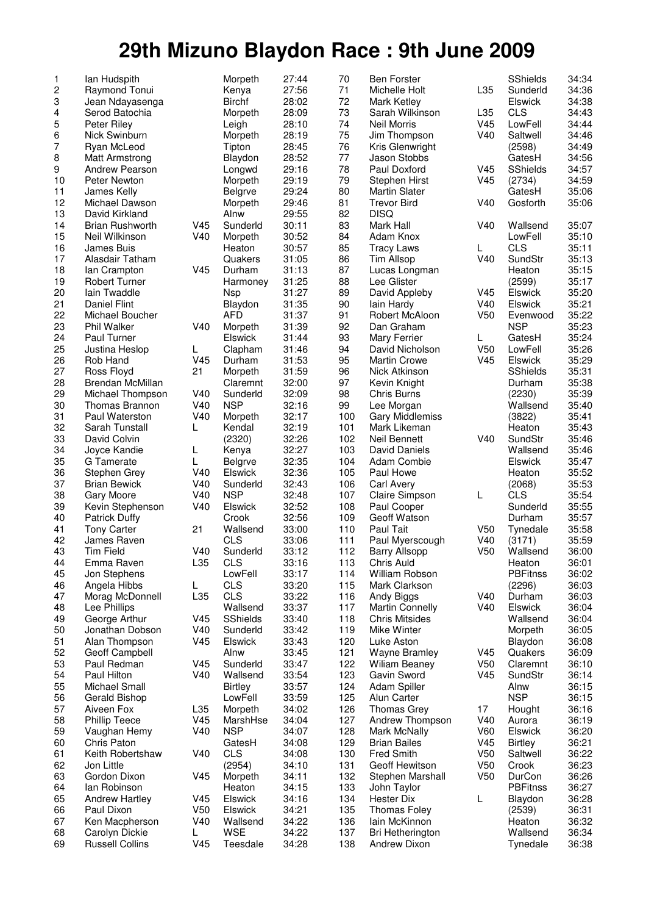# 29th Mizuno Blaydon Race : 9th June 2009

| Pos | Name | Cat | Club | Time |
|---|---|---|---|---|
| 1 | Ian Hudspith | | Morpeth | 27:44 |
| 2 | Raymond Tonui | | Kenya | 27:56 |
| 3 | Jean Ndayasenga | | Birchf | 28:02 |
| 4 | Serod Batochia | | Morpeth | 28:09 |
| 5 | Peter Riley | | Leigh | 28:10 |
| 6 | Nick Swinburn | | Morpeth | 28:19 |
| 7 | Ryan McLeod | | Tipton | 28:45 |
| 8 | Matt Armstrong | | Blaydon | 28:52 |
| 9 | Andrew Pearson | | Longwd | 29:16 |
| 10 | Peter Newton | | Morpeth | 29:19 |
| 11 | James Kelly | | Belgrve | 29:24 |
| 12 | Michael Dawson | | Morpeth | 29:46 |
| 13 | David Kirkland | | Alnw | 29:55 |
| 14 | Brian Rushworth | V45 | Sunderld | 30:11 |
| 15 | Neil Wilkinson | V40 | Morpeth | 30:52 |
| 16 | James Buis | | Heaton | 30:57 |
| 17 | Alasdair Tatham | | Quakers | 31:05 |
| 18 | Ian Crampton | V45 | Durham | 31:13 |
| 19 | Robert Turner | | Harmoney | 31:25 |
| 20 | Iain Twaddle | | Nsp | 31:27 |
| 21 | Daniel Flint | | Blaydon | 31:35 |
| 22 | Michael Boucher | | AFD | 31:37 |
| 23 | Phil Walker | V40 | Morpeth | 31:39 |
| 24 | Paul Turner | | Elswick | 31:44 |
| 25 | Justina Heslop | L | Clapham | 31:46 |
| 26 | Rob Hand | V45 | Durham | 31:53 |
| 27 | Ross Floyd | 21 | Morpeth | 31:59 |
| 28 | Brendan McMillan | | Claremnt | 32:00 |
| 29 | Michael Thompson | V40 | Sunderld | 32:09 |
| 30 | Thomas Brannon | V40 | NSP | 32:16 |
| 31 | Paul Waterston | V40 | Morpeth | 32:17 |
| 32 | Sarah Tunstall | L | Kendal | 32:19 |
| 33 | David Colvin | | (2320) | 32:26 |
| 34 | Joyce Kandie | L | Kenya | 32:27 |
| 35 | G Tamerate | L | Belgrve | 32:35 |
| 36 | Stephen Grey | V40 | Elswick | 32:36 |
| 37 | Brian Bewick | V40 | Sunderld | 32:43 |
| 38 | Gary Moore | V40 | NSP | 32:48 |
| 39 | Kevin Stephenson | V40 | Elswick | 32:52 |
| 40 | Patrick Duffy | | Crook | 32:56 |
| 41 | Tony Carter | 21 | Wallsend | 33:00 |
| 42 | James Raven | | CLS | 33:06 |
| 43 | Tim Field | V40 | Sunderld | 33:12 |
| 44 | Emma Raven | L35 | CLS | 33:16 |
| 45 | Jon Stephens | | LowFell | 33:17 |
| 46 | Angela Hibbs | L | CLS | 33:20 |
| 47 | Morag McDonnell | L35 | CLS | 33:22 |
| 48 | Lee Phillips | | Wallsend | 33:37 |
| 49 | George Arthur | V45 | SShields | 33:40 |
| 50 | Jonathan Dobson | V40 | Sunderld | 33:42 |
| 51 | Alan Thompson | V45 | Elswick | 33:43 |
| 52 | Geoff Campbell | | Alnw | 33:45 |
| 53 | Paul Redman | V45 | Sunderld | 33:47 |
| 54 | Paul Hilton | V40 | Wallsend | 33:54 |
| 55 | Michael Small | | Birtley | 33:57 |
| 56 | Gerald Bishop | | LowFell | 33:59 |
| 57 | Aiveen Fox | L35 | Morpeth | 34:02 |
| 58 | Phillip Teece | V45 | MarshHse | 34:04 |
| 59 | Vaughan Hemy | V40 | NSP | 34:07 |
| 60 | Chris Paton | | GatesH | 34:08 |
| 61 | Keith Robertshaw | V40 | CLS | 34:08 |
| 62 | Jon Little | | (2954) | 34:10 |
| 63 | Gordon Dixon | V45 | Morpeth | 34:11 |
| 64 | Ian Robinson | | Heaton | 34:15 |
| 65 | Andrew Hartley | V45 | Elswick | 34:16 |
| 66 | Paul Dixon | V50 | Elswick | 34:21 |
| 67 | Ken Macpherson | V40 | Wallsend | 34:22 |
| 68 | Carolyn Dickie | L | WSE | 34:22 |
| 69 | Russell Collins | V45 | Teesdale | 34:28 |
| 70 | Ben Forster | | SShields | 34:34 |
| 71 | Michelle Holt | L35 | Sunderld | 34:36 |
| 72 | Mark Ketley | | Elswick | 34:38 |
| 73 | Sarah Wilkinson | L35 | CLS | 34:43 |
| 74 | Neil Morris | V45 | LowFell | 34:44 |
| 75 | Jim Thompson | V40 | Saltwell | 34:46 |
| 76 | Kris Glenwright | | (2598) | 34:49 |
| 77 | Jason Stobbs | | GatesH | 34:56 |
| 78 | Paul Doxford | V45 | SShields | 34:57 |
| 79 | Stephen Hirst | V45 | (2734) | 34:59 |
| 80 | Martin Slater | | GatesH | 35:06 |
| 81 | Trevor Bird | V40 | Gosforth | 35:06 |
| 82 | DISQ | | | |
| 83 | Mark Hall | V40 | Wallsend | 35:07 |
| 84 | Adam Knox | | LowFell | 35:10 |
| 85 | Tracy Laws | L | CLS | 35:11 |
| 86 | Tim Allsop | V40 | SundStr | 35:13 |
| 87 | Lucas Longman | | Heaton | 35:15 |
| 88 | Lee Glister | | (2599) | 35:17 |
| 89 | David Appleby | V45 | Elswick | 35:20 |
| 90 | Iain Hardy | V40 | Elswick | 35:21 |
| 91 | Robert McAloon | V50 | Evenwood | 35:22 |
| 92 | Dan Graham | | NSP | 35:23 |
| 93 | Mary Ferrier | L | GatesH | 35:24 |
| 94 | David Nicholson | V50 | LowFell | 35:26 |
| 95 | Martin Crowe | V45 | Elswick | 35:29 |
| 96 | Nick Atkinson | | SShields | 35:31 |
| 97 | Kevin Knight | | Durham | 35:38 |
| 98 | Chris Burns | | (2230) | 35:39 |
| 99 | Lee Morgan | | Wallsend | 35:40 |
| 100 | Gary Middlemiss | | (3822) | 35:41 |
| 101 | Mark Likeman | | Heaton | 35:43 |
| 102 | Neil Bennett | V40 | SundStr | 35:46 |
| 103 | David Daniels | | Wallsend | 35:46 |
| 104 | Adam Combie | | Elswick | 35:47 |
| 105 | Paul Howe | | Heaton | 35:52 |
| 106 | Carl Avery | | (2068) | 35:53 |
| 107 | Claire Simpson | L | CLS | 35:54 |
| 108 | Paul Cooper | | Sunderld | 35:55 |
| 109 | Geoff Watson | | Durham | 35:57 |
| 110 | Paul Tait | V50 | Tynedale | 35:58 |
| 111 | Paul Myerscough | V40 | (3171) | 35:59 |
| 112 | Barry Allsopp | V50 | Wallsend | 36:00 |
| 113 | Chris Auld | | Heaton | 36:01 |
| 114 | William Robson | | PBFitnss | 36:02 |
| 115 | Mark Clarkson | | (2296) | 36:03 |
| 116 | Andy Biggs | V40 | Durham | 36:03 |
| 117 | Martin Connelly | V40 | Elswick | 36:04 |
| 118 | Chris Mitsides | | Wallsend | 36:04 |
| 119 | Mike Winter | | Morpeth | 36:05 |
| 120 | Luke Aston | | Blaydon | 36:08 |
| 121 | Wayne Bramley | V45 | Quakers | 36:09 |
| 122 | Wiliam Beaney | V50 | Claremnt | 36:10 |
| 123 | Gavin Sword | V45 | SundStr | 36:14 |
| 124 | Adam Spiller | | Alnw | 36:15 |
| 125 | Alun Carter | | NSP | 36:15 |
| 126 | Thomas Grey | 17 | Hought | 36:16 |
| 127 | Andrew Thompson | V40 | Aurora | 36:19 |
| 128 | Mark McNally | V60 | Elswick | 36:20 |
| 129 | Brian Bailes | V45 | Birtley | 36:21 |
| 130 | Fred Smith | V50 | Saltwell | 36:22 |
| 131 | Geoff Hewitson | V50 | Crook | 36:23 |
| 132 | Stephen Marshall | V50 | DurCon | 36:26 |
| 133 | John Taylor | | PBFitnss | 36:27 |
| 134 | Hester Dix | L | Blaydon | 36:28 |
| 135 | Thomas Foley | | (2539) | 36:31 |
| 136 | Iain McKinnon | | Heaton | 36:32 |
| 137 | Bri Hetherington | | Wallsend | 36:34 |
| 138 | Andrew Dixon | | Tynedale | 36:38 |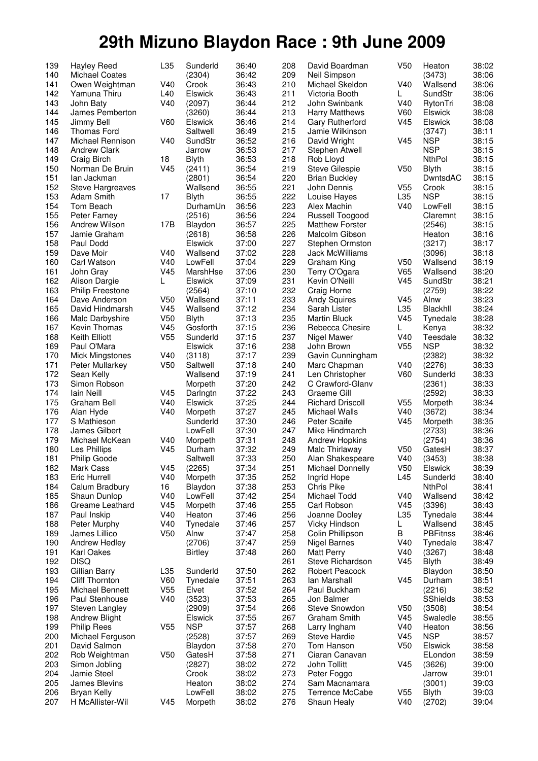# 29th Mizuno Blaydon Race : 9th June 2009

| Pos | Name | Cat | Club | Time |
|---|---|---|---|---|
| 139 | Hayley Reed | L35 | Sunderld | 36:40 |
| 140 | Michael Coates | | (2304) | 36:42 |
| 141 | Owen Weightman | V40 | Crook | 36:43 |
| 142 | Yamuna Thiru | L40 | Elswick | 36:43 |
| 143 | John Baty | V40 | (2097) | 36:44 |
| 144 | James Pemberton | | (3260) | 36:44 |
| 145 | Jimmy Bell | V60 | Elswick | 36:46 |
| 146 | Thomas Ford | | Saltwell | 36:49 |
| 147 | Michael Rennison | V40 | SundStr | 36:52 |
| 148 | Andrew Clark | | Jarrow | 36:53 |
| 149 | Craig Birch | 18 | Blyth | 36:53 |
| 150 | Norman De Bruin | V45 | (2411) | 36:54 |
| 151 | Ian Jackman | | (2801) | 36:54 |
| 152 | Steve Hargreaves | | Wallsend | 36:55 |
| 153 | Adam Smith | 17 | Blyth | 36:55 |
| 154 | Tom Beach | | DurhamUn | 36:56 |
| 155 | Peter Farney | | (2516) | 36:56 |
| 156 | Andrew Wilson | 17B | Blaydon | 36:57 |
| 157 | Jamie Graham | | (2618) | 36:58 |
| 158 | Paul Dodd | | Elswick | 37:00 |
| 159 | Dave Moir | V40 | Wallsend | 37:02 |
| 160 | Carl Watson | V40 | LowFell | 37:04 |
| 161 | John Gray | V45 | MarshHse | 37:06 |
| 162 | Alison Dargie | L | Elswick | 37:09 |
| 163 | Philip Freestone | | (2564) | 37:10 |
| 164 | Dave Anderson | V50 | Wallsend | 37:11 |
| 165 | David Hindmarsh | V45 | Wallsend | 37:12 |
| 166 | Malc Darbyshire | V50 | Blyth | 37:13 |
| 167 | Kevin Thomas | V45 | Gosforth | 37:15 |
| 168 | Keith Elliott | V55 | Sunderld | 37:15 |
| 169 | Paul O'Mara | | Elswick | 37:16 |
| 170 | Mick Mingstones | V40 | (3118) | 37:17 |
| 171 | Peter Mullarkey | V50 | Saltwell | 37:18 |
| 172 | Sean Kelly | | Wallsend | 37:19 |
| 173 | Simon Robson | | Morpeth | 37:20 |
| 174 | Iain Neill | V45 | Darlngtn | 37:22 |
| 175 | Graham Bell | V40 | Elswick | 37:25 |
| 176 | Alan Hyde | V40 | Morpeth | 37:27 |
| 177 | S Mathieson | | Sunderld | 37:30 |
| 178 | James Gilbert | | LowFell | 37:30 |
| 179 | Michael McKean | V40 | Morpeth | 37:31 |
| 180 | Les Phillips | V45 | Durham | 37:32 |
| 181 | Philip Goode | | Saltwell | 37:33 |
| 182 | Mark Cass | V45 | (2265) | 37:34 |
| 183 | Eric Hurrell | V40 | Morpeth | 37:35 |
| 184 | Calum Bradbury | 16 | Blaydon | 37:38 |
| 185 | Shaun Dunlop | V40 | LowFell | 37:42 |
| 186 | Greame Leathard | V45 | Morpeth | 37:46 |
| 187 | Paul Inskip | V40 | Heaton | 37:46 |
| 188 | Peter Murphy | V40 | Tynedale | 37:46 |
| 189 | James Lillico | V50 | Alnw | 37:47 |
| 190 | Andrew Hedley | | (2706) | 37:47 |
| 191 | Karl Oakes | | Birtley | 37:48 |
| 192 | DISQ | | | |
| 193 | Gillian Barry | L35 | Sunderld | 37:50 |
| 194 | Cliff Thornton | V60 | Tynedale | 37:51 |
| 195 | Michael Bennett | V55 | Elvet | 37:52 |
| 196 | Paul Stenhouse | V40 | (3523) | 37:53 |
| 197 | Steven Langley | | (2909) | 37:54 |
| 198 | Andrew Blight | | Elswick | 37:55 |
| 199 | Philip Rees | V55 | NSP | 37:57 |
| 200 | Michael Ferguson | | (2528) | 37:57 |
| 201 | David Salmon | | Blaydon | 37:58 |
| 202 | Rob Weightman | V50 | GatesH | 37:58 |
| 203 | Simon Jobling | | (2827) | 38:02 |
| 204 | Jamie Steel | | Crook | 38:02 |
| 205 | James Blevins | | Heaton | 38:02 |
| 206 | Bryan Kelly | | LowFell | 38:02 |
| 207 | H McAllister-Wil | V45 | Morpeth | 38:02 |
| 208 | David Boardman | V50 | Heaton | 38:02 |
| 209 | Neil Simpson | | (3473) | 38:06 |
| 210 | Michael Skeldon | V40 | Wallsend | 38:06 |
| 211 | Victoria Booth | L | SundStr | 38:06 |
| 212 | John Swinbank | V40 | RytonTri | 38:08 |
| 213 | Harry Matthews | V60 | Elswick | 38:08 |
| 214 | Gary Rutherford | V45 | Elswick | 38:08 |
| 215 | Jamie Wilkinson | | (3747) | 38:11 |
| 216 | David Wright | V45 | NSP | 38:15 |
| 217 | Stephen Atwell | | NSP | 38:15 |
| 218 | Rob Lloyd | | NthPol | 38:15 |
| 219 | Steve Gilespie | V50 | Blyth | 38:15 |
| 220 | Brian Buckley | | DwntsdAC | 38:15 |
| 221 | John Dennis | V55 | Crook | 38:15 |
| 222 | Louise Hayes | L35 | NSP | 38:15 |
| 223 | Alex Machin | V40 | LowFell | 38:15 |
| 224 | Russell Toogood | | Claremnt | 38:15 |
| 225 | Matthew Forster | | (2546) | 38:15 |
| 226 | Malcolm Gibson | | Heaton | 38:16 |
| 227 | Stephen Ormston | | (3217) | 38:17 |
| 228 | Jack McWilliams | | (3096) | 38:18 |
| 229 | Graham King | V50 | Wallsend | 38:19 |
| 230 | Terry O'Ogara | V65 | Wallsend | 38:20 |
| 231 | Kevin O'Neill | V45 | SundStr | 38:21 |
| 232 | Craig Horne | | (2759) | 38:22 |
| 233 | Andy Squires | V45 | Alnw | 38:23 |
| 234 | Sarah Lister | L35 | Blackhll | 38:24 |
| 235 | Martin Bluck | V45 | Tynedale | 38:28 |
| 236 | Rebecca Chesire | L | Kenya | 38:32 |
| 237 | Nigel Mawer | V40 | Teesdale | 38:32 |
| 238 | John Brown | V55 | NSP | 38:32 |
| 239 | Gavin Cunningham | | (2382) | 38:32 |
| 240 | Marc Chapman | V40 | (2276) | 38:33 |
| 241 | Len Christopher | V60 | Sunderld | 38:33 |
| 242 | C Crawford-Glanv | | (2361) | 38:33 |
| 243 | Graeme Gill | | (2592) | 38:33 |
| 244 | Richard Driscoll | V55 | Morpeth | 38:34 |
| 245 | Michael Walls | V40 | (3672) | 38:34 |
| 246 | Peter Scaife | V45 | Morpeth | 38:35 |
| 247 | Mike Hindmarch | | (2733) | 38:36 |
| 248 | Andrew Hopkins | | (2754) | 38:36 |
| 249 | Malc Thirlaway | V50 | GatesH | 38:37 |
| 250 | Alan Shakespeare | V40 | (3453) | 38:38 |
| 251 | Michael Donnelly | V50 | Elswick | 38:39 |
| 252 | Ingrid Hope | L45 | Sunderld | 38:40 |
| 253 | Chris Pike | | NthPol | 38:41 |
| 254 | Michael Todd | V40 | Wallsend | 38:42 |
| 255 | Carl Robson | V45 | (3396) | 38:43 |
| 256 | Joanne Dooley | L35 | Tynedale | 38:44 |
| 257 | Vicky Hindson | L | Wallsend | 38:45 |
| 258 | Colin Phillipson | B | PBFitnss | 38:46 |
| 259 | Nigel Barnes | V40 | Tynedale | 38:47 |
| 260 | Matt Perry | V40 | (3267) | 38:48 |
| 261 | Steve Richardson | V45 | Blyth | 38:49 |
| 262 | Robert Peacock | | Blaydon | 38:50 |
| 263 | Ian Marshall | V45 | Durham | 38:51 |
| 264 | Paul Buckham | | (2216) | 38:52 |
| 265 | Jon Balmer | | SShields | 38:53 |
| 266 | Steve Snowdon | V50 | (3508) | 38:54 |
| 267 | Graham Smith | V45 | Swaledle | 38:55 |
| 268 | Larry Ingham | V40 | Heaton | 38:56 |
| 269 | Steve Hardie | V45 | NSP | 38:57 |
| 270 | Tom Hanson | V50 | Elswick | 38:58 |
| 271 | Ciaran Canavan | | ELondon | 38:59 |
| 272 | John Tollitt | V45 | (3626) | 39:00 |
| 273 | Peter Foggo | | Jarrow | 39:01 |
| 274 | Sam Macnamara | | (3001) | 39:03 |
| 275 | Terrence McCabe | V55 | Blyth | 39:03 |
| 276 | Shaun Healy | V40 | (2702) | 39:04 |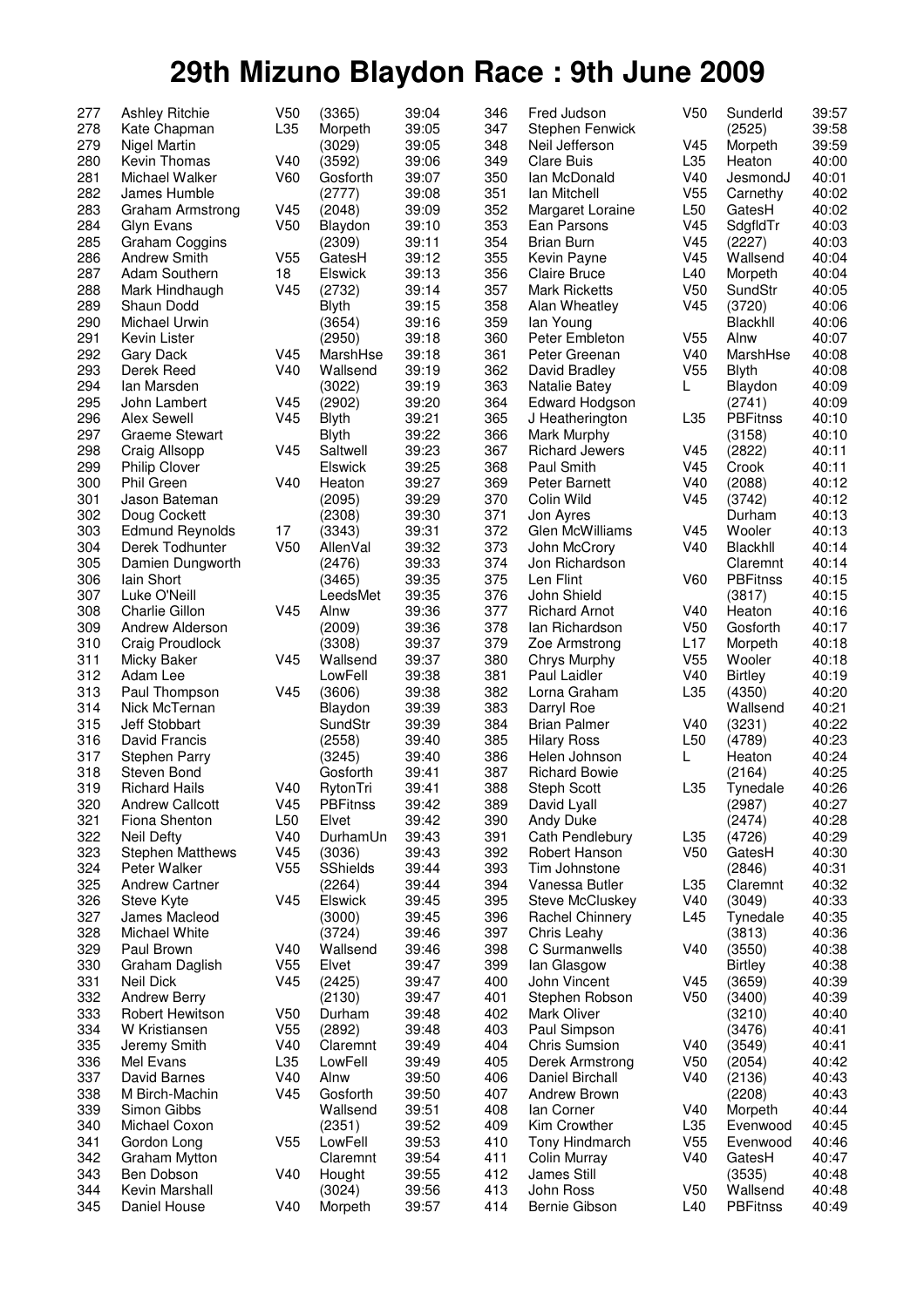# 29th Mizuno Blaydon Race : 9th June 2009

| Pos | Name | Cat | Club | Time |
|---|---|---|---|---|
| 277 | Ashley Ritchie | V50 | (3365) | 39:04 |
| 278 | Kate Chapman | L35 | Morpeth | 39:05 |
| 279 | Nigel Martin | | (3029) | 39:05 |
| 280 | Kevin Thomas | V40 | (3592) | 39:06 |
| 281 | Michael Walker | V60 | Gosforth | 39:07 |
| 282 | James Humble | | (2777) | 39:08 |
| 283 | Graham Armstrong | V45 | (2048) | 39:09 |
| 284 | Glyn Evans | V50 | Blaydon | 39:10 |
| 285 | Graham Coggins | | (2309) | 39:11 |
| 286 | Andrew Smith | V55 | GatesH | 39:12 |
| 287 | Adam Southern | 18 | Elswick | 39:13 |
| 288 | Mark Hindhaugh | V45 | (2732) | 39:14 |
| 289 | Shaun Dodd | | Blyth | 39:15 |
| 290 | Michael Urwin | | (3654) | 39:16 |
| 291 | Kevin Lister | | (2950) | 39:18 |
| 292 | Gary Dack | V45 | MarshHse | 39:18 |
| 293 | Derek Reed | V40 | Wallsend | 39:19 |
| 294 | Ian Marsden | | (3022) | 39:19 |
| 295 | John Lambert | V45 | (2902) | 39:20 |
| 296 | Alex Sewell | V45 | Blyth | 39:21 |
| 297 | Graeme Stewart | | Blyth | 39:22 |
| 298 | Craig Allsopp | V45 | Saltwell | 39:23 |
| 299 | Philip Clover | | Elswick | 39:25 |
| 300 | Phil Green | V40 | Heaton | 39:27 |
| 301 | Jason Bateman | | (2095) | 39:29 |
| 302 | Doug Cockett | | (2308) | 39:30 |
| 303 | Edmund Reynolds | 17 | (3343) | 39:31 |
| 304 | Derek Todhunter | V50 | AllenVal | 39:32 |
| 305 | Damien Dungworth | | (2476) | 39:33 |
| 306 | Iain Short | | (3465) | 39:35 |
| 307 | Luke O'Neill | | LeedsMet | 39:35 |
| 308 | Charlie Gillon | V45 | Alnw | 39:36 |
| 309 | Andrew Alderson | | (2009) | 39:36 |
| 310 | Craig Proudlock | | (3308) | 39:37 |
| 311 | Micky Baker | V45 | Wallsend | 39:37 |
| 312 | Adam Lee | | LowFell | 39:38 |
| 313 | Paul Thompson | V45 | (3606) | 39:38 |
| 314 | Nick McTernan | | Blaydon | 39:39 |
| 315 | Jeff Stobbart | | SundStr | 39:39 |
| 316 | David Francis | | (2558) | 39:40 |
| 317 | Stephen Parry | | (3245) | 39:40 |
| 318 | Steven Bond | | Gosforth | 39:41 |
| 319 | Richard Hails | V40 | RytonTri | 39:41 |
| 320 | Andrew Callcott | V45 | PBFitnss | 39:42 |
| 321 | Fiona Shenton | L50 | Elvet | 39:42 |
| 322 | Neil Defty | V40 | DurhamUn | 39:43 |
| 323 | Stephen Matthews | V45 | (3036) | 39:43 |
| 324 | Peter Walker | V55 | SShields | 39:44 |
| 325 | Andrew Cartner | | (2264) | 39:44 |
| 326 | Steve Kyte | V45 | Elswick | 39:45 |
| 327 | James Macleod | | (3000) | 39:45 |
| 328 | Michael White | | (3724) | 39:46 |
| 329 | Paul Brown | V40 | Wallsend | 39:46 |
| 330 | Graham Daglish | V55 | Elvet | 39:47 |
| 331 | Neil Dick | V45 | (2425) | 39:47 |
| 332 | Andrew Berry | | (2130) | 39:47 |
| 333 | Robert Hewitson | V50 | Durham | 39:48 |
| 334 | W Kristiansen | V55 | (2892) | 39:48 |
| 335 | Jeremy Smith | V40 | Claremnt | 39:49 |
| 336 | Mel Evans | L35 | LowFell | 39:49 |
| 337 | David Barnes | V40 | Alnw | 39:50 |
| 338 | M Birch-Machin | V45 | Gosforth | 39:50 |
| 339 | Simon Gibbs | | Wallsend | 39:51 |
| 340 | Michael Coxon | | (2351) | 39:52 |
| 341 | Gordon Long | V55 | LowFell | 39:53 |
| 342 | Graham Mytton | | Claremnt | 39:54 |
| 343 | Ben Dobson | V40 | Hought | 39:55 |
| 344 | Kevin Marshall | | (3024) | 39:56 |
| 345 | Daniel House | V40 | Morpeth | 39:57 |
| 346 | Fred Judson | V50 | Sunderld | 39:57 |
| 347 | Stephen Fenwick | | (2525) | 39:58 |
| 348 | Neil Jefferson | V45 | Morpeth | 39:59 |
| 349 | Clare Buis | L35 | Heaton | 40:00 |
| 350 | Ian McDonald | V40 | JesmondJ | 40:01 |
| 351 | Ian Mitchell | V55 | Carnethy | 40:02 |
| 352 | Margaret Loraine | L50 | GatesH | 40:02 |
| 353 | Ean Parsons | V45 | SdgfldTr | 40:03 |
| 354 | Brian Burn | V45 | (2227) | 40:03 |
| 355 | Kevin Payne | V45 | Wallsend | 40:04 |
| 356 | Claire Bruce | L40 | Morpeth | 40:04 |
| 357 | Mark Ricketts | V50 | SundStr | 40:05 |
| 358 | Alan Wheatley | V45 | (3720) | 40:06 |
| 359 | Ian Young | | Blackhll | 40:06 |
| 360 | Peter Embleton | V55 | Alnw | 40:07 |
| 361 | Peter Greenan | V40 | MarshHse | 40:08 |
| 362 | David Bradley | V55 | Blyth | 40:08 |
| 363 | Natalie Batey | L | Blaydon | 40:09 |
| 364 | Edward Hodgson | | (2741) | 40:09 |
| 365 | J Heatherington | L35 | PBFitnss | 40:10 |
| 366 | Mark Murphy | | (3158) | 40:10 |
| 367 | Richard Jewers | V45 | (2822) | 40:11 |
| 368 | Paul Smith | V45 | Crook | 40:11 |
| 369 | Peter Barnett | V40 | (2088) | 40:12 |
| 370 | Colin Wild | V45 | (3742) | 40:12 |
| 371 | Jon Ayres | | Durham | 40:13 |
| 372 | Glen McWilliams | V45 | Wooler | 40:13 |
| 373 | John McCrory | V40 | Blackhll | 40:14 |
| 374 | Jon Richardson | | Claremnt | 40:14 |
| 375 | Len Flint | V60 | PBFitnss | 40:15 |
| 376 | John Shield | | (3817) | 40:15 |
| 377 | Richard Arnot | V40 | Heaton | 40:16 |
| 378 | Ian Richardson | V50 | Gosforth | 40:17 |
| 379 | Zoe Armstrong | L17 | Morpeth | 40:18 |
| 380 | Chrys Murphy | V55 | Wooler | 40:18 |
| 381 | Paul Laidler | V40 | Birtley | 40:19 |
| 382 | Lorna Graham | L35 | (4350) | 40:20 |
| 383 | Darryl Roe | | Wallsend | 40:21 |
| 384 | Brian Palmer | V40 | (3231) | 40:22 |
| 385 | Hilary Ross | L50 | (4789) | 40:23 |
| 386 | Helen Johnson | L | Heaton | 40:24 |
| 387 | Richard Bowie | | (2164) | 40:25 |
| 388 | Steph Scott | L35 | Tynedale | 40:26 |
| 389 | David Lyall | | (2987) | 40:27 |
| 390 | Andy Duke | | (2474) | 40:28 |
| 391 | Cath Pendlebury | L35 | (4726) | 40:29 |
| 392 | Robert Hanson | V50 | GatesH | 40:30 |
| 393 | Tim Johnstone | | (2846) | 40:31 |
| 394 | Vanessa Butler | L35 | Claremnt | 40:32 |
| 395 | Steve McCluskey | V40 | (3049) | 40:33 |
| 396 | Rachel Chinnery | L45 | Tynedale | 40:35 |
| 397 | Chris Leahy | | (3813) | 40:36 |
| 398 | C Surmanwells | V40 | (3550) | 40:38 |
| 399 | Ian Glasgow | | Birtley | 40:38 |
| 400 | John Vincent | V45 | (3659) | 40:39 |
| 401 | Stephen Robson | V50 | (3400) | 40:39 |
| 402 | Mark Oliver | | (3210) | 40:40 |
| 403 | Paul Simpson | | (3476) | 40:41 |
| 404 | Chris Sumsion | V40 | (3549) | 40:41 |
| 405 | Derek Armstrong | V50 | (2054) | 40:42 |
| 406 | Daniel Birchall | V40 | (2136) | 40:43 |
| 407 | Andrew Brown | | (2208) | 40:43 |
| 408 | Ian Corner | V40 | Morpeth | 40:44 |
| 409 | Kim Crowther | L35 | Evenwood | 40:45 |
| 410 | Tony Hindmarch | V55 | Evenwood | 40:46 |
| 411 | Colin Murray | V40 | GatesH | 40:47 |
| 412 | James Still | | (3535) | 40:48 |
| 413 | John Ross | V50 | Wallsend | 40:48 |
| 414 | Bernie Gibson | L40 | PBFitnss | 40:49 |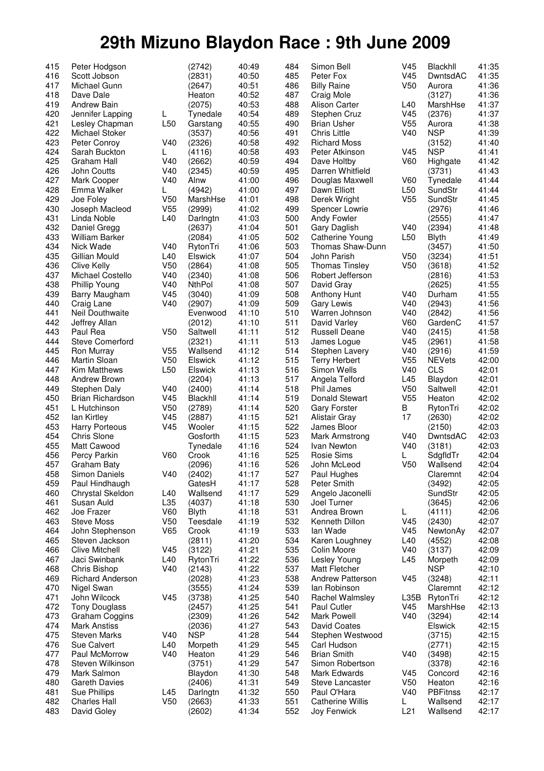# 29th Mizuno Blaydon Race : 9th June 2009

| Pos | Name | Cat | Club | Time |
|---|---|---|---|---|
| 415 | Peter Hodgson | | (2742) | 40:49 |
| 416 | Scott Jobson | | (2831) | 40:50 |
| 417 | Michael Gunn | | (2647) | 40:51 |
| 418 | Dave Dale | | Heaton | 40:52 |
| 419 | Andrew Bain | | (2075) | 40:53 |
| 420 | Jennifer Lapping | L | Tynedale | 40:54 |
| 421 | Lesley Chapman | L50 | Garstang | 40:55 |
| 422 | Michael Stoker | | (3537) | 40:56 |
| 423 | Peter Conroy | V40 | (2326) | 40:58 |
| 424 | Sarah Buckton | L | (4116) | 40:58 |
| 425 | Graham Hall | V40 | (2662) | 40:59 |
| 426 | John Coutts | V40 | (2345) | 40:59 |
| 427 | Mark Cooper | V40 | Alnw | 41:00 |
| 428 | Emma Walker | L | (4942) | 41:00 |
| 429 | Joe Foley | V50 | MarshHse | 41:01 |
| 430 | Joseph Macleod | V55 | (2999) | 41:02 |
| 431 | Linda Noble | L40 | Darlngtn | 41:03 |
| 432 | Daniel Gregg | | (2637) | 41:04 |
| 433 | William Barker | | (2084) | 41:05 |
| 434 | Nick Wade | V40 | RytonTri | 41:06 |
| 435 | Gillian Mould | L40 | Elswick | 41:07 |
| 436 | Clive Kelly | V50 | (2864) | 41:08 |
| 437 | Michael Costello | V40 | (2340) | 41:08 |
| 438 | Phillip Young | V40 | NthPol | 41:08 |
| 439 | Barry Maugham | V45 | (3040) | 41:09 |
| 440 | Craig Lane | V40 | (2907) | 41:09 |
| 441 | Neil Douthwaite | | Evenwood | 41:10 |
| 442 | Jeffrey Allan | | (2012) | 41:10 |
| 443 | Paul Rea | V50 | Saltwell | 41:11 |
| 444 | Steve Comerford | | (2321) | 41:11 |
| 445 | Ron Murray | V55 | Wallsend | 41:12 |
| 446 | Martin Sloan | V50 | Elswick | 41:12 |
| 447 | Kim Matthews | L50 | Elswick | 41:13 |
| 448 | Andrew Brown | | (2204) | 41:13 |
| 449 | Stephen Daly | V40 | (2400) | 41:14 |
| 450 | Brian Richardson | V45 | Blackhll | 41:14 |
| 451 | L Hutchinson | V50 | (2789) | 41:14 |
| 452 | Ian Kirtley | V45 | (2887) | 41:15 |
| 453 | Harry Porteous | V45 | Wooler | 41:15 |
| 454 | Chris Slone | | Gosforth | 41:15 |
| 455 | Matt Cawood | | Tynedale | 41:16 |
| 456 | Percy Parkin | V60 | Crook | 41:16 |
| 457 | Graham Baty | | (2096) | 41:16 |
| 458 | Simon Daniels | V40 | (2402) | 41:17 |
| 459 | Paul Hindhaugh | | GatesH | 41:17 |
| 460 | Chrystal Skeldon | L40 | Wallsend | 41:17 |
| 461 | Susan Auld | L35 | (4037) | 41:18 |
| 462 | Joe Frazer | V60 | Blyth | 41:18 |
| 463 | Steve Moss | V50 | Teesdale | 41:19 |
| 464 | John Stephenson | V65 | Crook | 41:19 |
| 465 | Steven Jackson | | (2811) | 41:20 |
| 466 | Clive Mitchell | V45 | (3122) | 41:21 |
| 467 | Jaci Swinbank | L40 | RytonTri | 41:22 |
| 468 | Chris Bishop | V40 | (2143) | 41:22 |
| 469 | Richard Anderson | | (2028) | 41:23 |
| 470 | Nigel Swan | | (3555) | 41:24 |
| 471 | John Wilcock | V45 | (3738) | 41:25 |
| 472 | Tony Douglass | | (2457) | 41:25 |
| 473 | Graham Coggins | | (2309) | 41:26 |
| 474 | Mark Anstiss | | (2036) | 41:27 |
| 475 | Steven Marks | V40 | NSP | 41:28 |
| 476 | Sue Calvert | L40 | Morpeth | 41:29 |
| 477 | Paul McMorrow | V40 | Heaton | 41:29 |
| 478 | Steven Wilkinson | | (3751) | 41:29 |
| 479 | Mark Salmon | | Blaydon | 41:30 |
| 480 | Gareth Davies | | (2406) | 41:31 |
| 481 | Sue Phillips | L45 | Darlngtn | 41:32 |
| 482 | Charles Hall | V50 | (2663) | 41:33 |
| 483 | David Goley | | (2602) | 41:34 |
| 484 | Simon Bell | V45 | Blackhll | 41:35 |
| 485 | Peter Fox | V45 | DwntsdAC | 41:35 |
| 486 | Billy Raine | V50 | Aurora | 41:36 |
| 487 | Craig Mole | | (3127) | 41:36 |
| 488 | Alison Carter | L40 | MarshHse | 41:37 |
| 489 | Stephen Cruz | V45 | (2376) | 41:37 |
| 490 | Brian Usher | V55 | Aurora | 41:38 |
| 491 | Chris Little | V40 | NSP | 41:39 |
| 492 | Richard Moss | | (3152) | 41:40 |
| 493 | Peter Atkinson | V45 | NSP | 41:41 |
| 494 | Dave Holtby | V60 | Highgate | 41:42 |
| 495 | Darren Whitfield | | (3731) | 41:43 |
| 496 | Douglas Maxwell | V60 | Tynedale | 41:44 |
| 497 | Dawn Elliott | L50 | SundStr | 41:44 |
| 498 | Derek Wright | V55 | SundStr | 41:45 |
| 499 | Spencer Lowrie | | (2976) | 41:46 |
| 500 | Andy Fowler | | (2555) | 41:47 |
| 501 | Gary Daglish | V40 | (2394) | 41:48 |
| 502 | Catherine Young | L50 | Blyth | 41:49 |
| 503 | Thomas Shaw-Dunn | | (3457) | 41:50 |
| 504 | John Parish | V50 | (3234) | 41:51 |
| 505 | Thomas Tinsley | V50 | (3618) | 41:52 |
| 506 | Robert Jefferson | | (2816) | 41:53 |
| 507 | David Gray | | (2625) | 41:55 |
| 508 | Anthony Hunt | V40 | Durham | 41:55 |
| 509 | Gary Lewis | V40 | (2943) | 41:56 |
| 510 | Warren Johnson | V40 | (2842) | 41:56 |
| 511 | David Varley | V60 | GardenC | 41:57 |
| 512 | Russell Deane | V40 | (2415) | 41:58 |
| 513 | James Logue | V45 | (2961) | 41:58 |
| 514 | Stephen Lavery | V40 | (2916) | 41:59 |
| 515 | Terry Herbert | V55 | NEVets | 42:00 |
| 516 | Simon Wells | V40 | CLS | 42:01 |
| 517 | Angela Telford | L45 | Blaydon | 42:01 |
| 518 | Phil James | V50 | Saltwell | 42:01 |
| 519 | Donald Stewart | V55 | Heaton | 42:02 |
| 520 | Gary Forster | B | RytonTri | 42:02 |
| 521 | Alistair Gray | 17 | (2630) | 42:02 |
| 522 | James Bloor | | (2150) | 42:03 |
| 523 | Mark Armstrong | V40 | DwntsdAC | 42:03 |
| 524 | Ivan Newton | V40 | (3181) | 42:03 |
| 525 | Rosie Sims | L | SdgfldTr | 42:04 |
| 526 | John McLeod | V50 | Wallsend | 42:04 |
| 527 | Paul Hughes | | Claremnt | 42:04 |
| 528 | Peter Smith | | (3492) | 42:05 |
| 529 | Angelo Jaconelli | | SundStr | 42:05 |
| 530 | Joel Turner | | (3645) | 42:06 |
| 531 | Andrea Brown | L | (4111) | 42:06 |
| 532 | Kenneth Dillon | V45 | (2430) | 42:07 |
| 533 | Ian Wade | V45 | NewtonAy | 42:07 |
| 534 | Karen Loughney | L40 | (4552) | 42:08 |
| 535 | Colin Moore | V40 | (3137) | 42:09 |
| 536 | Lesley Young | L45 | Morpeth | 42:09 |
| 537 | Matt Fletcher | | NSP | 42:10 |
| 538 | Andrew Patterson | V45 | (3248) | 42:11 |
| 539 | Ian Robinson | | Claremnt | 42:12 |
| 540 | Rachel Walmsley | L35B | RytonTri | 42:12 |
| 541 | Paul Cutler | V45 | MarshHse | 42:13 |
| 542 | Mark Powell | V40 | (3294) | 42:14 |
| 543 | David Coates | | Elswick | 42:15 |
| 544 | Stephen Westwood | | (3715) | 42:15 |
| 545 | Carl Hudson | | (2771) | 42:15 |
| 546 | Brian Smith | V40 | (3498) | 42:15 |
| 547 | Simon Robertson | | (3378) | 42:16 |
| 548 | Mark Edwards | V45 | Concord | 42:16 |
| 549 | Steve Lancaster | V50 | Heaton | 42:16 |
| 550 | Paul O'Hara | V40 | PBFitnss | 42:17 |
| 551 | Catherine Willis | L | Wallsend | 42:17 |
| 552 | Joy Fenwick | L21 | Wallsend | 42:17 |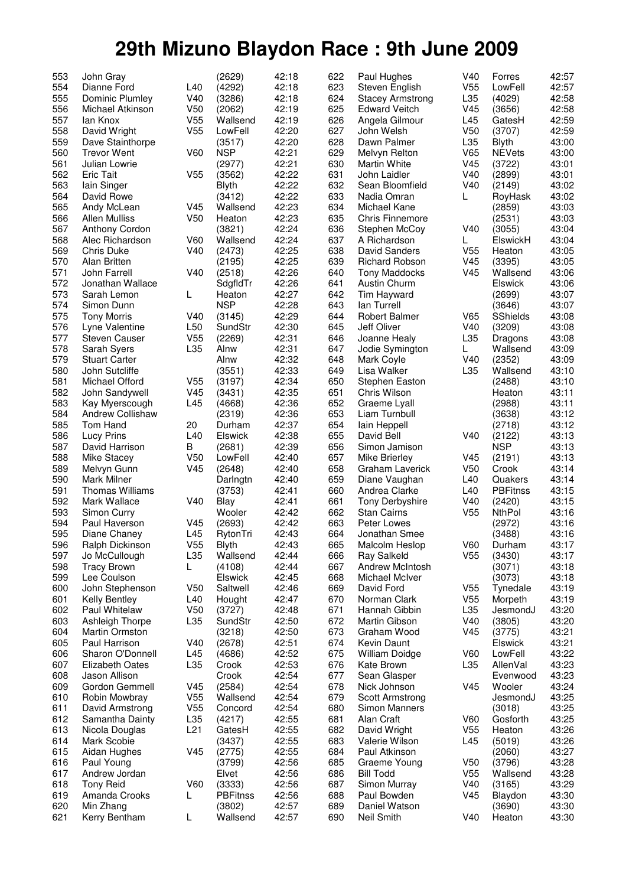# 29th Mizuno Blaydon Race : 9th June 2009

| Pos | Name | Cat | Club | Time |
|---|---|---|---|---|
| 553 | John Gray | | (2629) | 42:18 |
| 554 | Dianne Ford | L40 | (4292) | 42:18 |
| 555 | Dominic Plumley | V40 | (3286) | 42:18 |
| 556 | Michael Atkinson | V50 | (2062) | 42:19 |
| 557 | Ian Knox | V55 | Wallsend | 42:19 |
| 558 | David Wright | V55 | LowFell | 42:20 |
| 559 | Dave Stainthorpe | | (3517) | 42:20 |
| 560 | Trevor Went | V60 | NSP | 42:21 |
| 561 | Julian Lowrie | | (2977) | 42:21 |
| 562 | Eric Tait | V55 | (3562) | 42:22 |
| 563 | Iain Singer | | Blyth | 42:22 |
| 564 | David Rowe | | (3412) | 42:22 |
| 565 | Andy McLean | V45 | Wallsend | 42:23 |
| 566 | Allen Mulliss | V50 | Heaton | 42:23 |
| 567 | Anthony Cordon | | (3821) | 42:24 |
| 568 | Alec Richardson | V60 | Wallsend | 42:24 |
| 569 | Chris Duke | V40 | (2473) | 42:25 |
| 570 | Alan Britten | | (2195) | 42:25 |
| 571 | John Farrell | V40 | (2518) | 42:26 |
| 572 | Jonathan Wallace | | SdgfldTr | 42:26 |
| 573 | Sarah Lemon | L | Heaton | 42:27 |
| 574 | Simon Dunn | | NSP | 42:28 |
| 575 | Tony Morris | V40 | (3145) | 42:29 |
| 576 | Lyne Valentine | L50 | SundStr | 42:30 |
| 577 | Steven Causer | V55 | (2269) | 42:31 |
| 578 | Sarah Syers | L35 | Alnw | 42:31 |
| 579 | Stuart Carter | | Alnw | 42:32 |
| 580 | John Sutcliffe | | (3551) | 42:33 |
| 581 | Michael Offord | V55 | (3197) | 42:34 |
| 582 | John Sandywell | V45 | (3431) | 42:35 |
| 583 | Kay Myerscough | L45 | (4668) | 42:36 |
| 584 | Andrew Collishaw | | (2319) | 42:36 |
| 585 | Tom Hand | 20 | Durham | 42:37 |
| 586 | Lucy Prins | L40 | Elswick | 42:38 |
| 587 | David Harrison | B | (2681) | 42:39 |
| 588 | Mike Stacey | V50 | LowFell | 42:40 |
| 589 | Melvyn Gunn | V45 | (2648) | 42:40 |
| 590 | Mark Milner | | Darlngtn | 42:40 |
| 591 | Thomas Williams | | (3753) | 42:41 |
| 592 | Mark Wallace | V40 | Blay | 42:41 |
| 593 | Simon Curry | | Wooler | 42:42 |
| 594 | Paul Haverson | V45 | (2693) | 42:42 |
| 595 | Diane Chaney | L45 | RytonTri | 42:43 |
| 596 | Ralph Dickinson | V55 | Blyth | 42:43 |
| 597 | Jo McCullough | L35 | Wallsend | 42:44 |
| 598 | Tracy Brown | L | (4108) | 42:44 |
| 599 | Lee Coulson | | Elswick | 42:45 |
| 600 | John Stephenson | V50 | Saltwell | 42:46 |
| 601 | Kelly Bentley | L40 | Hought | 42:47 |
| 602 | Paul Whitelaw | V50 | (3727) | 42:48 |
| 603 | Ashleigh Thorpe | L35 | SundStr | 42:50 |
| 604 | Martin Ormston | | (3218) | 42:50 |
| 605 | Paul Harrison | V40 | (2678) | 42:51 |
| 606 | Sharon O'Donnell | L45 | (4686) | 42:52 |
| 607 | Elizabeth Oates | L35 | Crook | 42:53 |
| 608 | Jason Allison | | Crook | 42:54 |
| 609 | Gordon Gemmell | V45 | (2584) | 42:54 |
| 610 | Robin Mowbray | V55 | Wallsend | 42:54 |
| 611 | David Armstrong | V55 | Concord | 42:54 |
| 612 | Samantha Dainty | L35 | (4217) | 42:55 |
| 613 | Nicola Douglas | L21 | GatesH | 42:55 |
| 614 | Mark Scobie | | (3437) | 42:55 |
| 615 | Aidan Hughes | V45 | (2775) | 42:55 |
| 616 | Paul Young | | (3799) | 42:56 |
| 617 | Andrew Jordan | | Elvet | 42:56 |
| 618 | Tony Reid | V60 | (3333) | 42:56 |
| 619 | Amanda Crooks | L | PBFitnss | 42:56 |
| 620 | Min Zhang | | (3802) | 42:57 |
| 621 | Kerry Bentham | L | Wallsend | 42:57 |
| 622 | Paul Hughes | V40 | Forres | 42:57 |
| 623 | Steven English | V55 | LowFell | 42:57 |
| 624 | Stacey Armstrong | L35 | (4029) | 42:58 |
| 625 | Edward Veitch | V45 | (3656) | 42:58 |
| 626 | Angela Gilmour | L45 | GatesH | 42:59 |
| 627 | John Welsh | V50 | (3707) | 42:59 |
| 628 | Dawn Palmer | L35 | Blyth | 43:00 |
| 629 | Melvyn Relton | V65 | NEVets | 43:00 |
| 630 | Martin White | V45 | (3722) | 43:01 |
| 631 | John Laidler | V40 | (2899) | 43:01 |
| 632 | Sean Bloomfield | V40 | (2149) | 43:02 |
| 633 | Nadia Omran | L | RoyHask | 43:02 |
| 634 | Michael Kane | | (2859) | 43:03 |
| 635 | Chris Finnemore | | (2531) | 43:03 |
| 636 | Stephen McCoy | V40 | (3055) | 43:04 |
| 637 | A Richardson | L | ElswickH | 43:04 |
| 638 | David Sanders | V55 | Heaton | 43:05 |
| 639 | Richard Robson | V45 | (3395) | 43:05 |
| 640 | Tony Maddocks | V45 | Wallsend | 43:06 |
| 641 | Austin Churm | | Elswick | 43:06 |
| 642 | Tim Hayward | | (2699) | 43:07 |
| 643 | Ian Turrell | | (3646) | 43:07 |
| 644 | Robert Balmer | V65 | SShields | 43:08 |
| 645 | Jeff Oliver | V40 | (3209) | 43:08 |
| 646 | Joanne Healy | L35 | Dragons | 43:08 |
| 647 | Jodie Symington | L | Wallsend | 43:09 |
| 648 | Mark Coyle | V40 | (2352) | 43:09 |
| 649 | Lisa Walker | L35 | Wallsend | 43:10 |
| 650 | Stephen Easton | | (2488) | 43:10 |
| 651 | Chris Wilson | | Heaton | 43:11 |
| 652 | Graeme Lyall | | (2988) | 43:11 |
| 653 | Liam Turnbull | | (3638) | 43:12 |
| 654 | Iain Heppell | | (2718) | 43:12 |
| 655 | David Bell | V40 | (2122) | 43:13 |
| 656 | Simon Jamison | | NSP | 43:13 |
| 657 | Mike Brierley | V45 | (2191) | 43:13 |
| 658 | Graham Laverick | V50 | Crook | 43:14 |
| 659 | Diane Vaughan | L40 | Quakers | 43:14 |
| 660 | Andrea Clarke | L40 | PBFitnss | 43:15 |
| 661 | Tony Derbyshire | V40 | (2420) | 43:15 |
| 662 | Stan Cairns | V55 | NthPol | 43:16 |
| 663 | Peter Lowes | | (2972) | 43:16 |
| 664 | Jonathan Smee | | (3488) | 43:16 |
| 665 | Malcolm Heslop | V60 | Durham | 43:17 |
| 666 | Ray Salkeld | V55 | (3430) | 43:17 |
| 667 | Andrew McIntosh | | (3071) | 43:18 |
| 668 | Michael McIver | | (3073) | 43:18 |
| 669 | David Ford | V55 | Tynedale | 43:19 |
| 670 | Norman Clark | V55 | Morpeth | 43:19 |
| 671 | Hannah Gibbin | L35 | JesmondJ | 43:20 |
| 672 | Martin Gibson | V40 | (3805) | 43:20 |
| 673 | Graham Wood | V45 | (3775) | 43:21 |
| 674 | Kevin Daunt | | Elswick | 43:21 |
| 675 | William Doidge | V60 | LowFell | 43:22 |
| 676 | Kate Brown | L35 | AllenVal | 43:23 |
| 677 | Sean Glasper | | Evenwood | 43:23 |
| 678 | Nick Johnson | V45 | Wooler | 43:24 |
| 679 | Scott Armstrong | | JesmondJ | 43:25 |
| 680 | Simon Manners | | (3018) | 43:25 |
| 681 | Alan Craft | V60 | Gosforth | 43:25 |
| 682 | David Wright | V55 | Heaton | 43:26 |
| 683 | Valerie Wilson | L45 | (5019) | 43:26 |
| 684 | Paul Atkinson | | (2060) | 43:27 |
| 685 | Graeme Young | V50 | (3796) | 43:28 |
| 686 | Bill Todd | V55 | Wallsend | 43:28 |
| 687 | Simon Murray | V40 | (3165) | 43:29 |
| 688 | Paul Bowden | V45 | Blaydon | 43:30 |
| 689 | Daniel Watson | | (3690) | 43:30 |
| 690 | Neil Smith | V40 | Heaton | 43:30 |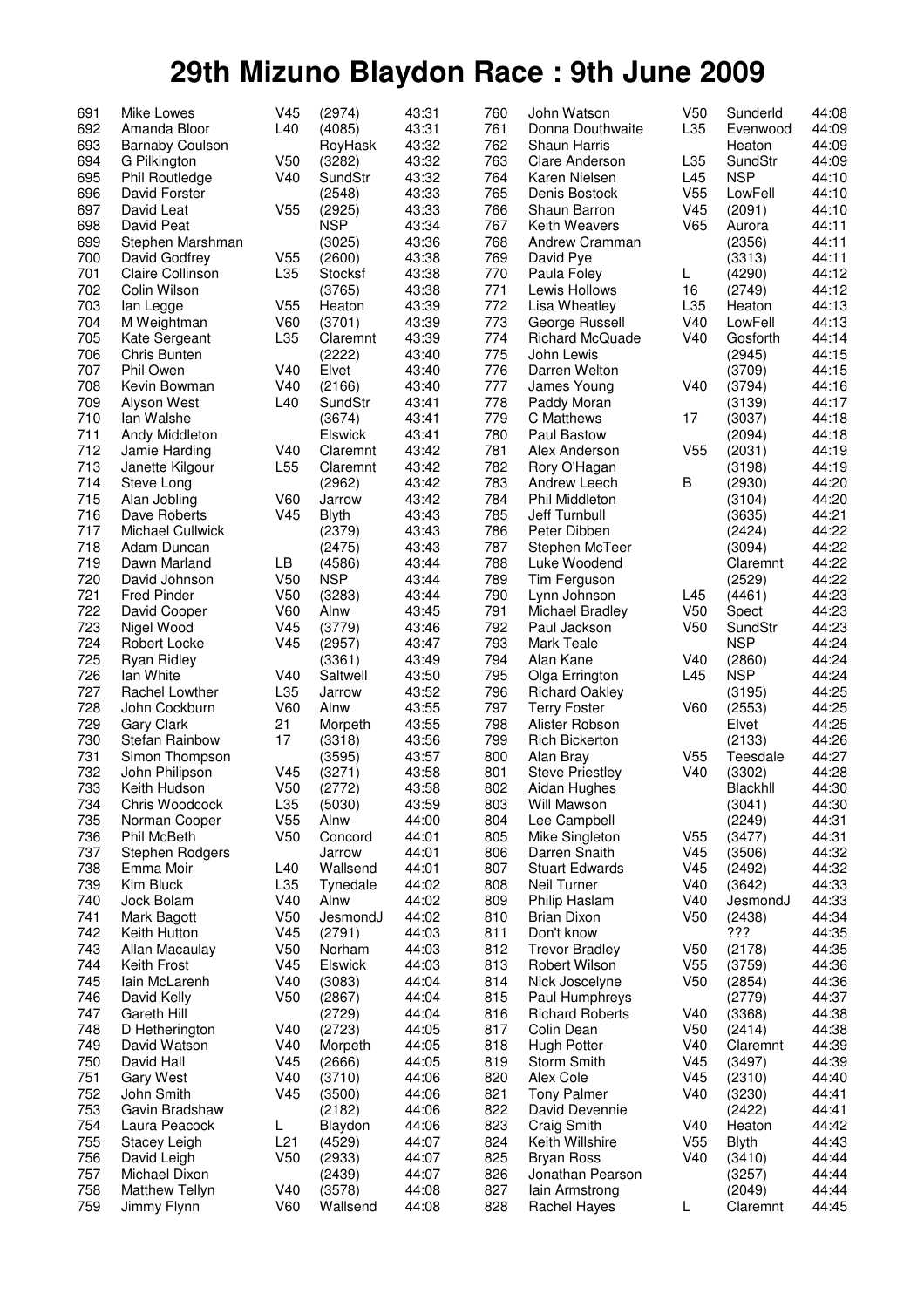# 29th Mizuno Blaydon Race : 9th June 2009

| Pos | Name | Cat | Club | Time |
|---|---|---|---|---|
| 691 | Mike Lowes | V45 | (2974) | 43:31 |
| 692 | Amanda Bloor | L40 | (4085) | 43:31 |
| 693 | Barnaby Coulson | | RoyHask | 43:32 |
| 694 | G Pilkington | V50 | (3282) | 43:32 |
| 695 | Phil Routledge | V40 | SundStr | 43:32 |
| 696 | David Forster | | (2548) | 43:33 |
| 697 | David Leat | V55 | (2925) | 43:33 |
| 698 | David Peat | | NSP | 43:34 |
| 699 | Stephen Marshman | | (3025) | 43:36 |
| 700 | David Godfrey | V55 | (2600) | 43:38 |
| 701 | Claire Collinson | L35 | Stocksf | 43:38 |
| 702 | Colin Wilson | | (3765) | 43:38 |
| 703 | Ian Legge | V55 | Heaton | 43:39 |
| 704 | M Weightman | V60 | (3701) | 43:39 |
| 705 | Kate Sergeant | L35 | Claremnt | 43:39 |
| 706 | Chris Bunten | | (2222) | 43:40 |
| 707 | Phil Owen | V40 | Elvet | 43:40 |
| 708 | Kevin Bowman | V40 | (2166) | 43:40 |
| 709 | Alyson West | L40 | SundStr | 43:41 |
| 710 | Ian Walshe | | (3674) | 43:41 |
| 711 | Andy Middleton | | Elswick | 43:41 |
| 712 | Jamie Harding | V40 | Claremnt | 43:42 |
| 713 | Janette Kilgour | L55 | Claremnt | 43:42 |
| 714 | Steve Long | | (2962) | 43:42 |
| 715 | Alan Jobling | V60 | Jarrow | 43:42 |
| 716 | Dave Roberts | V45 | Blyth | 43:43 |
| 717 | Michael Cullwick | | (2379) | 43:43 |
| 718 | Adam Duncan | | (2475) | 43:43 |
| 719 | Dawn Marland | LB | (4586) | 43:44 |
| 720 | David Johnson | V50 | NSP | 43:44 |
| 721 | Fred Pinder | V50 | (3283) | 43:44 |
| 722 | David Cooper | V60 | Alnw | 43:45 |
| 723 | Nigel Wood | V45 | (3779) | 43:46 |
| 724 | Robert Locke | V45 | (2957) | 43:47 |
| 725 | Ryan Ridley | | (3361) | 43:49 |
| 726 | Ian White | V40 | Saltwell | 43:50 |
| 727 | Rachel Lowther | L35 | Jarrow | 43:52 |
| 728 | John Cockburn | V60 | Alnw | 43:55 |
| 729 | Gary Clark | 21 | Morpeth | 43:55 |
| 730 | Stefan Rainbow | 17 | (3318) | 43:56 |
| 731 | Simon Thompson | | (3595) | 43:57 |
| 732 | John Philipson | V45 | (3271) | 43:58 |
| 733 | Keith Hudson | V50 | (2772) | 43:58 |
| 734 | Chris Woodcock | L35 | (5030) | 43:59 |
| 735 | Norman Cooper | V55 | Alnw | 44:00 |
| 736 | Phil McBeth | V50 | Concord | 44:01 |
| 737 | Stephen Rodgers | | Jarrow | 44:01 |
| 738 | Emma Moir | L40 | Wallsend | 44:01 |
| 739 | Kim Bluck | L35 | Tynedale | 44:02 |
| 740 | Jock Bolam | V40 | Alnw | 44:02 |
| 741 | Mark Bagott | V50 | JesmondJ | 44:02 |
| 742 | Keith Hutton | V45 | (2791) | 44:03 |
| 743 | Allan Macaulay | V50 | Norham | 44:03 |
| 744 | Keith Frost | V45 | Elswick | 44:03 |
| 745 | Iain McLarenh | V40 | (3083) | 44:04 |
| 746 | David Kelly | V50 | (2867) | 44:04 |
| 747 | Gareth Hill | | (2729) | 44:04 |
| 748 | D Hetherington | V40 | (2723) | 44:05 |
| 749 | David Watson | V40 | Morpeth | 44:05 |
| 750 | David Hall | V45 | (2666) | 44:05 |
| 751 | Gary West | V40 | (3710) | 44:06 |
| 752 | John Smith | V45 | (3500) | 44:06 |
| 753 | Gavin Bradshaw | | (2182) | 44:06 |
| 754 | Laura Peacock | L | Blaydon | 44:06 |
| 755 | Stacey Leigh | L21 | (4529) | 44:07 |
| 756 | David Leigh | V50 | (2933) | 44:07 |
| 757 | Michael Dixon | | (2439) | 44:07 |
| 758 | Matthew Tellyn | V40 | (3578) | 44:08 |
| 759 | Jimmy Flynn | V60 | Wallsend | 44:08 |
| 760 | John Watson | V50 | Sunderld | 44:08 |
| 761 | Donna Douthwaite | L35 | Evenwood | 44:09 |
| 762 | Shaun Harris | | Heaton | 44:09 |
| 763 | Clare Anderson | L35 | SundStr | 44:09 |
| 764 | Karen Nielsen | L45 | NSP | 44:10 |
| 765 | Denis Bostock | V55 | LowFell | 44:10 |
| 766 | Shaun Barron | V45 | (2091) | 44:10 |
| 767 | Keith Weavers | V65 | Aurora | 44:11 |
| 768 | Andrew Cramman | | (2356) | 44:11 |
| 769 | David Pye | | (3313) | 44:11 |
| 770 | Paula Foley | L | (4290) | 44:12 |
| 771 | Lewis Hollows | 16 | (2749) | 44:12 |
| 772 | Lisa Wheatley | L35 | Heaton | 44:13 |
| 773 | George Russell | V40 | LowFell | 44:13 |
| 774 | Richard McQuade | V40 | Gosforth | 44:14 |
| 775 | John Lewis | | (2945) | 44:15 |
| 776 | Darren Welton | | (3709) | 44:15 |
| 777 | James Young | V40 | (3794) | 44:16 |
| 778 | Paddy Moran | | (3139) | 44:17 |
| 779 | C Matthews | 17 | (3037) | 44:18 |
| 780 | Paul Bastow | | (2094) | 44:18 |
| 781 | Alex Anderson | V55 | (2031) | 44:19 |
| 782 | Rory O'Hagan | | (3198) | 44:19 |
| 783 | Andrew Leech | B | (2930) | 44:20 |
| 784 | Phil Middleton | | (3104) | 44:20 |
| 785 | Jeff Turnbull | | (3635) | 44:21 |
| 786 | Peter Dibben | | (2424) | 44:22 |
| 787 | Stephen McTeer | | (3094) | 44:22 |
| 788 | Luke Woodend | | Claremnt | 44:22 |
| 789 | Tim Ferguson | | (2529) | 44:22 |
| 790 | Lynn Johnson | L45 | (4461) | 44:23 |
| 791 | Michael Bradley | V50 | Spect | 44:23 |
| 792 | Paul Jackson | V50 | SundStr | 44:23 |
| 793 | Mark Teale | | NSP | 44:24 |
| 794 | Alan Kane | V40 | (2860) | 44:24 |
| 795 | Olga Errington | L45 | NSP | 44:24 |
| 796 | Richard Oakley | | (3195) | 44:25 |
| 797 | Terry Foster | V60 | (2553) | 44:25 |
| 798 | Alister Robson | | Elvet | 44:25 |
| 799 | Rich Bickerton | | (2133) | 44:26 |
| 800 | Alan Bray | V55 | Teesdale | 44:27 |
| 801 | Steve Priestley | V40 | (3302) | 44:28 |
| 802 | Aidan Hughes | | Blackhll | 44:30 |
| 803 | Will Mawson | | (3041) | 44:30 |
| 804 | Lee Campbell | | (2249) | 44:31 |
| 805 | Mike Singleton | V55 | (3477) | 44:31 |
| 806 | Darren Snaith | V45 | (3506) | 44:32 |
| 807 | Stuart Edwards | V45 | (2492) | 44:32 |
| 808 | Neil Turner | V40 | (3642) | 44:33 |
| 809 | Philip Haslam | V40 | JesmondJ | 44:33 |
| 810 | Brian Dixon | V50 | (2438) | 44:34 |
| 811 | Don't know | | ??? | 44:35 |
| 812 | Trevor Bradley | V50 | (2178) | 44:35 |
| 813 | Robert Wilson | V55 | (3759) | 44:36 |
| 814 | Nick Joscelyne | V50 | (2854) | 44:36 |
| 815 | Paul Humphreys | | (2779) | 44:37 |
| 816 | Richard Roberts | V40 | (3368) | 44:38 |
| 817 | Colin Dean | V50 | (2414) | 44:38 |
| 818 | Hugh Potter | V40 | Claremnt | 44:39 |
| 819 | Storm Smith | V45 | (3497) | 44:39 |
| 820 | Alex Cole | V45 | (2310) | 44:40 |
| 821 | Tony Palmer | V40 | (3230) | 44:41 |
| 822 | David Devennie | | (2422) | 44:41 |
| 823 | Craig Smith | V40 | Heaton | 44:42 |
| 824 | Keith Willshire | V55 | Blyth | 44:43 |
| 825 | Bryan Ross | V40 | (3410) | 44:44 |
| 826 | Jonathan Pearson | | (3257) | 44:44 |
| 827 | Iain Armstrong | | (2049) | 44:44 |
| 828 | Rachel Hayes | L | Claremnt | 44:45 |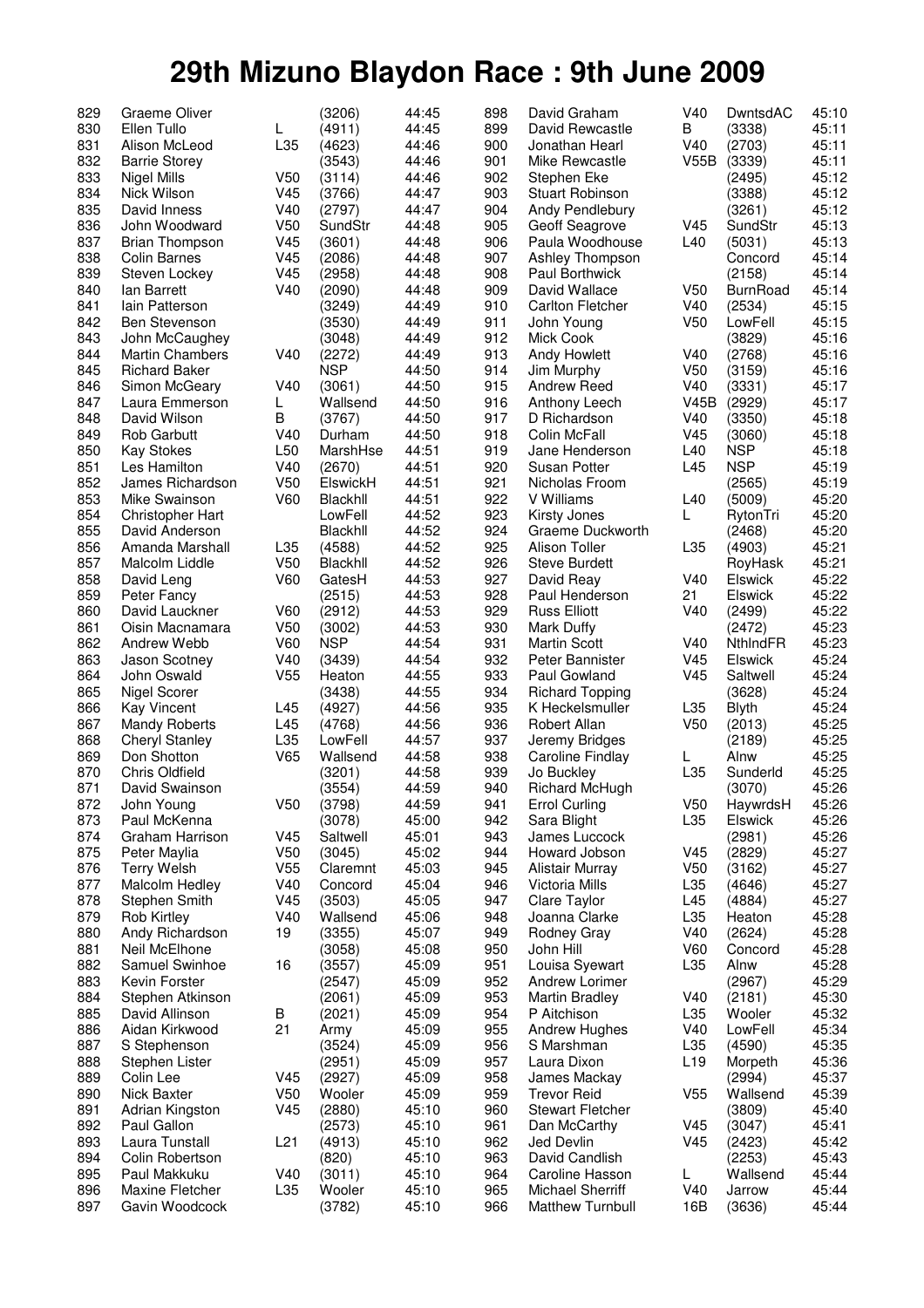# 29th Mizuno Blaydon Race : 9th June 2009

| Pos | Name | Cat | Club | Time |
|---|---|---|---|---|
| 829 | Graeme Oliver | | (3206) | 44:45 |
| 830 | Ellen Tullo | L | (4911) | 44:45 |
| 831 | Alison McLeod | L35 | (4623) | 44:46 |
| 832 | Barrie Storey | | (3543) | 44:46 |
| 833 | Nigel Mills | V50 | (3114) | 44:46 |
| 834 | Nick Wilson | V45 | (3766) | 44:47 |
| 835 | David Inness | V40 | (2797) | 44:47 |
| 836 | John Woodward | V50 | SundStr | 44:48 |
| 837 | Brian Thompson | V45 | (3601) | 44:48 |
| 838 | Colin Barnes | V45 | (2086) | 44:48 |
| 839 | Steven Lockey | V45 | (2958) | 44:48 |
| 840 | Ian Barrett | V40 | (2090) | 44:48 |
| 841 | Iain Patterson | | (3249) | 44:49 |
| 842 | Ben Stevenson | | (3530) | 44:49 |
| 843 | John McCaughey | | (3048) | 44:49 |
| 844 | Martin Chambers | V40 | (2272) | 44:49 |
| 845 | Richard Baker | | NSP | 44:50 |
| 846 | Simon McGeary | V40 | (3061) | 44:50 |
| 847 | Laura Emmerson | L | Wallsend | 44:50 |
| 848 | David Wilson | B | (3767) | 44:50 |
| 849 | Rob Garbutt | V40 | Durham | 44:50 |
| 850 | Kay Stokes | L50 | MarshHse | 44:51 |
| 851 | Les Hamilton | V40 | (2670) | 44:51 |
| 852 | James Richardson | V50 | ElswickH | 44:51 |
| 853 | Mike Swainson | V60 | Blackhll | 44:51 |
| 854 | Christopher Hart | | LowFell | 44:52 |
| 855 | David Anderson | | Blackhll | 44:52 |
| 856 | Amanda Marshall | L35 | (4588) | 44:52 |
| 857 | Malcolm Liddle | V50 | Blackhll | 44:52 |
| 858 | David Leng | V60 | GatesH | 44:53 |
| 859 | Peter Fancy | | (2515) | 44:53 |
| 860 | David Lauckner | V60 | (2912) | 44:53 |
| 861 | Oisin Macnamara | V50 | (3002) | 44:53 |
| 862 | Andrew Webb | V60 | NSP | 44:54 |
| 863 | Jason Scotney | V40 | (3439) | 44:54 |
| 864 | John Oswald | V55 | Heaton | 44:55 |
| 865 | Nigel Scorer | | (3438) | 44:55 |
| 866 | Kay Vincent | L45 | (4927) | 44:56 |
| 867 | Mandy Roberts | L45 | (4768) | 44:56 |
| 868 | Cheryl Stanley | L35 | LowFell | 44:57 |
| 869 | Don Shotton | V65 | Wallsend | 44:58 |
| 870 | Chris Oldfield | | (3201) | 44:58 |
| 871 | David Swainson | | (3554) | 44:59 |
| 872 | John Young | V50 | (3798) | 44:59 |
| 873 | Paul McKenna | | (3078) | 45:00 |
| 874 | Graham Harrison | V45 | Saltwell | 45:01 |
| 875 | Peter Maylia | V50 | (3045) | 45:02 |
| 876 | Terry Welsh | V55 | Claremnt | 45:03 |
| 877 | Malcolm Hedley | V40 | Concord | 45:04 |
| 878 | Stephen Smith | V45 | (3503) | 45:05 |
| 879 | Rob Kirtley | V40 | Wallsend | 45:06 |
| 880 | Andy Richardson | 19 | (3355) | 45:07 |
| 881 | Neil McElhone | | (3058) | 45:08 |
| 882 | Samuel Swinhoe | 16 | (3557) | 45:09 |
| 883 | Kevin Forster | | (2547) | 45:09 |
| 884 | Stephen Atkinson | | (2061) | 45:09 |
| 885 | David Allinson | B | (2021) | 45:09 |
| 886 | Aidan Kirkwood | 21 | Army | 45:09 |
| 887 | S Stephenson | | (3524) | 45:09 |
| 888 | Stephen Lister | | (2951) | 45:09 |
| 889 | Colin Lee | V45 | (2927) | 45:09 |
| 890 | Nick Baxter | V50 | Wooler | 45:09 |
| 891 | Adrian Kingston | V45 | (2880) | 45:10 |
| 892 | Paul Gallon | | (2573) | 45:10 |
| 893 | Laura Tunstall | L21 | (4913) | 45:10 |
| 894 | Colin Robertson | | (820) | 45:10 |
| 895 | Paul Makkuku | V40 | (3011) | 45:10 |
| 896 | Maxine Fletcher | L35 | Wooler | 45:10 |
| 897 | Gavin Woodcock | | (3782) | 45:10 |
| 898 | David Graham | V40 | DwntsdAC | 45:10 |
| 899 | David Rewcastle | B | (3338) | 45:11 |
| 900 | Jonathan Hearl | V40 | (2703) | 45:11 |
| 901 | Mike Rewcastle | V55B | (3339) | 45:11 |
| 902 | Stephen Eke | | (2495) | 45:12 |
| 903 | Stuart Robinson | | (3388) | 45:12 |
| 904 | Andy Pendlebury | | (3261) | 45:12 |
| 905 | Geoff Seagrove | V45 | SundStr | 45:13 |
| 906 | Paula Woodhouse | L40 | (5031) | 45:13 |
| 907 | Ashley Thompson | | Concord | 45:14 |
| 908 | Paul Borthwick | | (2158) | 45:14 |
| 909 | David Wallace | V50 | BurnRoad | 45:14 |
| 910 | Carlton Fletcher | V40 | (2534) | 45:15 |
| 911 | John Young | V50 | LowFell | 45:15 |
| 912 | Mick Cook | | (3829) | 45:16 |
| 913 | Andy Howlett | V40 | (2768) | 45:16 |
| 914 | Jim Murphy | V50 | (3159) | 45:16 |
| 915 | Andrew Reed | V40 | (3331) | 45:17 |
| 916 | Anthony Leech | V45B | (2929) | 45:17 |
| 917 | D Richardson | V40 | (3350) | 45:18 |
| 918 | Colin McFall | V45 | (3060) | 45:18 |
| 919 | Jane Henderson | L40 | NSP | 45:18 |
| 920 | Susan Potter | L45 | NSP | 45:19 |
| 921 | Nicholas Froom | | (2565) | 45:19 |
| 922 | V Williams | L40 | (5009) | 45:20 |
| 923 | Kirsty Jones | L | RytonTri | 45:20 |
| 924 | Graeme Duckworth | | (2468) | 45:20 |
| 925 | Alison Toller | L35 | (4903) | 45:21 |
| 926 | Steve Burdett | | RoyHask | 45:21 |
| 927 | David Reay | V40 | Elswick | 45:22 |
| 928 | Paul Henderson | 21 | Elswick | 45:22 |
| 929 | Russ Elliott | V40 | (2499) | 45:22 |
| 930 | Mark Duffy | | (2472) | 45:23 |
| 931 | Martin Scott | V40 | NthIndFR | 45:23 |
| 932 | Peter Bannister | V45 | Elswick | 45:24 |
| 933 | Paul Gowland | V45 | Saltwell | 45:24 |
| 934 | Richard Topping | | (3628) | 45:24 |
| 935 | K Heckelsmuller | L35 | Blyth | 45:24 |
| 936 | Robert Allan | V50 | (2013) | 45:25 |
| 937 | Jeremy Bridges | | (2189) | 45:25 |
| 938 | Caroline Findlay | L | Alnw | 45:25 |
| 939 | Jo Buckley | L35 | Sunderld | 45:25 |
| 940 | Richard McHugh | | (3070) | 45:26 |
| 941 | Errol Curling | V50 | HaywrdsH | 45:26 |
| 942 | Sara Blight | L35 | Elswick | 45:26 |
| 943 | James Luccock | | (2981) | 45:26 |
| 944 | Howard Jobson | V45 | (2829) | 45:27 |
| 945 | Alistair Murray | V50 | (3162) | 45:27 |
| 946 | Victoria Mills | L35 | (4646) | 45:27 |
| 947 | Clare Taylor | L45 | (4884) | 45:27 |
| 948 | Joanna Clarke | L35 | Heaton | 45:28 |
| 949 | Rodney Gray | V40 | (2624) | 45:28 |
| 950 | John Hill | V60 | Concord | 45:28 |
| 951 | Louisa Syewart | L35 | Alnw | 45:28 |
| 952 | Andrew Lorimer | | (2967) | 45:29 |
| 953 | Martin Bradley | V40 | (2181) | 45:30 |
| 954 | P Aitchison | L35 | Wooler | 45:32 |
| 955 | Andrew Hughes | V40 | LowFell | 45:34 |
| 956 | S Marshman | L35 | (4590) | 45:35 |
| 957 | Laura Dixon | L19 | Morpeth | 45:36 |
| 958 | James Mackay | | (2994) | 45:37 |
| 959 | Trevor Reid | V55 | Wallsend | 45:39 |
| 960 | Stewart Fletcher | | (3809) | 45:40 |
| 961 | Dan McCarthy | V45 | (3047) | 45:41 |
| 962 | Jed Devlin | V45 | (2423) | 45:42 |
| 963 | David Candlish | | (2253) | 45:43 |
| 964 | Caroline Hasson | L | Wallsend | 45:44 |
| 965 | Michael Sherriff | V40 | Jarrow | 45:44 |
| 966 | Matthew Turnbull | 16B | (3636) | 45:44 |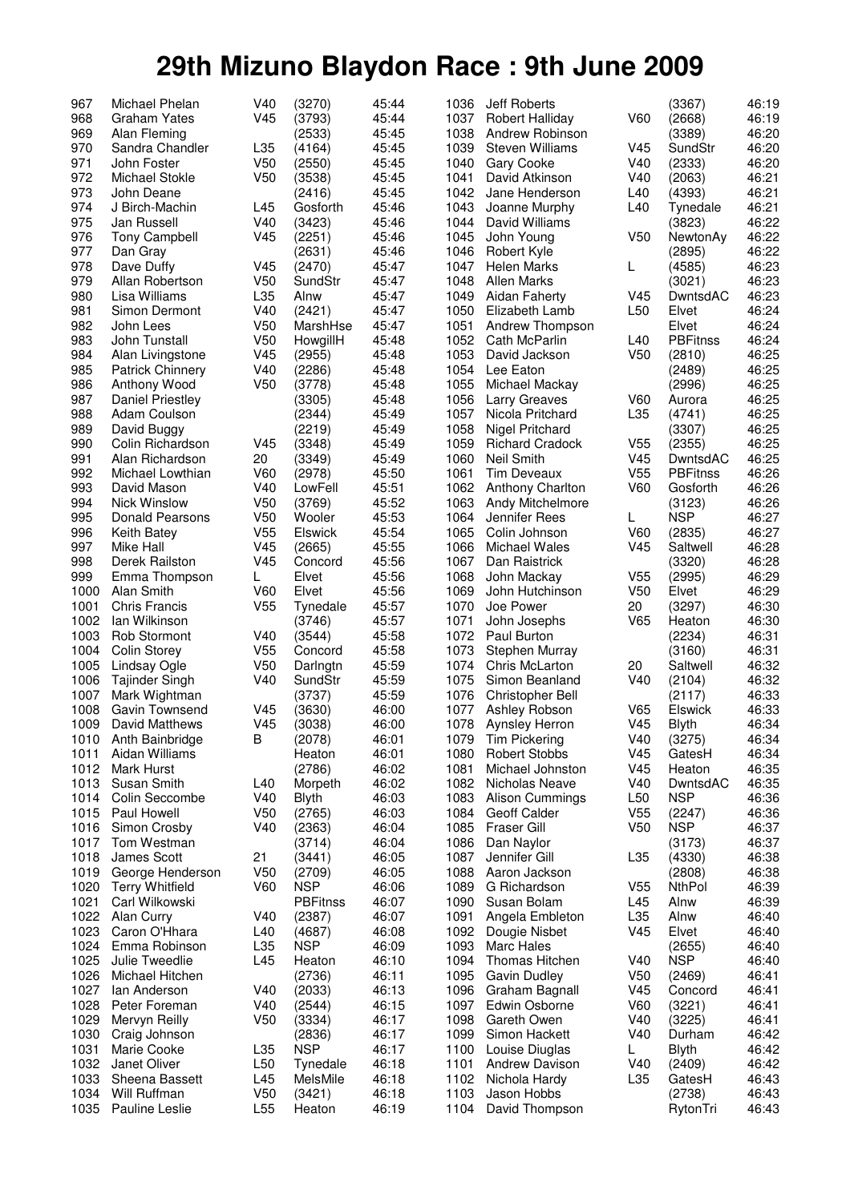# 29th Mizuno Blaydon Race : 9th June 2009

| Pos | Name | Cat | Club | Time |
|---|---|---|---|---|
| 967 | Michael Phelan | V40 | (3270) | 45:44 |
| 968 | Graham Yates | V45 | (3793) | 45:44 |
| 969 | Alan Fleming | | (2533) | 45:45 |
| 970 | Sandra Chandler | L35 | (4164) | 45:45 |
| 971 | John Foster | V50 | (2550) | 45:45 |
| 972 | Michael Stokle | V50 | (3538) | 45:45 |
| 973 | John Deane | | (2416) | 45:45 |
| 974 | J Birch-Machin | L45 | Gosforth | 45:46 |
| 975 | Jan Russell | V40 | (3423) | 45:46 |
| 976 | Tony Campbell | V45 | (2251) | 45:46 |
| 977 | Dan Gray | | (2631) | 45:46 |
| 978 | Dave Duffy | V45 | (2470) | 45:47 |
| 979 | Allan Robertson | V50 | SundStr | 45:47 |
| 980 | Lisa Williams | L35 | Alnw | 45:47 |
| 981 | Simon Dermont | V40 | (2421) | 45:47 |
| 982 | John Lees | V50 | MarshHse | 45:47 |
| 983 | John Tunstall | V50 | HowgillH | 45:48 |
| 984 | Alan Livingstone | V45 | (2955) | 45:48 |
| 985 | Patrick Chinnery | V40 | (2286) | 45:48 |
| 986 | Anthony Wood | V50 | (3778) | 45:48 |
| 987 | Daniel Priestley | | (3305) | 45:48 |
| 988 | Adam Coulson | | (2344) | 45:49 |
| 989 | David Buggy | | (2219) | 45:49 |
| 990 | Colin Richardson | V45 | (3348) | 45:49 |
| 991 | Alan Richardson | 20 | (3349) | 45:49 |
| 992 | Michael Lowthian | V60 | (2978) | 45:50 |
| 993 | David Mason | V40 | LowFell | 45:51 |
| 994 | Nick Winslow | V50 | (3769) | 45:52 |
| 995 | Donald Pearsons | V50 | Wooler | 45:53 |
| 996 | Keith Batey | V55 | Elswick | 45:54 |
| 997 | Mike Hall | V45 | (2665) | 45:55 |
| 998 | Derek Railston | V45 | Concord | 45:56 |
| 999 | Emma Thompson | L | Elvet | 45:56 |
| 1000 | Alan Smith | V60 | Elvet | 45:56 |
| 1001 | Chris Francis | V55 | Tynedale | 45:57 |
| 1002 | Ian Wilkinson | | (3746) | 45:57 |
| 1003 | Rob Stormont | V40 | (3544) | 45:58 |
| 1004 | Colin Storey | V55 | Concord | 45:58 |
| 1005 | Lindsay Ogle | V50 | Darlngtn | 45:59 |
| 1006 | Tajinder Singh | V40 | SundStr | 45:59 |
| 1007 | Mark Wightman | | (3737) | 45:59 |
| 1008 | Gavin Townsend | V45 | (3630) | 46:00 |
| 1009 | David Matthews | V45 | (3038) | 46:00 |
| 1010 | Anth Bainbridge | B | (2078) | 46:01 |
| 1011 | Aidan Williams | | Heaton | 46:01 |
| 1012 | Mark Hurst | | (2786) | 46:02 |
| 1013 | Susan Smith | L40 | Morpeth | 46:02 |
| 1014 | Colin Seccombe | V40 | Blyth | 46:03 |
| 1015 | Paul Howell | V50 | (2765) | 46:03 |
| 1016 | Simon Crosby | V40 | (2363) | 46:04 |
| 1017 | Tom Westman | | (3714) | 46:04 |
| 1018 | James Scott | 21 | (3441) | 46:05 |
| 1019 | George Henderson | V50 | (2709) | 46:05 |
| 1020 | Terry Whitfield | V60 | NSP | 46:06 |
| 1021 | Carl Wilkowski | | PBFitnss | 46:07 |
| 1022 | Alan Curry | V40 | (2387) | 46:07 |
| 1023 | Caron O'Hhara | L40 | (4687) | 46:08 |
| 1024 | Emma Robinson | L35 | NSP | 46:09 |
| 1025 | Julie Tweedlie | L45 | Heaton | 46:10 |
| 1026 | Michael Hitchen | | (2736) | 46:11 |
| 1027 | Ian Anderson | V40 | (2033) | 46:13 |
| 1028 | Peter Foreman | V40 | (2544) | 46:15 |
| 1029 | Mervyn Reilly | V50 | (3334) | 46:17 |
| 1030 | Craig Johnson | | (2836) | 46:17 |
| 1031 | Marie Cooke | L35 | NSP | 46:17 |
| 1032 | Janet Oliver | L50 | Tynedale | 46:18 |
| 1033 | Sheena Bassett | L45 | MelsMile | 46:18 |
| 1034 | Will Ruffman | V50 | (3421) | 46:18 |
| 1035 | Pauline Leslie | L55 | Heaton | 46:19 |
| 1036 | Jeff Roberts | | (3367) | 46:19 |
| 1037 | Robert Halliday | V60 | (2668) | 46:19 |
| 1038 | Andrew Robinson | | (3389) | 46:20 |
| 1039 | Steven Williams | V45 | SundStr | 46:20 |
| 1040 | Gary Cooke | V40 | (2333) | 46:20 |
| 1041 | David Atkinson | V40 | (2063) | 46:21 |
| 1042 | Jane Henderson | L40 | (4393) | 46:21 |
| 1043 | Joanne Murphy | L40 | Tynedale | 46:21 |
| 1044 | David Williams | | (3823) | 46:22 |
| 1045 | John Young | V50 | NewtonAy | 46:22 |
| 1046 | Robert Kyle | | (2895) | 46:22 |
| 1047 | Helen Marks | L | (4585) | 46:23 |
| 1048 | Allen Marks | | (3021) | 46:23 |
| 1049 | Aidan Faherty | V45 | DwntsdAC | 46:23 |
| 1050 | Elizabeth Lamb | L50 | Elvet | 46:24 |
| 1051 | Andrew Thompson | | Elvet | 46:24 |
| 1052 | Cath McParlin | L40 | PBFitnss | 46:24 |
| 1053 | David Jackson | V50 | (2810) | 46:25 |
| 1054 | Lee Eaton | | (2489) | 46:25 |
| 1055 | Michael Mackay | | (2996) | 46:25 |
| 1056 | Larry Greaves | V60 | Aurora | 46:25 |
| 1057 | Nicola Pritchard | L35 | (4741) | 46:25 |
| 1058 | Nigel Pritchard | | (3307) | 46:25 |
| 1059 | Richard Cradock | V55 | (2355) | 46:25 |
| 1060 | Neil Smith | V45 | DwntsdAC | 46:25 |
| 1061 | Tim Deveaux | V55 | PBFitnss | 46:26 |
| 1062 | Anthony Charlton | V60 | Gosforth | 46:26 |
| 1063 | Andy Mitchelmore | | (3123) | 46:26 |
| 1064 | Jennifer Rees | L | NSP | 46:27 |
| 1065 | Colin Johnson | V60 | (2835) | 46:27 |
| 1066 | Michael Wales | V45 | Saltwell | 46:28 |
| 1067 | Dan Raistrick | | (3320) | 46:28 |
| 1068 | John Mackay | V55 | (2995) | 46:29 |
| 1069 | John Hutchinson | V50 | Elvet | 46:29 |
| 1070 | Joe Power | 20 | (3297) | 46:30 |
| 1071 | John Josephs | V65 | Heaton | 46:30 |
| 1072 | Paul Burton | | (2234) | 46:31 |
| 1073 | Stephen Murray | | (3160) | 46:31 |
| 1074 | Chris McLarton | 20 | Saltwell | 46:32 |
| 1075 | Simon Beanland | V40 | (2104) | 46:32 |
| 1076 | Christopher Bell | | (2117) | 46:33 |
| 1077 | Ashley Robson | V65 | Elswick | 46:33 |
| 1078 | Aynsley Herron | V45 | Blyth | 46:34 |
| 1079 | Tim Pickering | V40 | (3275) | 46:34 |
| 1080 | Robert Stobbs | V45 | GatesH | 46:34 |
| 1081 | Michael Johnston | V45 | Heaton | 46:35 |
| 1082 | Nicholas Neave | V40 | DwntsdAC | 46:35 |
| 1083 | Alison Cummings | L50 | NSP | 46:36 |
| 1084 | Geoff Calder | V55 | (2247) | 46:36 |
| 1085 | Fraser Gill | V50 | NSP | 46:37 |
| 1086 | Dan Naylor | | (3173) | 46:37 |
| 1087 | Jennifer Gill | L35 | (4330) | 46:38 |
| 1088 | Aaron Jackson | | (2808) | 46:38 |
| 1089 | G Richardson | V55 | NthPol | 46:39 |
| 1090 | Susan Bolam | L45 | Alnw | 46:39 |
| 1091 | Angela Embleton | L35 | Alnw | 46:40 |
| 1092 | Dougie Nisbet | V45 | Elvet | 46:40 |
| 1093 | Marc Hales | | (2655) | 46:40 |
| 1094 | Thomas Hitchen | V40 | NSP | 46:40 |
| 1095 | Gavin Dudley | V50 | (2469) | 46:41 |
| 1096 | Graham Bagnall | V45 | Concord | 46:41 |
| 1097 | Edwin Osborne | V60 | (3221) | 46:41 |
| 1098 | Gareth Owen | V40 | (3225) | 46:41 |
| 1099 | Simon Hackett | V40 | Durham | 46:42 |
| 1100 | Louise Diuglas | L | Blyth | 46:42 |
| 1101 | Andrew Davison | V40 | (2409) | 46:42 |
| 1102 | Nichola Hardy | L35 | GatesH | 46:43 |
| 1103 | Jason Hobbs | | (2738) | 46:43 |
| 1104 | David Thompson | | RytonTri | 46:43 |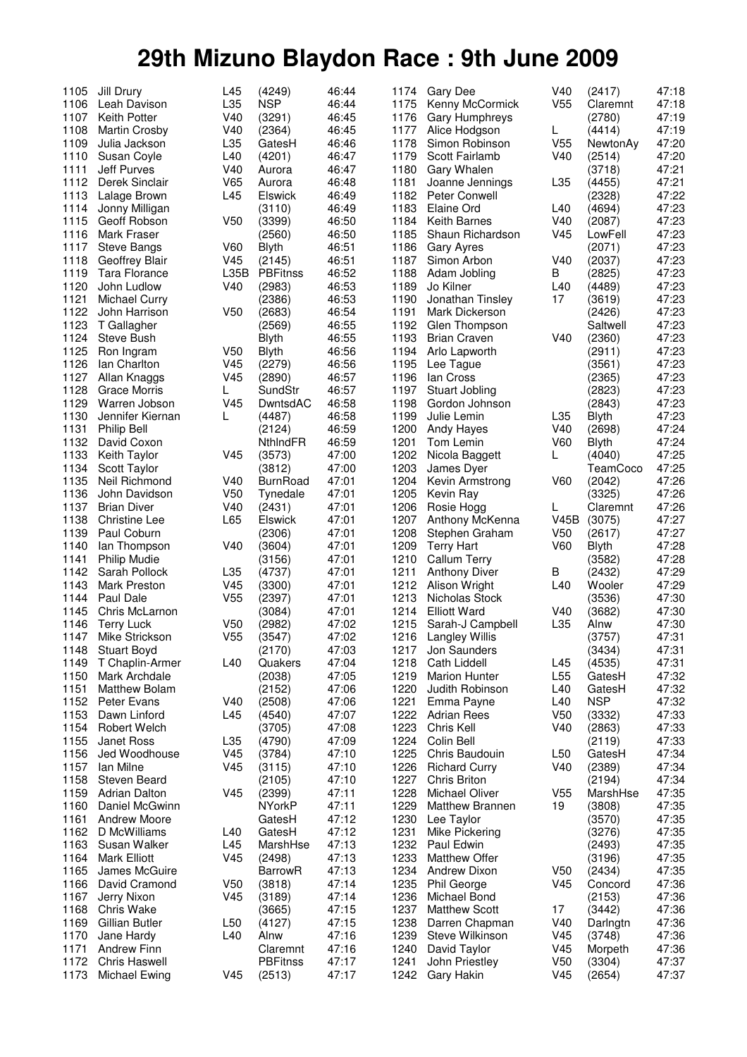# 29th Mizuno Blaydon Race : 9th June 2009

| Pos | Name | Cat | Club | Time |
|---|---|---|---|---|
| 1105 | Jill Drury | L45 | (4249) | 46:44 |
| 1106 | Leah Davison | L35 | NSP | 46:44 |
| 1107 | Keith Potter | V40 | (3291) | 46:45 |
| 1108 | Martin Crosby | V40 | (2364) | 46:45 |
| 1109 | Julia Jackson | L35 | GatesH | 46:46 |
| 1110 | Susan Coyle | L40 | (4201) | 46:47 |
| 1111 | Jeff Purves | V40 | Aurora | 46:47 |
| 1112 | Derek Sinclair | V65 | Aurora | 46:48 |
| 1113 | Lalage Brown | L45 | Elswick | 46:49 |
| 1114 | Jonny Milligan | | (3110) | 46:49 |
| 1115 | Geoff Robson | V50 | (3399) | 46:50 |
| 1116 | Mark Fraser | | (2560) | 46:50 |
| 1117 | Steve Bangs | V60 | Blyth | 46:51 |
| 1118 | Geoffrey Blair | V45 | (2145) | 46:51 |
| 1119 | Tara Florance | L35B | PBFitnss | 46:52 |
| 1120 | John Ludlow | V40 | (2983) | 46:53 |
| 1121 | Michael Curry | | (2386) | 46:53 |
| 1122 | John Harrison | V50 | (2683) | 46:54 |
| 1123 | T Gallagher | | (2569) | 46:55 |
| 1124 | Steve Bush | | Blyth | 46:55 |
| 1125 | Ron Ingram | V50 | Blyth | 46:56 |
| 1126 | Ian Charlton | V45 | (2279) | 46:56 |
| 1127 | Allan Knaggs | V45 | (2890) | 46:57 |
| 1128 | Grace Morris | L | SundStr | 46:57 |
| 1129 | Warren Jobson | V45 | DwntsdAC | 46:58 |
| 1130 | Jennifer Kiernan | L | (4487) | 46:58 |
| 1131 | Philip Bell | | (2124) | 46:59 |
| 1132 | David Coxon | | NthlndFR | 46:59 |
| 1133 | Keith Taylor | V45 | (3573) | 47:00 |
| 1134 | Scott Taylor | | (3812) | 47:00 |
| 1135 | Neil Richmond | V40 | BurnRoad | 47:01 |
| 1136 | John Davidson | V50 | Tynedale | 47:01 |
| 1137 | Brian Diver | V40 | (2431) | 47:01 |
| 1138 | Christine Lee | L65 | Elswick | 47:01 |
| 1139 | Paul Coburn | | (2306) | 47:01 |
| 1140 | Ian Thompson | V40 | (3604) | 47:01 |
| 1141 | Philip Mudie | | (3156) | 47:01 |
| 1142 | Sarah Pollock | L35 | (4737) | 47:01 |
| 1143 | Mark Preston | V45 | (3300) | 47:01 |
| 1144 | Paul Dale | V55 | (2397) | 47:01 |
| 1145 | Chris McLarnon | | (3084) | 47:01 |
| 1146 | Terry Luck | V50 | (2982) | 47:02 |
| 1147 | Mike Strickson | V55 | (3547) | 47:02 |
| 1148 | Stuart Boyd | | (2170) | 47:03 |
| 1149 | T Chaplin-Armer | L40 | Quakers | 47:04 |
| 1150 | Mark Archdale | | (2038) | 47:05 |
| 1151 | Matthew Bolam | | (2152) | 47:06 |
| 1152 | Peter Evans | V40 | (2508) | 47:06 |
| 1153 | Dawn Linford | L45 | (4540) | 47:07 |
| 1154 | Robert Welch | | (3705) | 47:08 |
| 1155 | Janet Ross | L35 | (4790) | 47:09 |
| 1156 | Jed Woodhouse | V45 | (3784) | 47:10 |
| 1157 | Ian Milne | V45 | (3115) | 47:10 |
| 1158 | Steven Beard | | (2105) | 47:10 |
| 1159 | Adrian Dalton | V45 | (2399) | 47:11 |
| 1160 | Daniel McGwinn | | NYorkP | 47:11 |
| 1161 | Andrew Moore | | GatesH | 47:12 |
| 1162 | D McWilliams | L40 | GatesH | 47:12 |
| 1163 | Susan Walker | L45 | MarshHse | 47:13 |
| 1164 | Mark Elliott | V45 | (2498) | 47:13 |
| 1165 | James McGuire | | BarrowR | 47:13 |
| 1166 | David Cramond | V50 | (3818) | 47:14 |
| 1167 | Jerry Nixon | V45 | (3189) | 47:14 |
| 1168 | Chris Wake | | (3665) | 47:15 |
| 1169 | Gillian Butler | L50 | (4127) | 47:15 |
| 1170 | Jane Hardy | L40 | Alnw | 47:16 |
| 1171 | Andrew Finn | | Claremnt | 47:16 |
| 1172 | Chris Haswell | | PBFitnss | 47:17 |
| 1173 | Michael Ewing | V45 | (2513) | 47:17 |
| 1174 | Gary Dee | V40 | (2417) | 47:18 |
| 1175 | Kenny McCormick | V55 | Claremnt | 47:18 |
| 1176 | Gary Humphreys | | (2780) | 47:19 |
| 1177 | Alice Hodgson | L | (4414) | 47:19 |
| 1178 | Simon Robinson | V55 | NewtonAy | 47:20 |
| 1179 | Scott Fairlamb | V40 | (2514) | 47:20 |
| 1180 | Gary Whalen | | (3718) | 47:21 |
| 1181 | Joanne Jennings | L35 | (4455) | 47:21 |
| 1182 | Peter Conwell | | (2328) | 47:22 |
| 1183 | Elaine Ord | L40 | (4694) | 47:23 |
| 1184 | Keith Barnes | V40 | (2087) | 47:23 |
| 1185 | Shaun Richardson | V45 | LowFell | 47:23 |
| 1186 | Gary Ayres | | (2071) | 47:23 |
| 1187 | Simon Arbon | V40 | (2037) | 47:23 |
| 1188 | Adam Jobling | B | (2825) | 47:23 |
| 1189 | Jo Kilner | L40 | (4489) | 47:23 |
| 1190 | Jonathan Tinsley | 17 | (3619) | 47:23 |
| 1191 | Mark Dickerson | | (2426) | 47:23 |
| 1192 | Glen Thompson | | Saltwell | 47:23 |
| 1193 | Brian Craven | V40 | (2360) | 47:23 |
| 1194 | Arlo Lapworth | | (2911) | 47:23 |
| 1195 | Lee Tague | | (3561) | 47:23 |
| 1196 | Ian Cross | | (2365) | 47:23 |
| 1197 | Stuart Jobling | | (2823) | 47:23 |
| 1198 | Gordon Johnson | | (2843) | 47:23 |
| 1199 | Julie Lemin | L35 | Blyth | 47:23 |
| 1200 | Andy Hayes | V40 | (2698) | 47:24 |
| 1201 | Tom Lemin | V60 | Blyth | 47:24 |
| 1202 | Nicola Baggett | L | (4040) | 47:25 |
| 1203 | James Dyer | | TeamCoco | 47:25 |
| 1204 | Kevin Armstrong | V60 | (2042) | 47:26 |
| 1205 | Kevin Ray | | (3325) | 47:26 |
| 1206 | Rosie Hogg | L | Claremnt | 47:26 |
| 1207 | Anthony McKenna | V45B | (3075) | 47:27 |
| 1208 | Stephen Graham | V50 | (2617) | 47:27 |
| 1209 | Terry Hart | V60 | Blyth | 47:28 |
| 1210 | Callum Terry | | (3582) | 47:28 |
| 1211 | Anthony Diver | B | (2432) | 47:29 |
| 1212 | Alison Wright | L40 | Wooler | 47:29 |
| 1213 | Nicholas Stock | | (3536) | 47:30 |
| 1214 | Elliott Ward | V40 | (3682) | 47:30 |
| 1215 | Sarah-J Campbell | L35 | Alnw | 47:30 |
| 1216 | Langley Willis | | (3757) | 47:31 |
| 1217 | Jon Saunders | | (3434) | 47:31 |
| 1218 | Cath Liddell | L45 | (4535) | 47:31 |
| 1219 | Marion Hunter | L55 | GatesH | 47:32 |
| 1220 | Judith Robinson | L40 | GatesH | 47:32 |
| 1221 | Emma Payne | L40 | NSP | 47:32 |
| 1222 | Adrian Rees | V50 | (3332) | 47:33 |
| 1223 | Chris Kell | V40 | (2863) | 47:33 |
| 1224 | Colin Bell | | (2119) | 47:33 |
| 1225 | Chris Baudouin | L50 | GatesH | 47:34 |
| 1226 | Richard Curry | V40 | (2389) | 47:34 |
| 1227 | Chris Briton | | (2194) | 47:34 |
| 1228 | Michael Oliver | V55 | MarshHse | 47:35 |
| 1229 | Matthew Brannen | 19 | (3808) | 47:35 |
| 1230 | Lee Taylor | | (3570) | 47:35 |
| 1231 | Mike Pickering | | (3276) | 47:35 |
| 1232 | Paul Edwin | | (2493) | 47:35 |
| 1233 | Matthew Offer | | (3196) | 47:35 |
| 1234 | Andrew Dixon | V50 | (2434) | 47:35 |
| 1235 | Phil George | V45 | Concord | 47:36 |
| 1236 | Michael Bond | | (2153) | 47:36 |
| 1237 | Matthew Scott | 17 | (3442) | 47:36 |
| 1238 | Darren Chapman | V40 | Darlngtn | 47:36 |
| 1239 | Steve Wilkinson | V45 | (3748) | 47:36 |
| 1240 | David Taylor | V45 | Morpeth | 47:36 |
| 1241 | John Priestley | V50 | (3304) | 47:37 |
| 1242 | Gary Hakin | V45 | (2654) | 47:37 |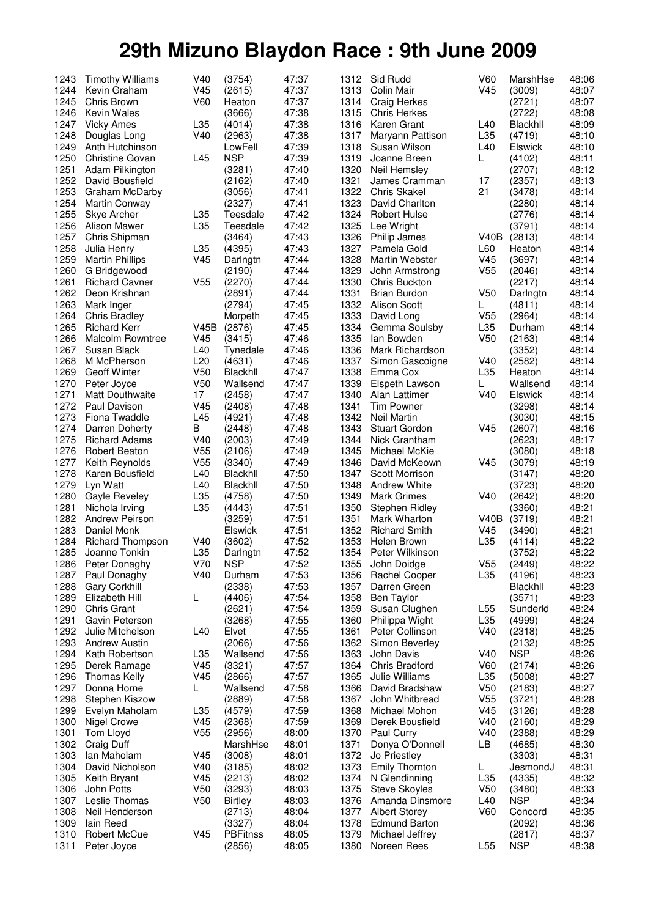# 29th Mizuno Blaydon Race : 9th June 2009

| Pos | Name | Cat | Club/No | Time |
|---|---|---|---|---|
| 1243 | Timothy Williams | V40 | (3754) | 47:37 |
| 1244 | Kevin Graham | V45 | (2615) | 47:37 |
| 1245 | Chris Brown | V60 | Heaton | 47:37 |
| 1246 | Kevin Wales | | (3666) | 47:38 |
| 1247 | Vicky Ames | L35 | (4014) | 47:38 |
| 1248 | Douglas Long | V40 | (2963) | 47:38 |
| 1249 | Anth Hutchinson | | LowFell | 47:39 |
| 1250 | Christine Govan | L45 | NSP | 47:39 |
| 1251 | Adam Pilkington | | (3281) | 47:40 |
| 1252 | David Bousfield | | (2162) | 47:40 |
| 1253 | Graham McDarby | | (3056) | 47:41 |
| 1254 | Martin Conway | | (2327) | 47:41 |
| 1255 | Skye Archer | L35 | Teesdale | 47:42 |
| 1256 | Alison Mawer | L35 | Teesdale | 47:42 |
| 1257 | Chris Shipman | | (3464) | 47:43 |
| 1258 | Julia Henry | L35 | (4395) | 47:43 |
| 1259 | Martin Phillips | V45 | Darlngtn | 47:44 |
| 1260 | G Bridgewood | | (2190) | 47:44 |
| 1261 | Richard Cavner | V55 | (2270) | 47:44 |
| 1262 | Deon Krishnan | | (2891) | 47:44 |
| 1263 | Mark Inger | | (2794) | 47:45 |
| 1264 | Chris Bradley | | Morpeth | 47:45 |
| 1265 | Richard Kerr | V45B | (2876) | 47:45 |
| 1266 | Malcolm Rowntree | V45 | (3415) | 47:46 |
| 1267 | Susan Black | L40 | Tynedale | 47:46 |
| 1268 | M McPherson | L20 | (4631) | 47:46 |
| 1269 | Geoff Winter | V50 | Blackhll | 47:47 |
| 1270 | Peter Joyce | V50 | Wallsend | 47:47 |
| 1271 | Matt Douthwaite | 17 | (2458) | 47:47 |
| 1272 | Paul Davison | V45 | (2408) | 47:48 |
| 1273 | Fiona Twaddle | L45 | (4921) | 47:48 |
| 1274 | Darren Doherty | B | (2448) | 47:48 |
| 1275 | Richard Adams | V40 | (2003) | 47:49 |
| 1276 | Robert Beaton | V55 | (2106) | 47:49 |
| 1277 | Keith Reynolds | V55 | (3340) | 47:49 |
| 1278 | Karen Bousfield | L40 | Blackhll | 47:50 |
| 1279 | Lyn Watt | L40 | Blackhll | 47:50 |
| 1280 | Gayle Reveley | L35 | (4758) | 47:50 |
| 1281 | Nichola Irving | L35 | (4443) | 47:51 |
| 1282 | Andrew Peirson | | (3259) | 47:51 |
| 1283 | Daniel Monk | | Elswick | 47:51 |
| 1284 | Richard Thompson | V40 | (3602) | 47:52 |
| 1285 | Joanne Tonkin | L35 | Darlngtn | 47:52 |
| 1286 | Peter Donaghy | V70 | NSP | 47:52 |
| 1287 | Paul Donaghy | V40 | Durham | 47:53 |
| 1288 | Gary Corkhill | | (2338) | 47:53 |
| 1289 | Elizabeth Hill | L | (4406) | 47:54 |
| 1290 | Chris Grant | | (2621) | 47:54 |
| 1291 | Gavin Peterson | | (3268) | 47:55 |
| 1292 | Julie Mitchelson | L40 | Elvet | 47:55 |
| 1293 | Andrew Austin | | (2066) | 47:56 |
| 1294 | Kath Robertson | L35 | Wallsend | 47:56 |
| 1295 | Derek Ramage | V45 | (3321) | 47:57 |
| 1296 | Thomas Kelly | V45 | (2866) | 47:57 |
| 1297 | Donna Horne | L | Wallsend | 47:58 |
| 1298 | Stephen Kiszow | | (2889) | 47:58 |
| 1299 | Evelyn Maholam | L35 | (4579) | 47:59 |
| 1300 | Nigel Crowe | V45 | (2368) | 47:59 |
| 1301 | Tom Lloyd | V55 | (2956) | 48:00 |
| 1302 | Craig Duff | | MarshHse | 48:01 |
| 1303 | Ian Maholam | V45 | (3008) | 48:01 |
| 1304 | David Nicholson | V40 | (3185) | 48:02 |
| 1305 | Keith Bryant | V45 | (2213) | 48:02 |
| 1306 | John Potts | V50 | (3293) | 48:03 |
| 1307 | Leslie Thomas | V50 | Birtley | 48:03 |
| 1308 | Neil Henderson | | (2713) | 48:04 |
| 1309 | Iain Reed | | (3327) | 48:04 |
| 1310 | Robert McCue | V45 | PBFitnss | 48:05 |
| 1311 | Peter Joyce | | (2856) | 48:05 |
| 1312 | Sid Rudd | V60 | MarshHse | 48:06 |
| 1313 | Colin Mair | V45 | (3009) | 48:07 |
| 1314 | Craig Herkes | | (2721) | 48:07 |
| 1315 | Chris Herkes | | (2722) | 48:08 |
| 1316 | Karen Grant | L40 | Blackhll | 48:09 |
| 1317 | Maryann Pattison | L35 | (4719) | 48:10 |
| 1318 | Susan Wilson | L40 | Elswick | 48:10 |
| 1319 | Joanne Breen | L | (4102) | 48:11 |
| 1320 | Neil Hemsley | | (2707) | 48:12 |
| 1321 | James Cramman | 17 | (2357) | 48:13 |
| 1322 | Chris Skakel | 21 | (3478) | 48:14 |
| 1323 | David Charlton | | (2280) | 48:14 |
| 1324 | Robert Hulse | | (2776) | 48:14 |
| 1325 | Lee Wright | | (3791) | 48:14 |
| 1326 | Philip James | V40B | (2813) | 48:14 |
| 1327 | Pamela Gold | L60 | Heaton | 48:14 |
| 1328 | Martin Webster | V45 | (3697) | 48:14 |
| 1329 | John Armstrong | V55 | (2046) | 48:14 |
| 1330 | Chris Buckton | | (2217) | 48:14 |
| 1331 | Brian Burdon | V50 | Darlngtn | 48:14 |
| 1332 | Alison Scott | L | (4811) | 48:14 |
| 1333 | David Long | V55 | (2964) | 48:14 |
| 1334 | Gemma Soulsby | L35 | Durham | 48:14 |
| 1335 | Ian Bowden | V50 | (2163) | 48:14 |
| 1336 | Mark Richardson | | (3352) | 48:14 |
| 1337 | Simon Gascoigne | V40 | (2582) | 48:14 |
| 1338 | Emma Cox | L35 | Heaton | 48:14 |
| 1339 | Elspeth Lawson | L | Wallsend | 48:14 |
| 1340 | Alan Lattimer | V40 | Elswick | 48:14 |
| 1341 | Tim Powner | | (3298) | 48:14 |
| 1342 | Neil Martin | | (3030) | 48:15 |
| 1343 | Stuart Gordon | V45 | (2607) | 48:16 |
| 1344 | Nick Grantham | | (2623) | 48:17 |
| 1345 | Michael McKie | | (3080) | 48:18 |
| 1346 | David McKeown | V45 | (3079) | 48:19 |
| 1347 | Scott Morrison | | (3147) | 48:20 |
| 1348 | Andrew White | | (3723) | 48:20 |
| 1349 | Mark Grimes | V40 | (2642) | 48:20 |
| 1350 | Stephen Ridley | | (3360) | 48:21 |
| 1351 | Mark Wharton | V40B | (3719) | 48:21 |
| 1352 | Richard Smith | V45 | (3490) | 48:21 |
| 1353 | Helen Brown | L35 | (4114) | 48:22 |
| 1354 | Peter Wilkinson | | (3752) | 48:22 |
| 1355 | John Doidge | V55 | (2449) | 48:22 |
| 1356 | Rachel Cooper | L35 | (4196) | 48:23 |
| 1357 | Darren Green | | Blackhll | 48:23 |
| 1358 | Ben Taylor | | (3571) | 48:23 |
| 1359 | Susan Clughen | L55 | Sunderld | 48:24 |
| 1360 | Philippa Wight | L35 | (4999) | 48:24 |
| 1361 | Peter Collinson | V40 | (2318) | 48:25 |
| 1362 | Simon Beverley | | (2132) | 48:25 |
| 1363 | John Davis | V40 | NSP | 48:26 |
| 1364 | Chris Bradford | V60 | (2174) | 48:26 |
| 1365 | Julie Williams | L35 | (5008) | 48:27 |
| 1366 | David Bradshaw | V50 | (2183) | 48:27 |
| 1367 | John Whitbread | V55 | (3721) | 48:28 |
| 1368 | Michael Mohon | V45 | (3126) | 48:28 |
| 1369 | Derek Bousfield | V40 | (2160) | 48:29 |
| 1370 | Paul Curry | V40 | (2388) | 48:29 |
| 1371 | Donya O'Donnell | LB | (4685) | 48:30 |
| 1372 | Jo Priestley | | (3303) | 48:31 |
| 1373 | Emily Thornton | L | JesmondJ | 48:31 |
| 1374 | N Glendinning | L35 | (4335) | 48:32 |
| 1375 | Steve Skoyles | V50 | (3480) | 48:33 |
| 1376 | Amanda Dinsmore | L40 | NSP | 48:34 |
| 1377 | Albert Storey | V60 | Concord | 48:35 |
| 1378 | Edmund Barton | | (2092) | 48:36 |
| 1379 | Michael Jeffrey | | (2817) | 48:37 |
| 1380 | Noreen Rees | L55 | NSP | 48:38 |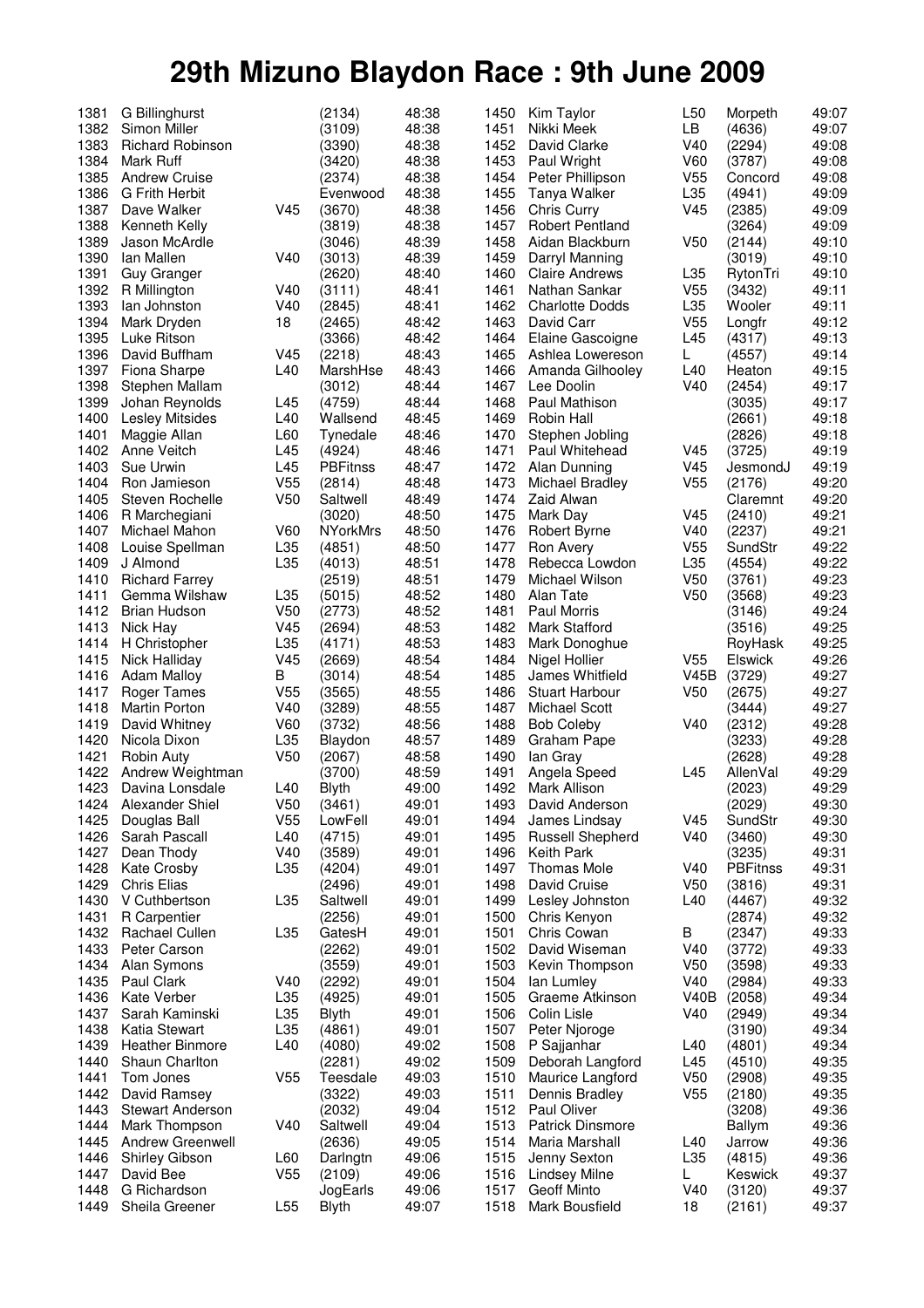# 29th Mizuno Blaydon Race : 9th June 2009

| Pos | Name | Cat | Club/No | Time |
|---|---|---|---|---|
| 1381 | G Billinghurst | | (2134) | 48:38 |
| 1382 | Simon Miller | | (3109) | 48:38 |
| 1383 | Richard Robinson | | (3390) | 48:38 |
| 1384 | Mark Ruff | | (3420) | 48:38 |
| 1385 | Andrew Cruise | | (2374) | 48:38 |
| 1386 | G Frith Herbit | | Evenwood | 48:38 |
| 1387 | Dave Walker | V45 | (3670) | 48:38 |
| 1388 | Kenneth Kelly | | (3819) | 48:38 |
| 1389 | Jason McArdle | | (3046) | 48:39 |
| 1390 | Ian Mallen | V40 | (3013) | 48:39 |
| 1391 | Guy Granger | | (2620) | 48:40 |
| 1392 | R Millington | V40 | (3111) | 48:41 |
| 1393 | Ian Johnston | V40 | (2845) | 48:41 |
| 1394 | Mark Dryden | 18 | (2465) | 48:42 |
| 1395 | Luke Ritson | | (3366) | 48:42 |
| 1396 | David Buffham | V45 | (2218) | 48:43 |
| 1397 | Fiona Sharpe | L40 | MarshHse | 48:43 |
| 1398 | Stephen Mallam | | (3012) | 48:44 |
| 1399 | Johan Reynolds | L45 | (4759) | 48:44 |
| 1400 | Lesley Mitsides | L40 | Wallsend | 48:45 |
| 1401 | Maggie Allan | L60 | Tynedale | 48:46 |
| 1402 | Anne Veitch | L45 | (4924) | 48:46 |
| 1403 | Sue Urwin | L45 | PBFitnss | 48:47 |
| 1404 | Ron Jamieson | V55 | (2814) | 48:48 |
| 1405 | Steven Rochelle | V50 | Saltwell | 48:49 |
| 1406 | R Marchegiani | | (3020) | 48:50 |
| 1407 | Michael Mahon | V60 | NYorkMrs | 48:50 |
| 1408 | Louise Spellman | L35 | (4851) | 48:50 |
| 1409 | J Almond | L35 | (4013) | 48:51 |
| 1410 | Richard Farrey | | (2519) | 48:51 |
| 1411 | Gemma Wilshaw | L35 | (5015) | 48:52 |
| 1412 | Brian Hudson | V50 | (2773) | 48:52 |
| 1413 | Nick Hay | V45 | (2694) | 48:53 |
| 1414 | H Christopher | L35 | (4171) | 48:53 |
| 1415 | Nick Halliday | V45 | (2669) | 48:54 |
| 1416 | Adam Malloy | B | (3014) | 48:54 |
| 1417 | Roger Tames | V55 | (3565) | 48:55 |
| 1418 | Martin Porton | V40 | (3289) | 48:55 |
| 1419 | David Whitney | V60 | (3732) | 48:56 |
| 1420 | Nicola Dixon | L35 | Blaydon | 48:57 |
| 1421 | Robin Auty | V50 | (2067) | 48:58 |
| 1422 | Andrew Weightman | | (3700) | 48:59 |
| 1423 | Davina Lonsdale | L40 | Blyth | 49:00 |
| 1424 | Alexander Shiel | V50 | (3461) | 49:01 |
| 1425 | Douglas Ball | V55 | LowFell | 49:01 |
| 1426 | Sarah Pascall | L40 | (4715) | 49:01 |
| 1427 | Dean Thody | V40 | (3589) | 49:01 |
| 1428 | Kate Crosby | L35 | (4204) | 49:01 |
| 1429 | Chris Elias | | (2496) | 49:01 |
| 1430 | V Cuthbertson | L35 | Saltwell | 49:01 |
| 1431 | R Carpentier | | (2256) | 49:01 |
| 1432 | Rachael Cullen | L35 | GatesH | 49:01 |
| 1433 | Peter Carson | | (2262) | 49:01 |
| 1434 | Alan Symons | | (3559) | 49:01 |
| 1435 | Paul Clark | V40 | (2292) | 49:01 |
| 1436 | Kate Verber | L35 | (4925) | 49:01 |
| 1437 | Sarah Kaminski | L35 | Blyth | 49:01 |
| 1438 | Katia Stewart | L35 | (4861) | 49:01 |
| 1439 | Heather Binmore | L40 | (4080) | 49:02 |
| 1440 | Shaun Charlton | | (2281) | 49:02 |
| 1441 | Tom Jones | V55 | Teesdale | 49:03 |
| 1442 | David Ramsey | | (3322) | 49:03 |
| 1443 | Stewart Anderson | | (2032) | 49:04 |
| 1444 | Mark Thompson | V40 | Saltwell | 49:04 |
| 1445 | Andrew Greenwell | | (2636) | 49:05 |
| 1446 | Shirley Gibson | L60 | Darlngtn | 49:06 |
| 1447 | David Bee | V55 | (2109) | 49:06 |
| 1448 | G Richardson | | JogEarls | 49:06 |
| 1449 | Sheila Greener | L55 | Blyth | 49:07 |
| 1450 | Kim Taylor | L50 | Morpeth | 49:07 |
| 1451 | Nikki Meek | LB | (4636) | 49:07 |
| 1452 | David Clarke | V40 | (2294) | 49:08 |
| 1453 | Paul Wright | V60 | (3787) | 49:08 |
| 1454 | Peter Phillipson | V55 | Concord | 49:08 |
| 1455 | Tanya Walker | L35 | (4941) | 49:09 |
| 1456 | Chris Curry | V45 | (2385) | 49:09 |
| 1457 | Robert Pentland | | (3264) | 49:09 |
| 1458 | Aidan Blackburn | V50 | (2144) | 49:10 |
| 1459 | Darryl Manning | | (3019) | 49:10 |
| 1460 | Claire Andrews | L35 | RytonTri | 49:10 |
| 1461 | Nathan Sankar | V55 | (3432) | 49:11 |
| 1462 | Charlotte Dodds | L35 | Wooler | 49:11 |
| 1463 | David Carr | V55 | Longfr | 49:12 |
| 1464 | Elaine Gascoigne | L45 | (4317) | 49:13 |
| 1465 | Ashlea Lowereson | L | (4557) | 49:14 |
| 1466 | Amanda Gilhooley | L40 | Heaton | 49:15 |
| 1467 | Lee Doolin | V40 | (2454) | 49:17 |
| 1468 | Paul Mathison | | (3035) | 49:17 |
| 1469 | Robin Hall | | (2661) | 49:18 |
| 1470 | Stephen Jobling | | (2826) | 49:18 |
| 1471 | Paul Whitehead | V45 | (3725) | 49:19 |
| 1472 | Alan Dunning | V45 | JesmondJ | 49:19 |
| 1473 | Michael Bradley | V55 | (2176) | 49:20 |
| 1474 | Zaid Alwan | | Claremnt | 49:20 |
| 1475 | Mark Day | V45 | (2410) | 49:21 |
| 1476 | Robert Byrne | V40 | (2237) | 49:21 |
| 1477 | Ron Avery | V55 | SundStr | 49:22 |
| 1478 | Rebecca Lowdon | L35 | (4554) | 49:22 |
| 1479 | Michael Wilson | V50 | (3761) | 49:23 |
| 1480 | Alan Tate | V50 | (3568) | 49:23 |
| 1481 | Paul Morris | | (3146) | 49:24 |
| 1482 | Mark Stafford | | (3516) | 49:25 |
| 1483 | Mark Donoghue | | RoyHask | 49:25 |
| 1484 | Nigel Hollier | V55 | Elswick | 49:26 |
| 1485 | James Whitfield | V45B | (3729) | 49:27 |
| 1486 | Stuart Harbour | V50 | (2675) | 49:27 |
| 1487 | Michael Scott | | (3444) | 49:27 |
| 1488 | Bob Coleby | V40 | (2312) | 49:28 |
| 1489 | Graham Pape | | (3233) | 49:28 |
| 1490 | Ian Gray | | (2628) | 49:28 |
| 1491 | Angela Speed | L45 | AllenVal | 49:29 |
| 1492 | Mark Allison | | (2023) | 49:29 |
| 1493 | David Anderson | | (2029) | 49:30 |
| 1494 | James Lindsay | V45 | SundStr | 49:30 |
| 1495 | Russell Shepherd | V40 | (3460) | 49:30 |
| 1496 | Keith Park | | (3235) | 49:31 |
| 1497 | Thomas Mole | V40 | PBFitnss | 49:31 |
| 1498 | David Cruise | V50 | (3816) | 49:31 |
| 1499 | Lesley Johnston | L40 | (4467) | 49:32 |
| 1500 | Chris Kenyon | | (2874) | 49:32 |
| 1501 | Chris Cowan | B | (2347) | 49:33 |
| 1502 | David Wiseman | V40 | (3772) | 49:33 |
| 1503 | Kevin Thompson | V50 | (3598) | 49:33 |
| 1504 | Ian Lumley | V40 | (2984) | 49:33 |
| 1505 | Graeme Atkinson | V40B | (2058) | 49:34 |
| 1506 | Colin Lisle | V40 | (2949) | 49:34 |
| 1507 | Peter Njoroge | | (3190) | 49:34 |
| 1508 | P Sajjanhar | L40 | (4801) | 49:34 |
| 1509 | Deborah Langford | L45 | (4510) | 49:35 |
| 1510 | Maurice Langford | V50 | (2908) | 49:35 |
| 1511 | Dennis Bradley | V55 | (2180) | 49:35 |
| 1512 | Paul Oliver | | (3208) | 49:36 |
| 1513 | Patrick Dinsmore | | Ballym | 49:36 |
| 1514 | Maria Marshall | L40 | Jarrow | 49:36 |
| 1515 | Jenny Sexton | L35 | (4815) | 49:36 |
| 1516 | Lindsey Milne | L | Keswick | 49:37 |
| 1517 | Geoff Minto | V40 | (3120) | 49:37 |
| 1518 | Mark Bousfield | 18 | (2161) | 49:37 |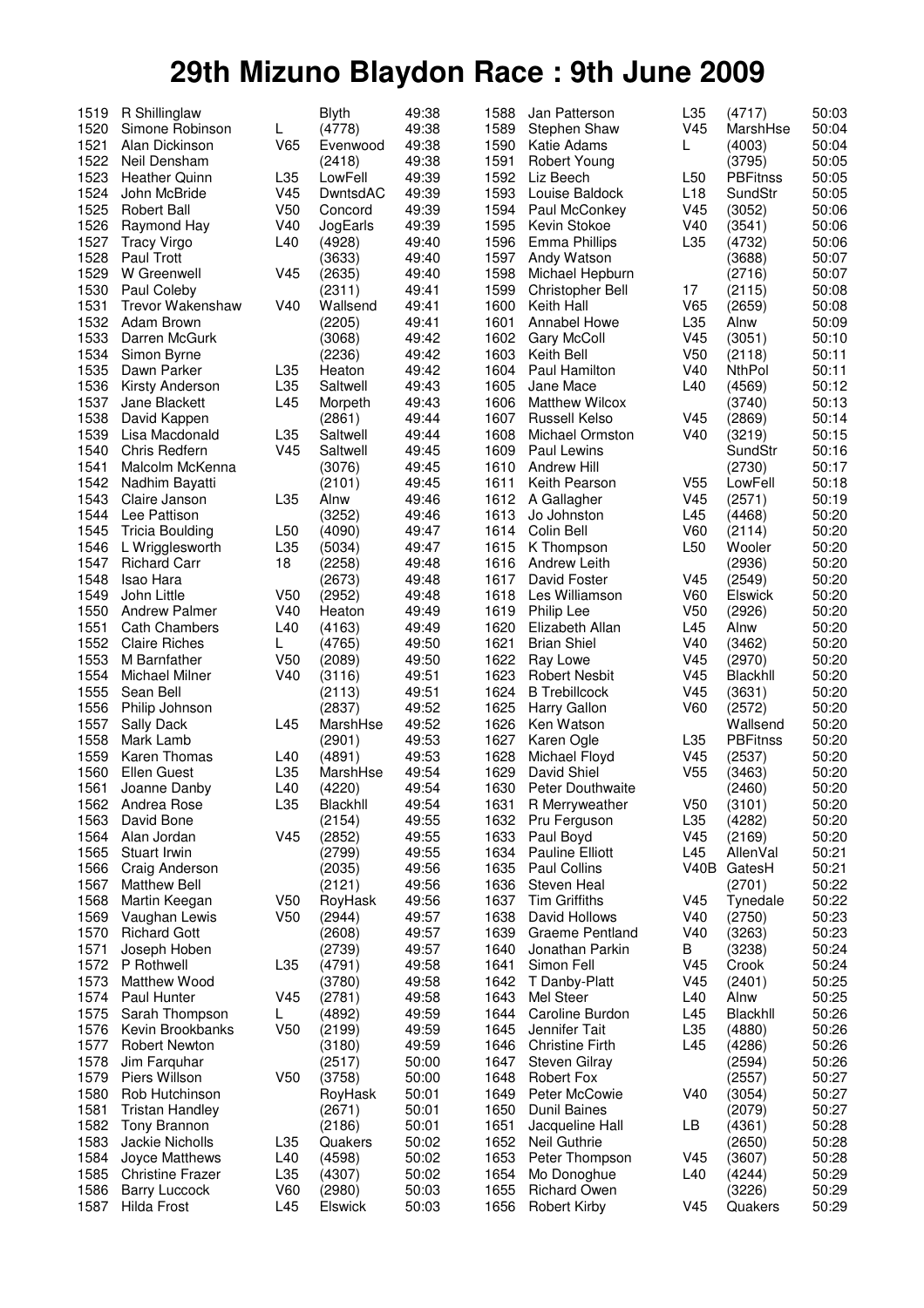# 29th Mizuno Blaydon Race : 9th June 2009

| Pos | Name | Cat | Club/No | Time |
|---|---|---|---|---|
| 1519 | R Shillinglaw | | Blyth | 49:38 |
| 1520 | Simone Robinson | L | (4778) | 49:38 |
| 1521 | Alan Dickinson | V65 | Evenwood | 49:38 |
| 1522 | Neil Densham | | (2418) | 49:38 |
| 1523 | Heather Quinn | L35 | LowFell | 49:39 |
| 1524 | John McBride | V45 | DwntsdAC | 49:39 |
| 1525 | Robert Ball | V50 | Concord | 49:39 |
| 1526 | Raymond Hay | V40 | JogEarls | 49:39 |
| 1527 | Tracy Virgo | L40 | (4928) | 49:40 |
| 1528 | Paul Trott | | (3633) | 49:40 |
| 1529 | W Greenwell | V45 | (2635) | 49:40 |
| 1530 | Paul Coleby | | (2311) | 49:41 |
| 1531 | Trevor Wakenshaw | V40 | Wallsend | 49:41 |
| 1532 | Adam Brown | | (2205) | 49:41 |
| 1533 | Darren McGurk | | (3068) | 49:42 |
| 1534 | Simon Byrne | | (2236) | 49:42 |
| 1535 | Dawn Parker | L35 | Heaton | 49:42 |
| 1536 | Kirsty Anderson | L35 | Saltwell | 49:43 |
| 1537 | Jane Blackett | L45 | Morpeth | 49:43 |
| 1538 | David Kappen | | (2861) | 49:44 |
| 1539 | Lisa Macdonald | L35 | Saltwell | 49:44 |
| 1540 | Chris Redfern | V45 | Saltwell | 49:45 |
| 1541 | Malcolm McKenna | | (3076) | 49:45 |
| 1542 | Nadhim Bayatti | | (2101) | 49:45 |
| 1543 | Claire Janson | L35 | Alnw | 49:46 |
| 1544 | Lee Pattison | | (3252) | 49:46 |
| 1545 | Tricia Boulding | L50 | (4090) | 49:47 |
| 1546 | L Wrigglesworth | L35 | (5034) | 49:47 |
| 1547 | Richard Carr | 18 | (2258) | 49:48 |
| 1548 | Isao Hara | | (2673) | 49:48 |
| 1549 | John Little | V50 | (2952) | 49:48 |
| 1550 | Andrew Palmer | V40 | Heaton | 49:49 |
| 1551 | Cath Chambers | L40 | (4163) | 49:49 |
| 1552 | Claire Riches | L | (4765) | 49:50 |
| 1553 | M Barnfather | V50 | (2089) | 49:50 |
| 1554 | Michael Milner | V40 | (3116) | 49:51 |
| 1555 | Sean Bell | | (2113) | 49:51 |
| 1556 | Philip Johnson | | (2837) | 49:52 |
| 1557 | Sally Dack | L45 | MarshHse | 49:52 |
| 1558 | Mark Lamb | | (2901) | 49:53 |
| 1559 | Karen Thomas | L40 | (4891) | 49:53 |
| 1560 | Ellen Guest | L35 | MarshHse | 49:54 |
| 1561 | Joanne Danby | L40 | (4220) | 49:54 |
| 1562 | Andrea Rose | L35 | Blackhll | 49:54 |
| 1563 | David Bone | | (2154) | 49:55 |
| 1564 | Alan Jordan | V45 | (2852) | 49:55 |
| 1565 | Stuart Irwin | | (2799) | 49:55 |
| 1566 | Craig Anderson | | (2035) | 49:56 |
| 1567 | Matthew Bell | | (2121) | 49:56 |
| 1568 | Martin Keegan | V50 | RoyHask | 49:56 |
| 1569 | Vaughan Lewis | V50 | (2944) | 49:57 |
| 1570 | Richard Gott | | (2608) | 49:57 |
| 1571 | Joseph Hoben | | (2739) | 49:57 |
| 1572 | P Rothwell | L35 | (4791) | 49:58 |
| 1573 | Matthew Wood | | (3780) | 49:58 |
| 1574 | Paul Hunter | V45 | (2781) | 49:58 |
| 1575 | Sarah Thompson | L | (4892) | 49:59 |
| 1576 | Kevin Brookbanks | V50 | (2199) | 49:59 |
| 1577 | Robert Newton | | (3180) | 49:59 |
| 1578 | Jim Farquhar | | (2517) | 50:00 |
| 1579 | Piers Willson | V50 | (3758) | 50:00 |
| 1580 | Rob Hutchinson | | RoyHask | 50:01 |
| 1581 | Tristan Handley | | (2671) | 50:01 |
| 1582 | Tony Brannon | | (2186) | 50:01 |
| 1583 | Jackie Nicholls | L35 | Quakers | 50:02 |
| 1584 | Joyce Matthews | L40 | (4598) | 50:02 |
| 1585 | Christine Frazer | L35 | (4307) | 50:02 |
| 1586 | Barry Luccock | V60 | (2980) | 50:03 |
| 1587 | Hilda Frost | L45 | Elswick | 50:03 |
| 1588 | Jan Patterson | L35 | (4717) | 50:03 |
| 1589 | Stephen Shaw | V45 | MarshHse | 50:04 |
| 1590 | Katie Adams | L | (4003) | 50:04 |
| 1591 | Robert Young | | (3795) | 50:05 |
| 1592 | Liz Beech | L50 | PBFitnss | 50:05 |
| 1593 | Louise Baldock | L18 | SundStr | 50:05 |
| 1594 | Paul McConkey | V45 | (3052) | 50:06 |
| 1595 | Kevin Stokoe | V40 | (3541) | 50:06 |
| 1596 | Emma Phillips | L35 | (4732) | 50:06 |
| 1597 | Andy Watson | | (3688) | 50:07 |
| 1598 | Michael Hepburn | | (2716) | 50:07 |
| 1599 | Christopher Bell | 17 | (2115) | 50:08 |
| 1600 | Keith Hall | V65 | (2659) | 50:08 |
| 1601 | Annabel Howe | L35 | Alnw | 50:09 |
| 1602 | Gary McColl | V45 | (3051) | 50:10 |
| 1603 | Keith Bell | V50 | (2118) | 50:11 |
| 1604 | Paul Hamilton | V40 | NthPol | 50:11 |
| 1605 | Jane Mace | L40 | (4569) | 50:12 |
| 1606 | Matthew Wilcox | | (3740) | 50:13 |
| 1607 | Russell Kelso | V45 | (2869) | 50:14 |
| 1608 | Michael Ormston | V40 | (3219) | 50:15 |
| 1609 | Paul Lewins | | SundStr | 50:16 |
| 1610 | Andrew Hill | | (2730) | 50:17 |
| 1611 | Keith Pearson | V55 | LowFell | 50:18 |
| 1612 | A Gallagher | V45 | (2571) | 50:19 |
| 1613 | Jo Johnston | L45 | (4468) | 50:20 |
| 1614 | Colin Bell | V60 | (2114) | 50:20 |
| 1615 | K Thompson | L50 | Wooler | 50:20 |
| 1616 | Andrew Leith | | (2936) | 50:20 |
| 1617 | David Foster | V45 | (2549) | 50:20 |
| 1618 | Les Williamson | V60 | Elswick | 50:20 |
| 1619 | Philip Lee | V50 | (2926) | 50:20 |
| 1620 | Elizabeth Allan | L45 | Alnw | 50:20 |
| 1621 | Brian Shiel | V40 | (3462) | 50:20 |
| 1622 | Ray Lowe | V45 | (2970) | 50:20 |
| 1623 | Robert Nesbit | V45 | Blackhll | 50:20 |
| 1624 | B Trebillcock | V45 | (3631) | 50:20 |
| 1625 | Harry Gallon | V60 | (2572) | 50:20 |
| 1626 | Ken Watson | | Wallsend | 50:20 |
| 1627 | Karen Ogle | L35 | PBFitnss | 50:20 |
| 1628 | Michael Floyd | V45 | (2537) | 50:20 |
| 1629 | David Shiel | V55 | (3463) | 50:20 |
| 1630 | Peter Douthwaite | | (2460) | 50:20 |
| 1631 | R Merryweather | V50 | (3101) | 50:20 |
| 1632 | Pru Ferguson | L35 | (4282) | 50:20 |
| 1633 | Paul Boyd | V45 | (2169) | 50:20 |
| 1634 | Pauline Elliott | L45 | AllenVal | 50:21 |
| 1635 | Paul Collins | V40B | GatesH | 50:21 |
| 1636 | Steven Heal | | (2701) | 50:22 |
| 1637 | Tim Griffiths | V45 | Tynedale | 50:22 |
| 1638 | David Hollows | V40 | (2750) | 50:23 |
| 1639 | Graeme Pentland | V40 | (3263) | 50:23 |
| 1640 | Jonathan Parkin | B | (3238) | 50:24 |
| 1641 | Simon Fell | V45 | Crook | 50:24 |
| 1642 | T Danby-Platt | V45 | (2401) | 50:25 |
| 1643 | Mel Steer | L40 | Alnw | 50:25 |
| 1644 | Caroline Burdon | L45 | Blackhll | 50:26 |
| 1645 | Jennifer Tait | L35 | (4880) | 50:26 |
| 1646 | Christine Firth | L45 | (4286) | 50:26 |
| 1647 | Steven Gilray | | (2594) | 50:26 |
| 1648 | Robert Fox | | (2557) | 50:27 |
| 1649 | Peter McCowie | V40 | (3054) | 50:27 |
| 1650 | Dunil Baines | | (2079) | 50:27 |
| 1651 | Jacqueline Hall | LB | (4361) | 50:28 |
| 1652 | Neil Guthrie | | (2650) | 50:28 |
| 1653 | Peter Thompson | V45 | (3607) | 50:28 |
| 1654 | Mo Donoghue | L40 | (4244) | 50:29 |
| 1655 | Richard Owen | | (3226) | 50:29 |
| 1656 | Robert Kirby | V45 | Quakers | 50:29 |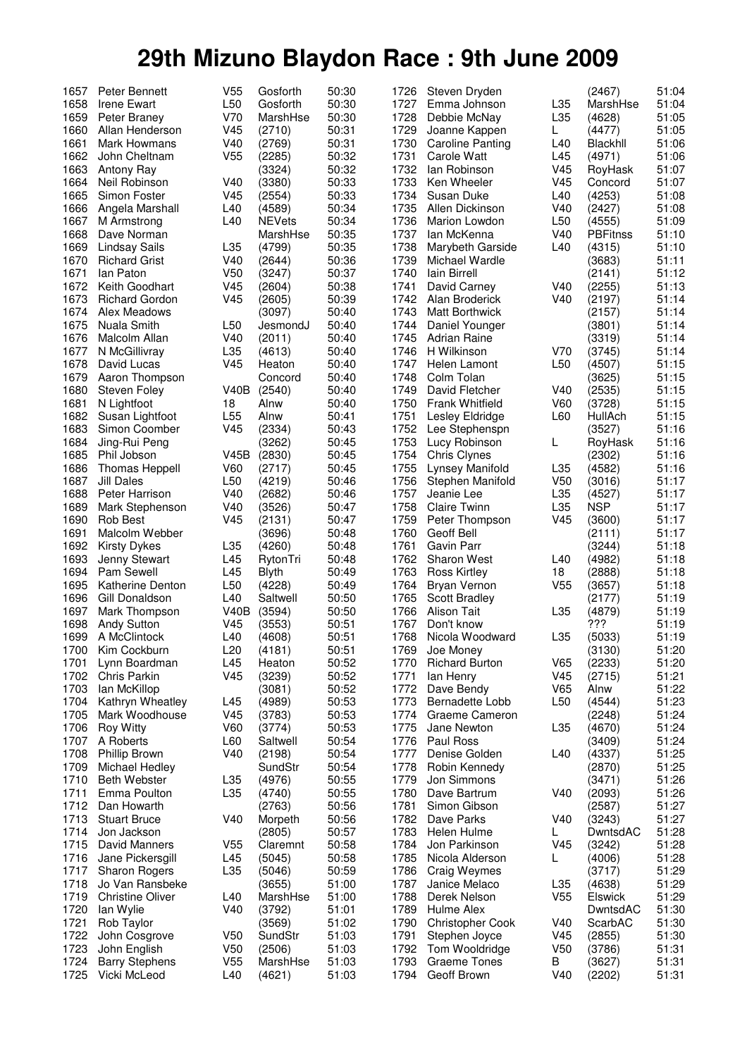# 29th Mizuno Blaydon Race : 9th June 2009

| Pos | Name | Cat | Club | Time |
|---|---|---|---|---|
| 1657 | Peter Bennett | V55 | Gosforth | 50:30 |
| 1658 | Irene Ewart | L50 | Gosforth | 50:30 |
| 1659 | Peter Braney | V70 | MarshHse | 50:30 |
| 1660 | Allan Henderson | V45 | (2710) | 50:31 |
| 1661 | Mark Howmans | V40 | (2769) | 50:31 |
| 1662 | John Cheltnam | V55 | (2285) | 50:32 |
| 1663 | Antony Ray | | (3324) | 50:32 |
| 1664 | Neil Robinson | V40 | (3380) | 50:33 |
| 1665 | Simon Foster | V45 | (2554) | 50:33 |
| 1666 | Angela Marshall | L40 | (4589) | 50:34 |
| 1667 | M Armstrong | L40 | NEVets | 50:34 |
| 1668 | Dave Norman | | MarshHse | 50:35 |
| 1669 | Lindsay Sails | L35 | (4799) | 50:35 |
| 1670 | Richard Grist | V40 | (2644) | 50:36 |
| 1671 | Ian Paton | V50 | (3247) | 50:37 |
| 1672 | Keith Goodhart | V45 | (2604) | 50:38 |
| 1673 | Richard Gordon | V45 | (2605) | 50:39 |
| 1674 | Alex Meadows | | (3097) | 50:40 |
| 1675 | Nuala Smith | L50 | JesmondJ | 50:40 |
| 1676 | Malcolm Allan | V40 | (2011) | 50:40 |
| 1677 | N McGillivray | L35 | (4613) | 50:40 |
| 1678 | David Lucas | V45 | Heaton | 50:40 |
| 1679 | Aaron Thompson | | Concord | 50:40 |
| 1680 | Steven Foley | V40B | (2540) | 50:40 |
| 1681 | N Lightfoot | 18 | Alnw | 50:40 |
| 1682 | Susan Lightfoot | L55 | Alnw | 50:41 |
| 1683 | Simon Coomber | V45 | (2334) | 50:43 |
| 1684 | Jing-Rui Peng | | (3262) | 50:45 |
| 1685 | Phil Jobson | V45B | (2830) | 50:45 |
| 1686 | Thomas Heppell | V60 | (2717) | 50:45 |
| 1687 | Jill Dales | L50 | (4219) | 50:46 |
| 1688 | Peter Harrison | V40 | (2682) | 50:46 |
| 1689 | Mark Stephenson | V40 | (3526) | 50:47 |
| 1690 | Rob Best | V45 | (2131) | 50:47 |
| 1691 | Malcolm Webber | | (3696) | 50:48 |
| 1692 | Kirsty Dykes | L35 | (4260) | 50:48 |
| 1693 | Jenny Stewart | L45 | RytonTri | 50:48 |
| 1694 | Pam Sewell | L45 | Blyth | 50:49 |
| 1695 | Katherine Denton | L50 | (4228) | 50:49 |
| 1696 | Gill Donaldson | L40 | Saltwell | 50:50 |
| 1697 | Mark Thompson | V40B | (3594) | 50:50 |
| 1698 | Andy Sutton | V45 | (3553) | 50:51 |
| 1699 | A McClintock | L40 | (4608) | 50:51 |
| 1700 | Kim Cockburn | L20 | (4181) | 50:51 |
| 1701 | Lynn Boardman | L45 | Heaton | 50:52 |
| 1702 | Chris Parkin | V45 | (3239) | 50:52 |
| 1703 | Ian McKillop | | (3081) | 50:52 |
| 1704 | Kathryn Wheatley | L45 | (4989) | 50:53 |
| 1705 | Mark Woodhouse | V45 | (3783) | 50:53 |
| 1706 | Roy Witty | V60 | (3774) | 50:53 |
| 1707 | A Roberts | L60 | Saltwell | 50:54 |
| 1708 | Phillip Brown | V40 | (2198) | 50:54 |
| 1709 | Michael Hedley | | SundStr | 50:54 |
| 1710 | Beth Webster | L35 | (4976) | 50:55 |
| 1711 | Emma Poulton | L35 | (4740) | 50:55 |
| 1712 | Dan Howarth | | (2763) | 50:56 |
| 1713 | Stuart Bruce | V40 | Morpeth | 50:56 |
| 1714 | Jon Jackson | | (2805) | 50:57 |
| 1715 | David Manners | V55 | Claremnt | 50:58 |
| 1716 | Jane Pickersgill | L45 | (5045) | 50:58 |
| 1717 | Sharon Rogers | L35 | (5046) | 50:59 |
| 1718 | Jo Van Ransbeke | | (3655) | 51:00 |
| 1719 | Christine Oliver | L40 | MarshHse | 51:00 |
| 1720 | Ian Wylie | V40 | (3792) | 51:01 |
| 1721 | Rob Taylor | | (3569) | 51:02 |
| 1722 | John Cosgrove | V50 | SundStr | 51:03 |
| 1723 | John English | V50 | (2506) | 51:03 |
| 1724 | Barry Stephens | V55 | MarshHse | 51:03 |
| 1725 | Vicki McLeod | L40 | (4621) | 51:03 |
| 1726 | Steven Dryden | | (2467) | 51:04 |
| 1727 | Emma Johnson | L35 | MarshHse | 51:04 |
| 1728 | Debbie McNay | L35 | (4628) | 51:05 |
| 1729 | Joanne Kappen | L | (4477) | 51:05 |
| 1730 | Caroline Panting | L40 | Blackhll | 51:06 |
| 1731 | Carole Watt | L45 | (4971) | 51:06 |
| 1732 | Ian Robinson | V45 | RoyHask | 51:07 |
| 1733 | Ken Wheeler | V45 | Concord | 51:07 |
| 1734 | Susan Duke | L40 | (4253) | 51:08 |
| 1735 | Allen Dickinson | V40 | (2427) | 51:08 |
| 1736 | Marion Lowdon | L50 | (4555) | 51:09 |
| 1737 | Ian McKenna | V40 | PBFitnss | 51:10 |
| 1738 | Marybeth Garside | L40 | (4315) | 51:10 |
| 1739 | Michael Wardle | | (3683) | 51:11 |
| 1740 | Iain Birrell | | (2141) | 51:12 |
| 1741 | David Carney | V40 | (2255) | 51:13 |
| 1742 | Alan Broderick | V40 | (2197) | 51:14 |
| 1743 | Matt Borthwick | | (2157) | 51:14 |
| 1744 | Daniel Younger | | (3801) | 51:14 |
| 1745 | Adrian Raine | | (3319) | 51:14 |
| 1746 | H Wilkinson | V70 | (3745) | 51:14 |
| 1747 | Helen Lamont | L50 | (4507) | 51:15 |
| 1748 | Colm Tolan | | (3625) | 51:15 |
| 1749 | David Fletcher | V40 | (2535) | 51:15 |
| 1750 | Frank Whitfield | V60 | (3728) | 51:15 |
| 1751 | Lesley Eldridge | L60 | HullAch | 51:15 |
| 1752 | Lee Stephenspn | | (3527) | 51:16 |
| 1753 | Lucy Robinson | L | RoyHask | 51:16 |
| 1754 | Chris Clynes | | (2302) | 51:16 |
| 1755 | Lynsey Manifold | L35 | (4582) | 51:16 |
| 1756 | Stephen Manifold | V50 | (3016) | 51:17 |
| 1757 | Jeanie Lee | L35 | (4527) | 51:17 |
| 1758 | Claire Twinn | L35 | NSP | 51:17 |
| 1759 | Peter Thompson | V45 | (3600) | 51:17 |
| 1760 | Geoff Bell | | (2111) | 51:17 |
| 1761 | Gavin Parr | | (3244) | 51:18 |
| 1762 | Sharon West | L40 | (4982) | 51:18 |
| 1763 | Ross Kirtley | 18 | (2888) | 51:18 |
| 1764 | Bryan Vernon | V55 | (3657) | 51:18 |
| 1765 | Scott Bradley | | (2177) | 51:19 |
| 1766 | Alison Tait | L35 | (4879) | 51:19 |
| 1767 | Don't know | | ??? | 51:19 |
| 1768 | Nicola Woodward | L35 | (5033) | 51:19 |
| 1769 | Joe Money | | (3130) | 51:20 |
| 1770 | Richard Burton | V65 | (2233) | 51:20 |
| 1771 | Ian Henry | V45 | (2715) | 51:21 |
| 1772 | Dave Bendy | V65 | Alnw | 51:22 |
| 1773 | Bernadette Lobb | L50 | (4544) | 51:23 |
| 1774 | Graeme Cameron | | (2248) | 51:24 |
| 1775 | Jane Newton | L35 | (4670) | 51:24 |
| 1776 | Paul Ross | | (3409) | 51:24 |
| 1777 | Denise Golden | L40 | (4337) | 51:25 |
| 1778 | Robin Kennedy | | (2870) | 51:25 |
| 1779 | Jon Simmons | | (3471) | 51:26 |
| 1780 | Dave Bartrum | V40 | (2093) | 51:26 |
| 1781 | Simon Gibson | | (2587) | 51:27 |
| 1782 | Dave Parks | V40 | (3243) | 51:27 |
| 1783 | Helen Hulme | L | DwntsdAC | 51:28 |
| 1784 | Jon Parkinson | V45 | (3242) | 51:28 |
| 1785 | Nicola Alderson | L | (4006) | 51:28 |
| 1786 | Craig Weymes | | (3717) | 51:29 |
| 1787 | Janice Melaco | L35 | (4638) | 51:29 |
| 1788 | Derek Nelson | V55 | Elswick | 51:29 |
| 1789 | Hulme Alex | | DwntsdAC | 51:30 |
| 1790 | Christopher Cook | V40 | ScarbAC | 51:30 |
| 1791 | Stephen Joyce | V45 | (2855) | 51:30 |
| 1792 | Tom Wooldridge | V50 | (3786) | 51:31 |
| 1793 | Graeme Tones | B | (3627) | 51:31 |
| 1794 | Geoff Brown | V40 | (2202) | 51:31 |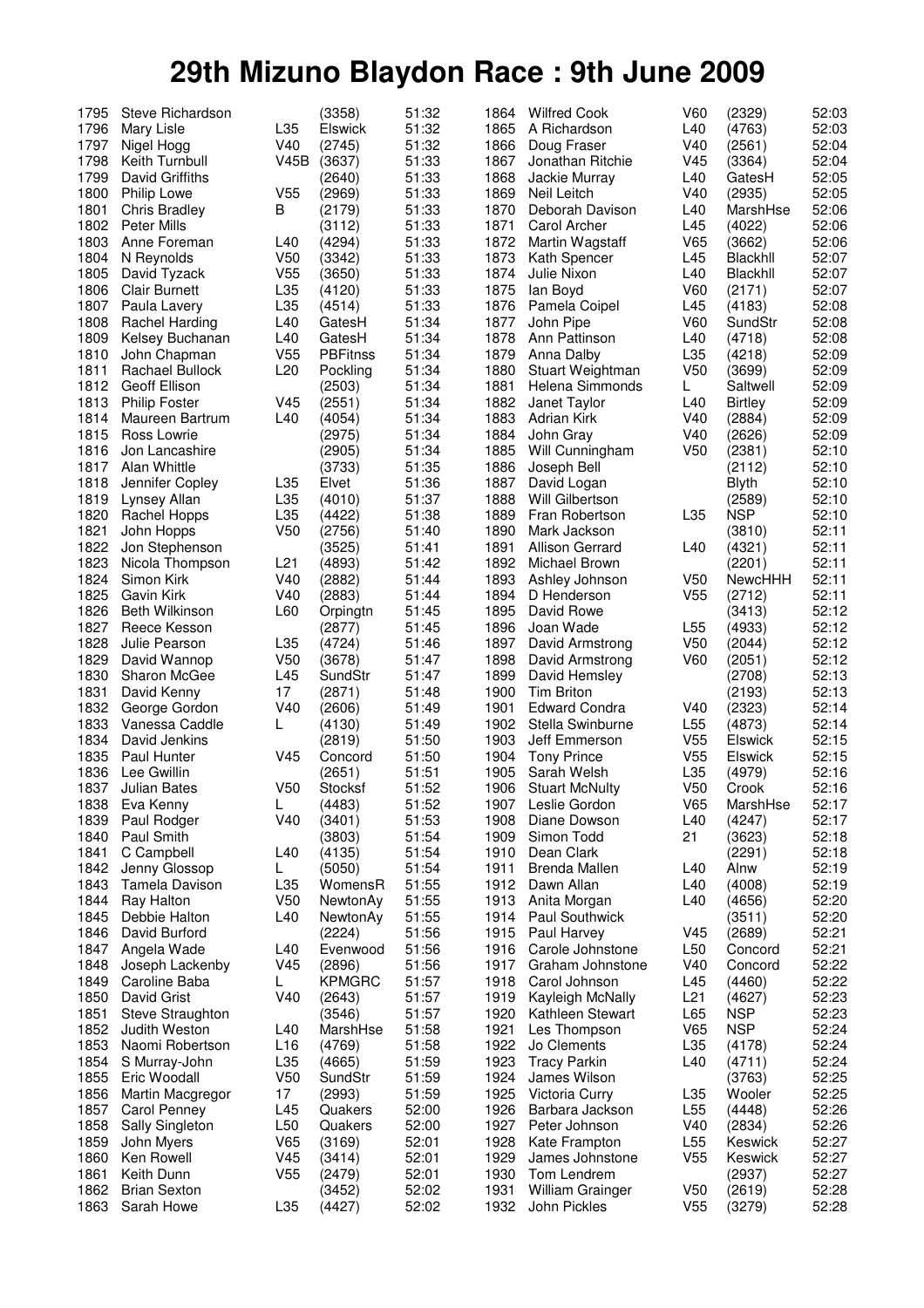# 29th Mizuno Blaydon Race : 9th June 2009

| Pos | Name | Cat | Club/No | Time |
|---|---|---|---|---|
| 1795 | Steve Richardson | | (3358) | 51:32 |
| 1796 | Mary Lisle | L35 | Elswick | 51:32 |
| 1797 | Nigel Hogg | V40 | (2745) | 51:32 |
| 1798 | Keith Turnbull | V45B | (3637) | 51:33 |
| 1799 | David Griffiths | | (2640) | 51:33 |
| 1800 | Philip Lowe | V55 | (2969) | 51:33 |
| 1801 | Chris Bradley | B | (2179) | 51:33 |
| 1802 | Peter Mills | | (3112) | 51:33 |
| 1803 | Anne Foreman | L40 | (4294) | 51:33 |
| 1804 | N Reynolds | V50 | (3342) | 51:33 |
| 1805 | David Tyzack | V55 | (3650) | 51:33 |
| 1806 | Clair Burnett | L35 | (4120) | 51:33 |
| 1807 | Paula Lavery | L35 | (4514) | 51:33 |
| 1808 | Rachel Harding | L40 | GatesH | 51:34 |
| 1809 | Kelsey Buchanan | L40 | GatesH | 51:34 |
| 1810 | John Chapman | V55 | PBFitnss | 51:34 |
| 1811 | Rachael Bullock | L20 | Pockling | 51:34 |
| 1812 | Geoff Ellison | | (2503) | 51:34 |
| 1813 | Philip Foster | V45 | (2551) | 51:34 |
| 1814 | Maureen Bartrum | L40 | (4054) | 51:34 |
| 1815 | Ross Lowrie | | (2975) | 51:34 |
| 1816 | Jon Lancashire | | (2905) | 51:34 |
| 1817 | Alan Whittle | | (3733) | 51:35 |
| 1818 | Jennifer Copley | L35 | Elvet | 51:36 |
| 1819 | Lynsey Allan | L35 | (4010) | 51:37 |
| 1820 | Rachel Hopps | L35 | (4422) | 51:38 |
| 1821 | John Hopps | V50 | (2756) | 51:40 |
| 1822 | Jon Stephenson | | (3525) | 51:41 |
| 1823 | Nicola Thompson | L21 | (4893) | 51:42 |
| 1824 | Simon Kirk | V40 | (2882) | 51:44 |
| 1825 | Gavin Kirk | V40 | (2883) | 51:44 |
| 1826 | Beth Wilkinson | L60 | Orpingtn | 51:45 |
| 1827 | Reece Kesson | | (2877) | 51:45 |
| 1828 | Julie Pearson | L35 | (4724) | 51:46 |
| 1829 | David Wannop | V50 | (3678) | 51:47 |
| 1830 | Sharon McGee | L45 | SundStr | 51:47 |
| 1831 | David Kenny | 17 | (2871) | 51:48 |
| 1832 | George Gordon | V40 | (2606) | 51:49 |
| 1833 | Vanessa Caddle | L | (4130) | 51:49 |
| 1834 | David Jenkins | | (2819) | 51:50 |
| 1835 | Paul Hunter | V45 | Concord | 51:50 |
| 1836 | Lee Gwillin | | (2651) | 51:51 |
| 1837 | Julian Bates | V50 | Stocksf | 51:52 |
| 1838 | Eva Kenny | L | (4483) | 51:52 |
| 1839 | Paul Rodger | V40 | (3401) | 51:53 |
| 1840 | Paul Smith | | (3803) | 51:54 |
| 1841 | C Campbell | L40 | (4135) | 51:54 |
| 1842 | Jenny Glossop | L | (5050) | 51:54 |
| 1843 | Tamela Davison | L35 | WomensR | 51:55 |
| 1844 | Ray Halton | V50 | NewtonAy | 51:55 |
| 1845 | Debbie Halton | L40 | NewtonAy | 51:55 |
| 1846 | David Burford | | (2224) | 51:56 |
| 1847 | Angela Wade | L40 | Evenwood | 51:56 |
| 1848 | Joseph Lackenby | V45 | (2896) | 51:56 |
| 1849 | Caroline Baba | L | KPMGRC | 51:57 |
| 1850 | David Grist | V40 | (2643) | 51:57 |
| 1851 | Steve Straughton | | (3546) | 51:57 |
| 1852 | Judith Weston | L40 | MarshHse | 51:58 |
| 1853 | Naomi Robertson | L16 | (4769) | 51:58 |
| 1854 | S Murray-John | L35 | (4665) | 51:59 |
| 1855 | Eric Woodall | V50 | SundStr | 51:59 |
| 1856 | Martin Macgregor | 17 | (2993) | 51:59 |
| 1857 | Carol Penney | L45 | Quakers | 52:00 |
| 1858 | Sally Singleton | L50 | Quakers | 52:00 |
| 1859 | John Myers | V65 | (3169) | 52:01 |
| 1860 | Ken Rowell | V45 | (3414) | 52:01 |
| 1861 | Keith Dunn | V55 | (2479) | 52:01 |
| 1862 | Brian Sexton | | (3452) | 52:02 |
| 1863 | Sarah Howe | L35 | (4427) | 52:02 |
| 1864 | Wilfred Cook | V60 | (2329) | 52:03 |
| 1865 | A Richardson | L40 | (4763) | 52:03 |
| 1866 | Doug Fraser | V40 | (2561) | 52:04 |
| 1867 | Jonathan Ritchie | V45 | (3364) | 52:04 |
| 1868 | Jackie Murray | L40 | GatesH | 52:05 |
| 1869 | Neil Leitch | V40 | (2935) | 52:05 |
| 1870 | Deborah Davison | L40 | MarshHse | 52:06 |
| 1871 | Carol Archer | L45 | (4022) | 52:06 |
| 1872 | Martin Wagstaff | V65 | (3662) | 52:06 |
| 1873 | Kath Spencer | L45 | Blackhll | 52:07 |
| 1874 | Julie Nixon | L40 | Blackhll | 52:07 |
| 1875 | Ian Boyd | V60 | (2171) | 52:07 |
| 1876 | Pamela Coipel | L45 | (4183) | 52:08 |
| 1877 | John Pipe | V60 | SundStr | 52:08 |
| 1878 | Ann Pattinson | L40 | (4718) | 52:08 |
| 1879 | Anna Dalby | L35 | (4218) | 52:09 |
| 1880 | Stuart Weightman | V50 | (3699) | 52:09 |
| 1881 | Helena Simmonds | L | Saltwell | 52:09 |
| 1882 | Janet Taylor | L40 | Birtley | 52:09 |
| 1883 | Adrian Kirk | V40 | (2884) | 52:09 |
| 1884 | John Gray | V40 | (2626) | 52:09 |
| 1885 | Will Cunningham | V50 | (2381) | 52:10 |
| 1886 | Joseph Bell | | (2112) | 52:10 |
| 1887 | David Logan | | Blyth | 52:10 |
| 1888 | Will Gilbertson | | (2589) | 52:10 |
| 1889 | Fran Robertson | L35 | NSP | 52:10 |
| 1890 | Mark Jackson | | (3810) | 52:11 |
| 1891 | Allison Gerrard | L40 | (4321) | 52:11 |
| 1892 | Michael Brown | | (2201) | 52:11 |
| 1893 | Ashley Johnson | V50 | NewcHHH | 52:11 |
| 1894 | D Henderson | V55 | (2712) | 52:11 |
| 1895 | David Rowe | | (3413) | 52:12 |
| 1896 | Joan Wade | L55 | (4933) | 52:12 |
| 1897 | David Armstrong | V50 | (2044) | 52:12 |
| 1898 | David Armstrong | V60 | (2051) | 52:12 |
| 1899 | David Hemsley | | (2708) | 52:13 |
| 1900 | Tim Briton | | (2193) | 52:13 |
| 1901 | Edward Condra | V40 | (2323) | 52:14 |
| 1902 | Stella Swinburne | L55 | (4873) | 52:14 |
| 1903 | Jeff Emmerson | V55 | Elswick | 52:15 |
| 1904 | Tony Prince | V55 | Elswick | 52:15 |
| 1905 | Sarah Welsh | L35 | (4979) | 52:16 |
| 1906 | Stuart McNulty | V50 | Crook | 52:16 |
| 1907 | Leslie Gordon | V65 | MarshHse | 52:17 |
| 1908 | Diane Dowson | L40 | (4247) | 52:17 |
| 1909 | Simon Todd | 21 | (3623) | 52:18 |
| 1910 | Dean Clark | | (2291) | 52:18 |
| 1911 | Brenda Mallen | L40 | Alnw | 52:19 |
| 1912 | Dawn Allan | L40 | (4008) | 52:19 |
| 1913 | Anita Morgan | L40 | (4656) | 52:20 |
| 1914 | Paul Southwick | | (3511) | 52:20 |
| 1915 | Paul Harvey | V45 | (2689) | 52:21 |
| 1916 | Carole Johnstone | L50 | Concord | 52:21 |
| 1917 | Graham Johnstone | V40 | Concord | 52:22 |
| 1918 | Carol Johnson | L45 | (4460) | 52:22 |
| 1919 | Kayleigh McNally | L21 | (4627) | 52:23 |
| 1920 | Kathleen Stewart | L65 | NSP | 52:23 |
| 1921 | Les Thompson | V65 | NSP | 52:24 |
| 1922 | Jo Clements | L35 | (4178) | 52:24 |
| 1923 | Tracy Parkin | L40 | (4711) | 52:24 |
| 1924 | James Wilson | | (3763) | 52:25 |
| 1925 | Victoria Curry | L35 | Wooler | 52:25 |
| 1926 | Barbara Jackson | L55 | (4448) | 52:26 |
| 1927 | Peter Johnson | V40 | (2834) | 52:26 |
| 1928 | Kate Frampton | L55 | Keswick | 52:27 |
| 1929 | James Johnstone | V55 | Keswick | 52:27 |
| 1930 | Tom Lendrem | | (2937) | 52:27 |
| 1931 | William Grainger | V50 | (2619) | 52:28 |
| 1932 | John Pickles | V55 | (3279) | 52:28 |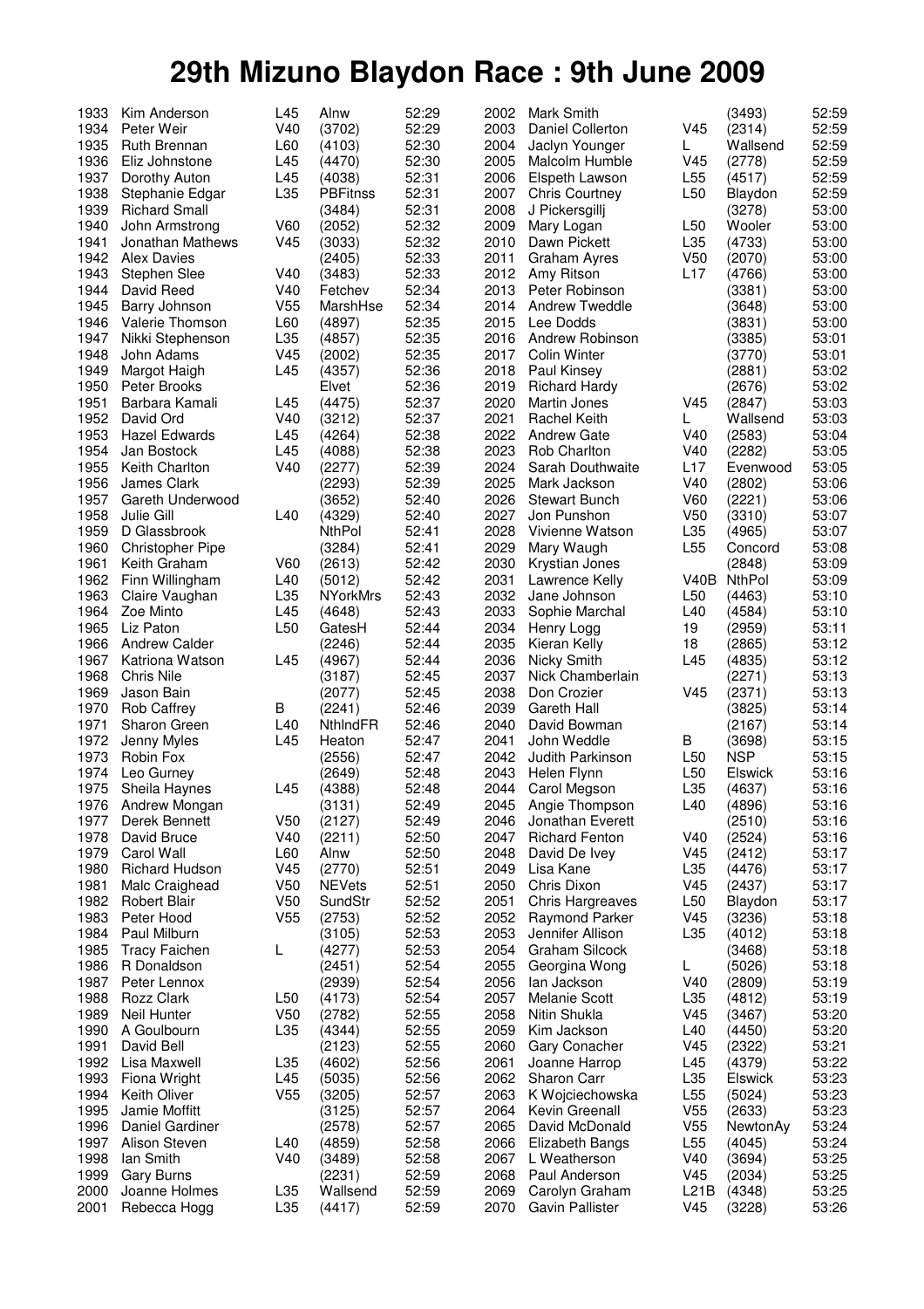# 29th Mizuno Blaydon Race : 9th June 2009

| Pos | Name | Cat | Club/No | Time |
|---|---|---|---|---|
| 1933 | Kim Anderson | L45 | Alnw | 52:29 |
| 1934 | Peter Weir | V40 | (3702) | 52:29 |
| 1935 | Ruth Brennan | L60 | (4103) | 52:30 |
| 1936 | Eliz Johnstone | L45 | (4470) | 52:30 |
| 1937 | Dorothy Auton | L45 | (4038) | 52:31 |
| 1938 | Stephanie Edgar | L35 | PBFitnss | 52:31 |
| 1939 | Richard Small | | (3484) | 52:31 |
| 1940 | John Armstrong | V60 | (2052) | 52:32 |
| 1941 | Jonathan Mathews | V45 | (3033) | 52:32 |
| 1942 | Alex Davies | | (2405) | 52:33 |
| 1943 | Stephen Slee | V40 | (3483) | 52:33 |
| 1944 | David Reed | V40 | Fetchev | 52:34 |
| 1945 | Barry Johnson | V55 | MarshHse | 52:34 |
| 1946 | Valerie Thomson | L60 | (4897) | 52:35 |
| 1947 | Nikki Stephenson | L35 | (4857) | 52:35 |
| 1948 | John Adams | V45 | (2002) | 52:35 |
| 1949 | Margot Haigh | L45 | (4357) | 52:36 |
| 1950 | Peter Brooks | | Elvet | 52:36 |
| 1951 | Barbara Kamali | L45 | (4475) | 52:37 |
| 1952 | David Ord | V40 | (3212) | 52:37 |
| 1953 | Hazel Edwards | L45 | (4264) | 52:38 |
| 1954 | Jan Bostock | L45 | (4088) | 52:38 |
| 1955 | Keith Charlton | V40 | (2277) | 52:39 |
| 1956 | James Clark | | (2293) | 52:39 |
| 1957 | Gareth Underwood | | (3652) | 52:40 |
| 1958 | Julie Gill | L40 | (4329) | 52:40 |
| 1959 | D Glassbrook | | NthPol | 52:41 |
| 1960 | Christopher Pipe | | (3284) | 52:41 |
| 1961 | Keith Graham | V60 | (2613) | 52:42 |
| 1962 | Finn Willingham | L40 | (5012) | 52:42 |
| 1963 | Claire Vaughan | L35 | NYorkMrs | 52:43 |
| 1964 | Zoe Minto | L45 | (4648) | 52:43 |
| 1965 | Liz Paton | L50 | GatesH | 52:44 |
| 1966 | Andrew Calder | | (2246) | 52:44 |
| 1967 | Katriona Watson | L45 | (4967) | 52:44 |
| 1968 | Chris Nile | | (3187) | 52:45 |
| 1969 | Jason Bain | | (2077) | 52:45 |
| 1970 | Rob Caffrey | B | (2241) | 52:46 |
| 1971 | Sharon Green | L40 | NthIndFR | 52:46 |
| 1972 | Jenny Myles | L45 | Heaton | 52:47 |
| 1973 | Robin Fox | | (2556) | 52:47 |
| 1974 | Leo Gurney | | (2649) | 52:48 |
| 1975 | Sheila Haynes | L45 | (4388) | 52:48 |
| 1976 | Andrew Mongan | | (3131) | 52:49 |
| 1977 | Derek Bennett | V50 | (2127) | 52:49 |
| 1978 | David Bruce | V40 | (2211) | 52:50 |
| 1979 | Carol Wall | L60 | Alnw | 52:50 |
| 1980 | Richard Hudson | V45 | (2770) | 52:51 |
| 1981 | Malc Craighead | V50 | NEVets | 52:51 |
| 1982 | Robert Blair | V50 | SundStr | 52:52 |
| 1983 | Peter Hood | V55 | (2753) | 52:52 |
| 1984 | Paul Milburn | | (3105) | 52:53 |
| 1985 | Tracy Faichen | L | (4277) | 52:53 |
| 1986 | R Donaldson | | (2451) | 52:54 |
| 1987 | Peter Lennox | | (2939) | 52:54 |
| 1988 | Rozz Clark | L50 | (4173) | 52:54 |
| 1989 | Neil Hunter | V50 | (2782) | 52:55 |
| 1990 | A Goulbourn | L35 | (4344) | 52:55 |
| 1991 | David Bell | | (2123) | 52:55 |
| 1992 | Lisa Maxwell | L35 | (4602) | 52:56 |
| 1993 | Fiona Wright | L45 | (5035) | 52:56 |
| 1994 | Keith Oliver | V55 | (3205) | 52:57 |
| 1995 | Jamie Moffitt | | (3125) | 52:57 |
| 1996 | Daniel Gardiner | | (2578) | 52:57 |
| 1997 | Alison Steven | L40 | (4859) | 52:58 |
| 1998 | Ian Smith | V40 | (3489) | 52:58 |
| 1999 | Gary Burns | | (2231) | 52:59 |
| 2000 | Joanne Holmes | L35 | Wallsend | 52:59 |
| 2001 | Rebecca Hogg | L35 | (4417) | 52:59 |
| 2002 | Mark Smith | | (3493) | 52:59 |
| 2003 | Daniel Collerton | V45 | (2314) | 52:59 |
| 2004 | Jaclyn Younger | L | Wallsend | 52:59 |
| 2005 | Malcolm Humble | V45 | (2778) | 52:59 |
| 2006 | Elspeth Lawson | L55 | (4517) | 52:59 |
| 2007 | Chris Courtney | L50 | Blaydon | 52:59 |
| 2008 | J Pickersgillj | | (3278) | 53:00 |
| 2009 | Mary Logan | L50 | Wooler | 53:00 |
| 2010 | Dawn Pickett | L35 | (4733) | 53:00 |
| 2011 | Graham Ayres | V50 | (2070) | 53:00 |
| 2012 | Amy Ritson | L17 | (4766) | 53:00 |
| 2013 | Peter Robinson | | (3381) | 53:00 |
| 2014 | Andrew Tweddle | | (3648) | 53:00 |
| 2015 | Lee Dodds | | (3831) | 53:00 |
| 2016 | Andrew Robinson | | (3385) | 53:01 |
| 2017 | Colin Winter | | (3770) | 53:01 |
| 2018 | Paul Kinsey | | (2881) | 53:02 |
| 2019 | Richard Hardy | | (2676) | 53:02 |
| 2020 | Martin Jones | V45 | (2847) | 53:03 |
| 2021 | Rachel Keith | L | Wallsend | 53:03 |
| 2022 | Andrew Gate | V40 | (2583) | 53:04 |
| 2023 | Rob Charlton | V40 | (2282) | 53:05 |
| 2024 | Sarah Douthwaite | L17 | Evenwood | 53:05 |
| 2025 | Mark Jackson | V40 | (2802) | 53:06 |
| 2026 | Stewart Bunch | V60 | (2221) | 53:06 |
| 2027 | Jon Punshon | V50 | (3310) | 53:07 |
| 2028 | Vivienne Watson | L35 | (4965) | 53:07 |
| 2029 | Mary Waugh | L55 | Concord | 53:08 |
| 2030 | Krystian Jones | | (2848) | 53:09 |
| 2031 | Lawrence Kelly | V40B | NthPol | 53:09 |
| 2032 | Jane Johnson | L50 | (4463) | 53:10 |
| 2033 | Sophie Marchal | L40 | (4584) | 53:10 |
| 2034 | Henry Logg | 19 | (2959) | 53:11 |
| 2035 | Kieran Kelly | 18 | (2865) | 53:12 |
| 2036 | Nicky Smith | L45 | (4835) | 53:12 |
| 2037 | Nick Chamberlain | | (2271) | 53:13 |
| 2038 | Don Crozier | V45 | (2371) | 53:13 |
| 2039 | Gareth Hall | | (3825) | 53:14 |
| 2040 | David Bowman | | (2167) | 53:14 |
| 2041 | John Weddle | B | (3698) | 53:15 |
| 2042 | Judith Parkinson | L50 | NSP | 53:15 |
| 2043 | Helen Flynn | L50 | Elswick | 53:16 |
| 2044 | Carol Megson | L35 | (4637) | 53:16 |
| 2045 | Angie Thompson | L40 | (4896) | 53:16 |
| 2046 | Jonathan Everett | | (2510) | 53:16 |
| 2047 | Richard Fenton | V40 | (2524) | 53:16 |
| 2048 | David De Ivey | V45 | (2412) | 53:17 |
| 2049 | Lisa Kane | L35 | (4476) | 53:17 |
| 2050 | Chris Dixon | V45 | (2437) | 53:17 |
| 2051 | Chris Hargreaves | L50 | Blaydon | 53:17 |
| 2052 | Raymond Parker | V45 | (3236) | 53:18 |
| 2053 | Jennifer Allison | L35 | (4012) | 53:18 |
| 2054 | Graham Silcock | | (3468) | 53:18 |
| 2055 | Georgina Wong | L | (5026) | 53:18 |
| 2056 | Ian Jackson | V40 | (2809) | 53:19 |
| 2057 | Melanie Scott | L35 | (4812) | 53:19 |
| 2058 | Nitin Shukla | V45 | (3467) | 53:20 |
| 2059 | Kim Jackson | L40 | (4450) | 53:20 |
| 2060 | Gary Conacher | V45 | (2322) | 53:21 |
| 2061 | Joanne Harrop | L45 | (4379) | 53:22 |
| 2062 | Sharon Carr | L35 | Elswick | 53:23 |
| 2063 | K Wojciechowska | L55 | (5024) | 53:23 |
| 2064 | Kevin Greenall | V55 | (2633) | 53:23 |
| 2065 | David McDonald | V55 | NewtonAy | 53:24 |
| 2066 | Elizabeth Bangs | L55 | (4045) | 53:24 |
| 2067 | L Weatherson | V40 | (3694) | 53:25 |
| 2068 | Paul Anderson | V45 | (2034) | 53:25 |
| 2069 | Carolyn Graham | L21B | (4348) | 53:25 |
| 2070 | Gavin Pallister | V45 | (3228) | 53:26 |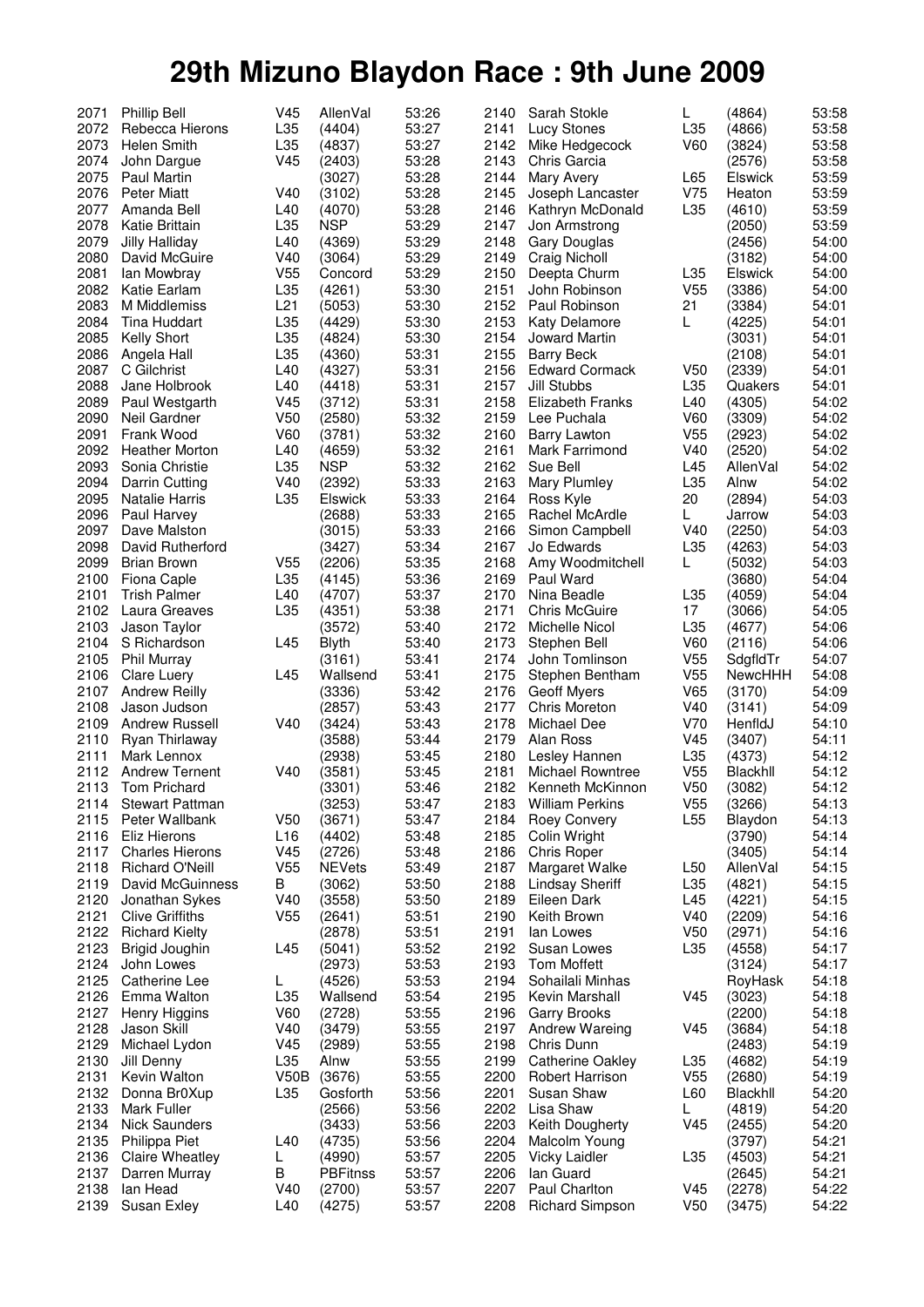# 29th Mizuno Blaydon Race : 9th June 2009

| Pos | Name | Cat | Club | Time |
|---|---|---|---|---|
| 2071 | Phillip Bell | V45 | AllenVal | 53:26 |
| 2072 | Rebecca Hierons | L35 | (4404) | 53:27 |
| 2073 | Helen Smith | L35 | (4837) | 53:27 |
| 2074 | John Dargue | V45 | (2403) | 53:28 |
| 2075 | Paul Martin | | (3027) | 53:28 |
| 2076 | Peter Miatt | V40 | (3102) | 53:28 |
| 2077 | Amanda Bell | L40 | (4070) | 53:28 |
| 2078 | Katie Brittain | L35 | NSP | 53:29 |
| 2079 | Jilly Halliday | L40 | (4369) | 53:29 |
| 2080 | David McGuire | V40 | (3064) | 53:29 |
| 2081 | Ian Mowbray | V55 | Concord | 53:29 |
| 2082 | Katie Earlam | L35 | (4261) | 53:30 |
| 2083 | M Middlemiss | L21 | (5053) | 53:30 |
| 2084 | Tina Huddart | L35 | (4429) | 53:30 |
| 2085 | Kelly Short | L35 | (4824) | 53:30 |
| 2086 | Angela Hall | L35 | (4360) | 53:31 |
| 2087 | C Gilchrist | L40 | (4327) | 53:31 |
| 2088 | Jane Holbrook | L40 | (4418) | 53:31 |
| 2089 | Paul Westgarth | V45 | (3712) | 53:31 |
| 2090 | Neil Gardner | V50 | (2580) | 53:32 |
| 2091 | Frank Wood | V60 | (3781) | 53:32 |
| 2092 | Heather Morton | L40 | (4659) | 53:32 |
| 2093 | Sonia Christie | L35 | NSP | 53:32 |
| 2094 | Darrin Cutting | V40 | (2392) | 53:33 |
| 2095 | Natalie Harris | L35 | Elswick | 53:33 |
| 2096 | Paul Harvey | | (2688) | 53:33 |
| 2097 | Dave Malston | | (3015) | 53:33 |
| 2098 | David Rutherford | | (3427) | 53:34 |
| 2099 | Brian Brown | V55 | (2206) | 53:35 |
| 2100 | Fiona Caple | L35 | (4145) | 53:36 |
| 2101 | Trish Palmer | L40 | (4707) | 53:37 |
| 2102 | Laura Greaves | L35 | (4351) | 53:38 |
| 2103 | Jason Taylor | | (3572) | 53:40 |
| 2104 | S Richardson | L45 | Blyth | 53:40 |
| 2105 | Phil Murray | | (3161) | 53:41 |
| 2106 | Clare Luery | L45 | Wallsend | 53:41 |
| 2107 | Andrew Reilly | | (3336) | 53:42 |
| 2108 | Jason Judson | | (2857) | 53:43 |
| 2109 | Andrew Russell | V40 | (3424) | 53:43 |
| 2110 | Ryan Thirlaway | | (3588) | 53:44 |
| 2111 | Mark Lennox | | (2938) | 53:45 |
| 2112 | Andrew Ternent | V40 | (3581) | 53:45 |
| 2113 | Tom Prichard | | (3301) | 53:46 |
| 2114 | Stewart Pattman | | (3253) | 53:47 |
| 2115 | Peter Wallbank | V50 | (3671) | 53:47 |
| 2116 | Eliz Hierons | L16 | (4402) | 53:48 |
| 2117 | Charles Hierons | V45 | (2726) | 53:48 |
| 2118 | Richard O'Neill | V55 | NEVets | 53:49 |
| 2119 | David McGuinness | B | (3062) | 53:50 |
| 2120 | Jonathan Sykes | V40 | (3558) | 53:50 |
| 2121 | Clive Griffiths | V55 | (2641) | 53:51 |
| 2122 | Richard Kielty | | (2878) | 53:51 |
| 2123 | Brigid Joughin | L45 | (5041) | 53:52 |
| 2124 | John Lowes | | (2973) | 53:53 |
| 2125 | Catherine Lee | L | (4526) | 53:53 |
| 2126 | Emma Walton | L35 | Wallsend | 53:54 |
| 2127 | Henry Higgins | V60 | (2728) | 53:55 |
| 2128 | Jason Skill | V40 | (3479) | 53:55 |
| 2129 | Michael Lydon | V45 | (2989) | 53:55 |
| 2130 | Jill Denny | L35 | Alnw | 53:55 |
| 2131 | Kevin Walton | V50B | (3676) | 53:55 |
| 2132 | Donna Br0Xup | L35 | Gosforth | 53:56 |
| 2133 | Mark Fuller | | (2566) | 53:56 |
| 2134 | Nick Saunders | | (3433) | 53:56 |
| 2135 | Philippa Piet | L40 | (4735) | 53:56 |
| 2136 | Claire Wheatley | L | (4990) | 53:57 |
| 2137 | Darren Murray | B | PBFitnss | 53:57 |
| 2138 | Ian Head | V40 | (2700) | 53:57 |
| 2139 | Susan Exley | L40 | (4275) | 53:57 |
| 2140 | Sarah Stokle | L | (4864) | 53:58 |
| 2141 | Lucy Stones | L35 | (4866) | 53:58 |
| 2142 | Mike Hedgecock | V60 | (3824) | 53:58 |
| 2143 | Chris Garcia | | (2576) | 53:58 |
| 2144 | Mary Avery | L65 | Elswick | 53:59 |
| 2145 | Joseph Lancaster | V75 | Heaton | 53:59 |
| 2146 | Kathryn McDonald | L35 | (4610) | 53:59 |
| 2147 | Jon Armstrong | | (2050) | 53:59 |
| 2148 | Gary Douglas | | (2456) | 54:00 |
| 2149 | Craig Nicholl | | (3182) | 54:00 |
| 2150 | Deepta Churm | L35 | Elswick | 54:00 |
| 2151 | John Robinson | V55 | (3386) | 54:00 |
| 2152 | Paul Robinson | 21 | (3384) | 54:01 |
| 2153 | Katy Delamore | L | (4225) | 54:01 |
| 2154 | Joward Martin | | (3031) | 54:01 |
| 2155 | Barry Beck | | (2108) | 54:01 |
| 2156 | Edward Cormack | V50 | (2339) | 54:01 |
| 2157 | Jill Stubbs | L35 | Quakers | 54:01 |
| 2158 | Elizabeth Franks | L40 | (4305) | 54:02 |
| 2159 | Lee Puchala | V60 | (3309) | 54:02 |
| 2160 | Barry Lawton | V55 | (2923) | 54:02 |
| 2161 | Mark Farrimond | V40 | (2520) | 54:02 |
| 2162 | Sue Bell | L45 | AllenVal | 54:02 |
| 2163 | Mary Plumley | L35 | Alnw | 54:02 |
| 2164 | Ross Kyle | 20 | (2894) | 54:03 |
| 2165 | Rachel McArdle | L | Jarrow | 54:03 |
| 2166 | Simon Campbell | V40 | (2250) | 54:03 |
| 2167 | Jo Edwards | L35 | (4263) | 54:03 |
| 2168 | Amy Woodmitchell | L | (5032) | 54:03 |
| 2169 | Paul Ward | | (3680) | 54:04 |
| 2170 | Nina Beadle | L35 | (4059) | 54:04 |
| 2171 | Chris McGuire | 17 | (3066) | 54:05 |
| 2172 | Michelle Nicol | L35 | (4677) | 54:06 |
| 2173 | Stephen Bell | V60 | (2116) | 54:06 |
| 2174 | John Tomlinson | V55 | SdgfldTr | 54:07 |
| 2175 | Stephen Bentham | V55 | NewcHHH | 54:08 |
| 2176 | Geoff Myers | V65 | (3170) | 54:09 |
| 2177 | Chris Moreton | V40 | (3141) | 54:09 |
| 2178 | Michael Dee | V70 | HenfldJ | 54:10 |
| 2179 | Alan Ross | V45 | (3407) | 54:11 |
| 2180 | Lesley Hannen | L35 | (4373) | 54:12 |
| 2181 | Michael Rowntree | V55 | Blackhll | 54:12 |
| 2182 | Kenneth McKinnon | V50 | (3082) | 54:12 |
| 2183 | William Perkins | V55 | (3266) | 54:13 |
| 2184 | Roey Convery | L55 | Blaydon | 54:13 |
| 2185 | Colin Wright | | (3790) | 54:14 |
| 2186 | Chris Roper | | (3405) | 54:14 |
| 2187 | Margaret Walke | L50 | AllenVal | 54:15 |
| 2188 | Lindsay Sheriff | L35 | (4821) | 54:15 |
| 2189 | Eileen Dark | L45 | (4221) | 54:15 |
| 2190 | Keith Brown | V40 | (2209) | 54:16 |
| 2191 | Ian Lowes | V50 | (2971) | 54:16 |
| 2192 | Susan Lowes | L35 | (4558) | 54:17 |
| 2193 | Tom Moffett | | (3124) | 54:17 |
| 2194 | Sohailali Minhas | | RoyHask | 54:18 |
| 2195 | Kevin Marshall | V45 | (3023) | 54:18 |
| 2196 | Garry Brooks | | (2200) | 54:18 |
| 2197 | Andrew Wareing | V45 | (3684) | 54:18 |
| 2198 | Chris Dunn | | (2483) | 54:19 |
| 2199 | Catherine Oakley | L35 | (4682) | 54:19 |
| 2200 | Robert Harrison | V55 | (2680) | 54:19 |
| 2201 | Susan Shaw | L60 | Blackhll | 54:20 |
| 2202 | Lisa Shaw | L | (4819) | 54:20 |
| 2203 | Keith Dougherty | V45 | (2455) | 54:20 |
| 2204 | Malcolm Young | | (3797) | 54:21 |
| 2205 | Vicky Laidler | L35 | (4503) | 54:21 |
| 2206 | Ian Guard | | (2645) | 54:21 |
| 2207 | Paul Charlton | V45 | (2278) | 54:22 |
| 2208 | Richard Simpson | V50 | (3475) | 54:22 |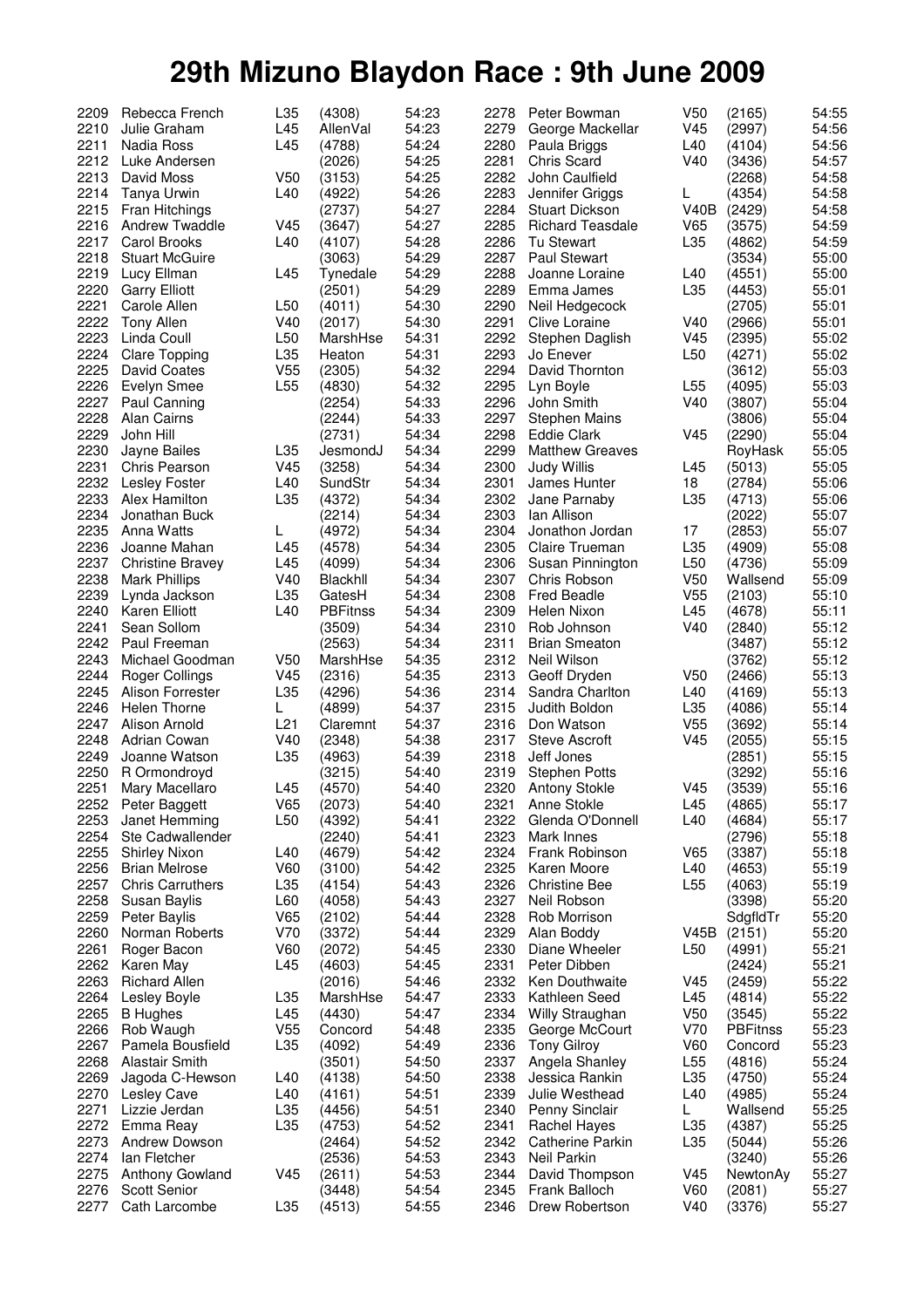# 29th Mizuno Blaydon Race : 9th June 2009

| Pos | Name | Cat | Club/No | Time |
|---|---|---|---|---|
| 2209 | Rebecca French | L35 | (4308) | 54:23 |
| 2210 | Julie Graham | L45 | AllenVal | 54:23 |
| 2211 | Nadia Ross | L45 | (4788) | 54:24 |
| 2212 | Luke Andersen | | (2026) | 54:25 |
| 2213 | David Moss | V50 | (3153) | 54:25 |
| 2214 | Tanya Urwin | L40 | (4922) | 54:26 |
| 2215 | Fran Hitchings | | (2737) | 54:27 |
| 2216 | Andrew Twaddle | V45 | (3647) | 54:27 |
| 2217 | Carol Brooks | L40 | (4107) | 54:28 |
| 2218 | Stuart McGuire | | (3063) | 54:29 |
| 2219 | Lucy Ellman | L45 | Tynedale | 54:29 |
| 2220 | Garry Elliott | | (2501) | 54:29 |
| 2221 | Carole Allen | L50 | (4011) | 54:30 |
| 2222 | Tony Allen | V40 | (2017) | 54:30 |
| 2223 | Linda Coull | L50 | MarshHse | 54:31 |
| 2224 | Clare Topping | L35 | Heaton | 54:31 |
| 2225 | David Coates | V55 | (2305) | 54:32 |
| 2226 | Evelyn Smee | L55 | (4830) | 54:32 |
| 2227 | Paul Canning | | (2254) | 54:33 |
| 2228 | Alan Cairns | | (2244) | 54:33 |
| 2229 | John Hill | | (2731) | 54:34 |
| 2230 | Jayne Bailes | L35 | JesmondJ | 54:34 |
| 2231 | Chris Pearson | V45 | (3258) | 54:34 |
| 2232 | Lesley Foster | L40 | SundStr | 54:34 |
| 2233 | Alex Hamilton | L35 | (4372) | 54:34 |
| 2234 | Jonathan Buck | | (2214) | 54:34 |
| 2235 | Anna Watts | L | (4972) | 54:34 |
| 2236 | Joanne Mahan | L45 | (4578) | 54:34 |
| 2237 | Christine Bravey | L45 | (4099) | 54:34 |
| 2238 | Mark Phillips | V40 | Blackhll | 54:34 |
| 2239 | Lynda Jackson | L35 | GatesH | 54:34 |
| 2240 | Karen Elliott | L40 | PBFitnss | 54:34 |
| 2241 | Sean Sollom | | (3509) | 54:34 |
| 2242 | Paul Freeman | | (2563) | 54:34 |
| 2243 | Michael Goodman | V50 | MarshHse | 54:35 |
| 2244 | Roger Collings | V45 | (2316) | 54:35 |
| 2245 | Alison Forrester | L35 | (4296) | 54:36 |
| 2246 | Helen Thorne | L | (4899) | 54:37 |
| 2247 | Alison Arnold | L21 | Claremnt | 54:37 |
| 2248 | Adrian Cowan | V40 | (2348) | 54:38 |
| 2249 | Joanne Watson | L35 | (4963) | 54:39 |
| 2250 | R Ormondroyd | | (3215) | 54:40 |
| 2251 | Mary Macellaro | L45 | (4570) | 54:40 |
| 2252 | Peter Baggett | V65 | (2073) | 54:40 |
| 2253 | Janet Hemming | L50 | (4392) | 54:41 |
| 2254 | Ste Cadwallender | | (2240) | 54:41 |
| 2255 | Shirley Nixon | L40 | (4679) | 54:42 |
| 2256 | Brian Melrose | V60 | (3100) | 54:42 |
| 2257 | Chris Carruthers | L35 | (4154) | 54:43 |
| 2258 | Susan Baylis | L60 | (4058) | 54:43 |
| 2259 | Peter Baylis | V65 | (2102) | 54:44 |
| 2260 | Norman Roberts | V70 | (3372) | 54:44 |
| 2261 | Roger Bacon | V60 | (2072) | 54:45 |
| 2262 | Karen May | L45 | (4603) | 54:45 |
| 2263 | Richard Allen | | (2016) | 54:46 |
| 2264 | Lesley Boyle | L35 | MarshHse | 54:47 |
| 2265 | B Hughes | L45 | (4430) | 54:47 |
| 2266 | Rob Waugh | V55 | Concord | 54:48 |
| 2267 | Pamela Bousfield | L35 | (4092) | 54:49 |
| 2268 | Alastair Smith | | (3501) | 54:50 |
| 2269 | Jagoda C-Hewson | L40 | (4138) | 54:50 |
| 2270 | Lesley Cave | L40 | (4161) | 54:51 |
| 2271 | Lizzie Jerdan | L35 | (4456) | 54:51 |
| 2272 | Emma Reay | L35 | (4753) | 54:52 |
| 2273 | Andrew Dowson | | (2464) | 54:52 |
| 2274 | Ian Fletcher | | (2536) | 54:53 |
| 2275 | Anthony Gowland | V45 | (2611) | 54:53 |
| 2276 | Scott Senior | | (3448) | 54:54 |
| 2277 | Cath Larcombe | L35 | (4513) | 54:55 |
| 2278 | Peter Bowman | V50 | (2165) | 54:55 |
| 2279 | George Mackellar | V45 | (2997) | 54:56 |
| 2280 | Paula Briggs | L40 | (4104) | 54:56 |
| 2281 | Chris Scard | V40 | (3436) | 54:57 |
| 2282 | John Caulfield | | (2268) | 54:58 |
| 2283 | Jennifer Griggs | L | (4354) | 54:58 |
| 2284 | Stuart Dickson | V40B | (2429) | 54:58 |
| 2285 | Richard Teasdale | V65 | (3575) | 54:59 |
| 2286 | Tu Stewart | L35 | (4862) | 54:59 |
| 2287 | Paul Stewart | | (3534) | 55:00 |
| 2288 | Joanne Loraine | L40 | (4551) | 55:00 |
| 2289 | Emma James | L35 | (4453) | 55:01 |
| 2290 | Neil Hedgecock | | (2705) | 55:01 |
| 2291 | Clive Loraine | V40 | (2966) | 55:01 |
| 2292 | Stephen Daglish | V45 | (2395) | 55:02 |
| 2293 | Jo Enever | L50 | (4271) | 55:02 |
| 2294 | David Thornton | | (3612) | 55:03 |
| 2295 | Lyn Boyle | L55 | (4095) | 55:03 |
| 2296 | John Smith | V40 | (3807) | 55:04 |
| 2297 | Stephen Mains | | (3806) | 55:04 |
| 2298 | Eddie Clark | V45 | (2290) | 55:04 |
| 2299 | Matthew Greaves | | RoyHask | 55:05 |
| 2300 | Judy Willis | L45 | (5013) | 55:05 |
| 2301 | James Hunter | 18 | (2784) | 55:06 |
| 2302 | Jane Parnaby | L35 | (4713) | 55:06 |
| 2303 | Ian Allison | | (2022) | 55:07 |
| 2304 | Jonathon Jordan | 17 | (2853) | 55:07 |
| 2305 | Claire Trueman | L35 | (4909) | 55:08 |
| 2306 | Susan Pinnington | L50 | (4736) | 55:09 |
| 2307 | Chris Robson | V50 | Wallsend | 55:09 |
| 2308 | Fred Beadle | V55 | (2103) | 55:10 |
| 2309 | Helen Nixon | L45 | (4678) | 55:11 |
| 2310 | Rob Johnson | V40 | (2840) | 55:12 |
| 2311 | Brian Smeaton | | (3487) | 55:12 |
| 2312 | Neil Wilson | | (3762) | 55:12 |
| 2313 | Geoff Dryden | V50 | (2466) | 55:13 |
| 2314 | Sandra Charlton | L40 | (4169) | 55:13 |
| 2315 | Judith Boldon | L35 | (4086) | 55:14 |
| 2316 | Don Watson | V55 | (3692) | 55:14 |
| 2317 | Steve Ascroft | V45 | (2055) | 55:15 |
| 2318 | Jeff Jones | | (2851) | 55:15 |
| 2319 | Stephen Potts | | (3292) | 55:16 |
| 2320 | Antony Stokle | V45 | (3539) | 55:16 |
| 2321 | Anne Stokle | L45 | (4865) | 55:17 |
| 2322 | Glenda O'Donnell | L40 | (4684) | 55:17 |
| 2323 | Mark Innes | | (2796) | 55:18 |
| 2324 | Frank Robinson | V65 | (3387) | 55:18 |
| 2325 | Karen Moore | L40 | (4653) | 55:19 |
| 2326 | Christine Bee | L55 | (4063) | 55:19 |
| 2327 | Neil Robson | | (3398) | 55:20 |
| 2328 | Rob Morrison | | SdgfldTr | 55:20 |
| 2329 | Alan Boddy | V45B | (2151) | 55:20 |
| 2330 | Diane Wheeler | L50 | (4991) | 55:21 |
| 2331 | Peter Dibben | | (2424) | 55:21 |
| 2332 | Ken Douthwaite | V45 | (2459) | 55:22 |
| 2333 | Kathleen Seed | L45 | (4814) | 55:22 |
| 2334 | Willy Straughan | V50 | (3545) | 55:22 |
| 2335 | George McCourt | V70 | PBFitnss | 55:23 |
| 2336 | Tony Gilroy | V60 | Concord | 55:23 |
| 2337 | Angela Shanley | L55 | (4816) | 55:24 |
| 2338 | Jessica Rankin | L35 | (4750) | 55:24 |
| 2339 | Julie Westhead | L40 | (4985) | 55:24 |
| 2340 | Penny Sinclair | L | Wallsend | 55:25 |
| 2341 | Rachel Hayes | L35 | (4387) | 55:25 |
| 2342 | Catherine Parkin | L35 | (5044) | 55:26 |
| 2343 | Neil Parkin | | (3240) | 55:26 |
| 2344 | David Thompson | V45 | NewtonAy | 55:27 |
| 2345 | Frank Balloch | V60 | (2081) | 55:27 |
| 2346 | Drew Robertson | V40 | (3376) | 55:27 |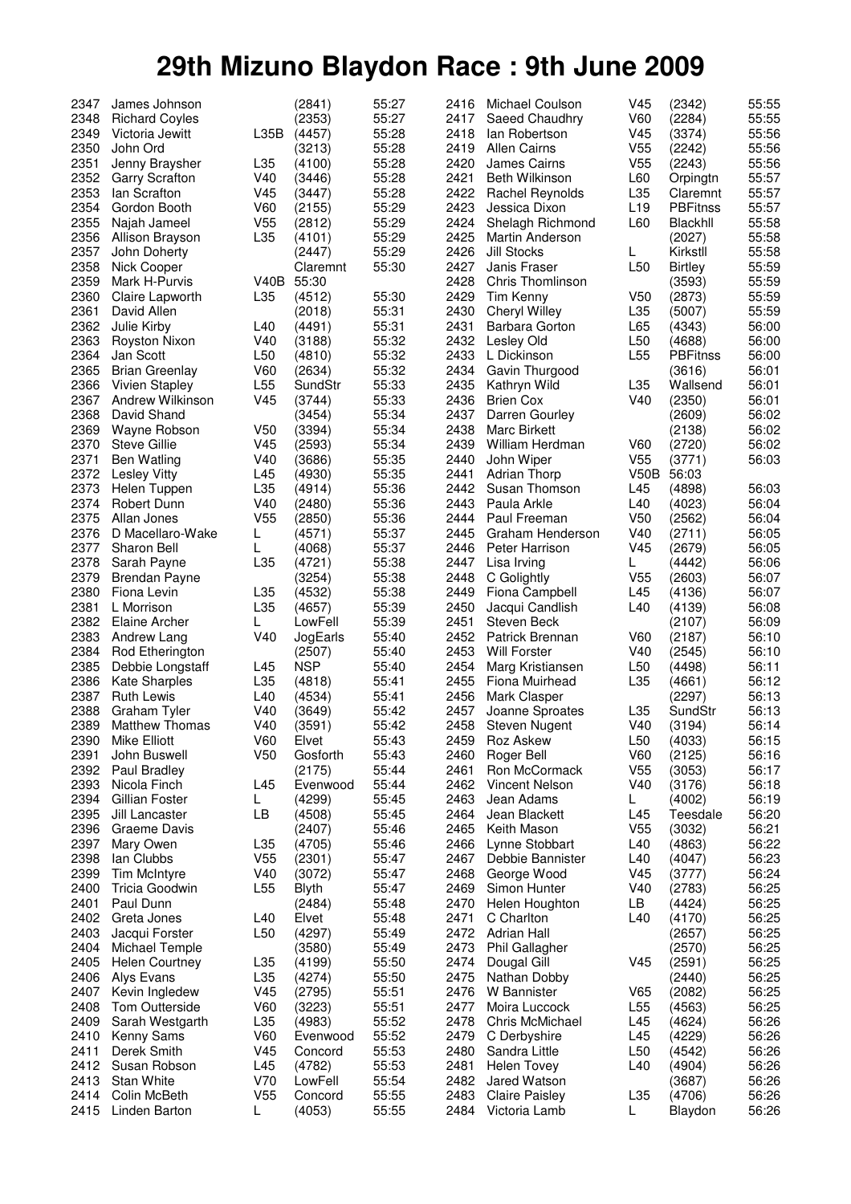# 29th Mizuno Blaydon Race : 9th June 2009

| Pos | Name | Cat | Club/No | Time |
|---|---|---|---|---|
| 2347 | James Johnson | | (2841) | 55:27 |
| 2348 | Richard Coyles | | (2353) | 55:27 |
| 2349 | Victoria Jewitt | L35B | (4457) | 55:28 |
| 2350 | John Ord | | (3213) | 55:28 |
| 2351 | Jenny Braysher | L35 | (4100) | 55:28 |
| 2352 | Garry Scrafton | V40 | (3446) | 55:28 |
| 2353 | Ian Scrafton | V45 | (3447) | 55:28 |
| 2354 | Gordon Booth | V60 | (2155) | 55:29 |
| 2355 | Najah Jameel | V55 | (2812) | 55:29 |
| 2356 | Allison Brayson | L35 | (4101) | 55:29 |
| 2357 | John Doherty | | (2447) | 55:29 |
| 2358 | Nick Cooper | | Claremnt | 55:30 |
| 2359 | Mark H-Purvis | V40B | 55:30 | |
| 2360 | Claire Lapworth | L35 | (4512) | 55:30 |
| 2361 | David Allen | | (2018) | 55:31 |
| 2362 | Julie Kirby | L40 | (4491) | 55:31 |
| 2363 | Royston Nixon | V40 | (3188) | 55:32 |
| 2364 | Jan Scott | L50 | (4810) | 55:32 |
| 2365 | Brian Greenlay | V60 | (2634) | 55:32 |
| 2366 | Vivien Stapley | L55 | SundStr | 55:33 |
| 2367 | Andrew Wilkinson | V45 | (3744) | 55:33 |
| 2368 | David Shand | | (3454) | 55:34 |
| 2369 | Wayne Robson | V50 | (3394) | 55:34 |
| 2370 | Steve Gillie | V45 | (2593) | 55:34 |
| 2371 | Ben Watling | V40 | (3686) | 55:35 |
| 2372 | Lesley Vitty | L45 | (4930) | 55:35 |
| 2373 | Helen Tuppen | L35 | (4914) | 55:36 |
| 2374 | Robert Dunn | V40 | (2480) | 55:36 |
| 2375 | Allan Jones | V55 | (2850) | 55:36 |
| 2376 | D Macellaro-Wake | L | (4571) | 55:37 |
| 2377 | Sharon Bell | L | (4068) | 55:37 |
| 2378 | Sarah Payne | L35 | (4721) | 55:38 |
| 2379 | Brendan Payne | | (3254) | 55:38 |
| 2380 | Fiona Levin | L35 | (4532) | 55:38 |
| 2381 | L Morrison | L35 | (4657) | 55:39 |
| 2382 | Elaine Archer | L | LowFell | 55:39 |
| 2383 | Andrew Lang | V40 | JogEarls | 55:40 |
| 2384 | Rod Etherington | | (2507) | 55:40 |
| 2385 | Debbie Longstaff | L45 | NSP | 55:40 |
| 2386 | Kate Sharples | L35 | (4818) | 55:41 |
| 2387 | Ruth Lewis | L40 | (4534) | 55:41 |
| 2388 | Graham Tyler | V40 | (3649) | 55:42 |
| 2389 | Matthew Thomas | V40 | (3591) | 55:42 |
| 2390 | Mike Elliott | V60 | Elvet | 55:43 |
| 2391 | John Buswell | V50 | Gosforth | 55:43 |
| 2392 | Paul Bradley | | (2175) | 55:44 |
| 2393 | Nicola Finch | L45 | Evenwood | 55:44 |
| 2394 | Gillian Foster | L | (4299) | 55:45 |
| 2395 | Jill Lancaster | LB | (4508) | 55:45 |
| 2396 | Graeme Davis | | (2407) | 55:46 |
| 2397 | Mary Owen | L35 | (4705) | 55:46 |
| 2398 | Ian Clubbs | V55 | (2301) | 55:47 |
| 2399 | Tim McIntyre | V40 | (3072) | 55:47 |
| 2400 | Tricia Goodwin | L55 | Blyth | 55:47 |
| 2401 | Paul Dunn | | (2484) | 55:48 |
| 2402 | Greta Jones | L40 | Elvet | 55:48 |
| 2403 | Jacqui Forster | L50 | (4297) | 55:49 |
| 2404 | Michael Temple | | (3580) | 55:49 |
| 2405 | Helen Courtney | L35 | (4199) | 55:50 |
| 2406 | Alys Evans | L35 | (4274) | 55:50 |
| 2407 | Kevin Ingledew | V45 | (2795) | 55:51 |
| 2408 | Tom Outterside | V60 | (3223) | 55:51 |
| 2409 | Sarah Westgarth | L35 | (4983) | 55:52 |
| 2410 | Kenny Sams | V60 | Evenwood | 55:52 |
| 2411 | Derek Smith | V45 | Concord | 55:53 |
| 2412 | Susan Robson | L45 | (4782) | 55:53 |
| 2413 | Stan White | V70 | LowFell | 55:54 |
| 2414 | Colin McBeth | V55 | Concord | 55:55 |
| 2415 | Linden Barton | L | (4053) | 55:55 |
| 2416 | Michael Coulson | V45 | (2342) | 55:55 |
| 2417 | Saeed Chaudhry | V60 | (2284) | 55:55 |
| 2418 | Ian Robertson | V45 | (3374) | 55:56 |
| 2419 | Allen Cairns | V55 | (2242) | 55:56 |
| 2420 | James Cairns | V55 | (2243) | 55:56 |
| 2421 | Beth Wilkinson | L60 | Orpingtn | 55:57 |
| 2422 | Rachel Reynolds | L35 | Claremnt | 55:57 |
| 2423 | Jessica Dixon | L19 | PBFitnss | 55:57 |
| 2424 | Shelagh Richmond | L60 | Blackhll | 55:58 |
| 2425 | Martin Anderson | | (2027) | 55:58 |
| 2426 | Jill Stocks | L | Kirkstll | 55:58 |
| 2427 | Janis Fraser | L50 | Birtley | 55:59 |
| 2428 | Chris Thomlinson | | (3593) | 55:59 |
| 2429 | Tim Kenny | V50 | (2873) | 55:59 |
| 2430 | Cheryl Willey | L35 | (5007) | 55:59 |
| 2431 | Barbara Gorton | L65 | (4343) | 56:00 |
| 2432 | Lesley Old | L50 | (4688) | 56:00 |
| 2433 | L Dickinson | L55 | PBFitnss | 56:00 |
| 2434 | Gavin Thurgood | | (3616) | 56:01 |
| 2435 | Kathryn Wild | L35 | Wallsend | 56:01 |
| 2436 | Brien Cox | V40 | (2350) | 56:01 |
| 2437 | Darren Gourley | | (2609) | 56:02 |
| 2438 | Marc Birkett | | (2138) | 56:02 |
| 2439 | William Herdman | V60 | (2720) | 56:02 |
| 2440 | John Wiper | V55 | (3771) | 56:03 |
| 2441 | Adrian Thorp | V50B | 56:03 | |
| 2442 | Susan Thomson | L45 | (4898) | 56:03 |
| 2443 | Paula Arkle | L40 | (4023) | 56:04 |
| 2444 | Paul Freeman | V50 | (2562) | 56:04 |
| 2445 | Graham Henderson | V40 | (2711) | 56:05 |
| 2446 | Peter Harrison | V45 | (2679) | 56:05 |
| 2447 | Lisa Irving | L | (4442) | 56:06 |
| 2448 | C Golightly | V55 | (2603) | 56:07 |
| 2449 | Fiona Campbell | L45 | (4136) | 56:07 |
| 2450 | Jacqui Candlish | L40 | (4139) | 56:08 |
| 2451 | Steven Beck | | (2107) | 56:09 |
| 2452 | Patrick Brennan | V60 | (2187) | 56:10 |
| 2453 | Will Forster | V40 | (2545) | 56:10 |
| 2454 | Marg Kristiansen | L50 | (4498) | 56:11 |
| 2455 | Fiona Muirhead | L35 | (4661) | 56:12 |
| 2456 | Mark Clasper | | (2297) | 56:13 |
| 2457 | Joanne Sproates | L35 | SundStr | 56:13 |
| 2458 | Steven Nugent | V40 | (3194) | 56:14 |
| 2459 | Roz Askew | L50 | (4033) | 56:15 |
| 2460 | Roger Bell | V60 | (2125) | 56:16 |
| 2461 | Ron McCormack | V55 | (3053) | 56:17 |
| 2462 | Vincent Nelson | V40 | (3176) | 56:18 |
| 2463 | Jean Adams | L | (4002) | 56:19 |
| 2464 | Jean Blackett | L45 | Teesdale | 56:20 |
| 2465 | Keith Mason | V55 | (3032) | 56:21 |
| 2466 | Lynne Stobbart | L40 | (4863) | 56:22 |
| 2467 | Debbie Bannister | L40 | (4047) | 56:23 |
| 2468 | George Wood | V45 | (3777) | 56:24 |
| 2469 | Simon Hunter | V40 | (2783) | 56:25 |
| 2470 | Helen Houghton | LB | (4424) | 56:25 |
| 2471 | C Charlton | L40 | (4170) | 56:25 |
| 2472 | Adrian Hall | | (2657) | 56:25 |
| 2473 | Phil Gallagher | | (2570) | 56:25 |
| 2474 | Dougal Gill | V45 | (2591) | 56:25 |
| 2475 | Nathan Dobby | | (2440) | 56:25 |
| 2476 | W Bannister | V65 | (2082) | 56:25 |
| 2477 | Moira Luccock | L55 | (4563) | 56:25 |
| 2478 | Chris McMichael | L45 | (4624) | 56:26 |
| 2479 | C Derbyshire | L45 | (4229) | 56:26 |
| 2480 | Sandra Little | L50 | (4542) | 56:26 |
| 2481 | Helen Tovey | L40 | (4904) | 56:26 |
| 2482 | Jared Watson | | (3687) | 56:26 |
| 2483 | Claire Paisley | L35 | (4706) | 56:26 |
| 2484 | Victoria Lamb | L | Blaydon | 56:26 |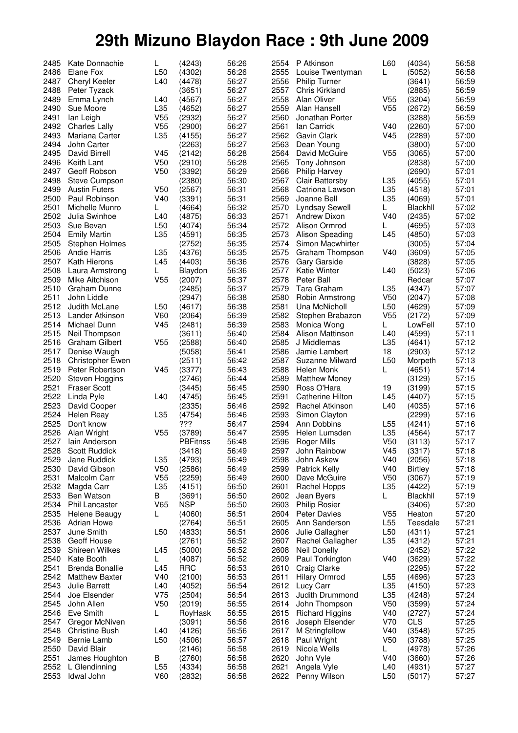# 29th Mizuno Blaydon Race : 9th June 2009

| Pos | Name | Cat | Club/No | Time |
|---|---|---|---|---|
| 2485 | Kate Donnachie | L | (4243) | 56:26 |
| 2486 | Elane Fox | L50 | (4302) | 56:26 |
| 2487 | Cheryl Keeler | L40 | (4478) | 56:27 |
| 2488 | Peter Tyzack | | (3651) | 56:27 |
| 2489 | Emma Lynch | L40 | (4567) | 56:27 |
| 2490 | Sue Moore | L35 | (4652) | 56:27 |
| 2491 | Ian Leigh | V55 | (2932) | 56:27 |
| 2492 | Charles Lally | V55 | (2900) | 56:27 |
| 2493 | Mariana Carter | L35 | (4155) | 56:27 |
| 2494 | John Carter | | (2263) | 56:27 |
| 2495 | David Birrell | V45 | (2142) | 56:28 |
| 2496 | Keith Lant | V50 | (2910) | 56:28 |
| 2497 | Geoff Robson | V50 | (3392) | 56:29 |
| 2498 | Steve Cumpson | | (2380) | 56:30 |
| 2499 | Austin Futers | V50 | (2567) | 56:31 |
| 2500 | Paul Robinson | V40 | (3391) | 56:31 |
| 2501 | Michelle Munro | L | (4664) | 56:32 |
| 2502 | Julia Swinhoe | L40 | (4875) | 56:33 |
| 2503 | Sue Bevan | L50 | (4074) | 56:34 |
| 2504 | Emily Martin | L35 | (4591) | 56:35 |
| 2505 | Stephen Holmes | | (2752) | 56:35 |
| 2506 | Andie Harris | L35 | (4376) | 56:35 |
| 2507 | Kath Hierons | L45 | (4403) | 56:36 |
| 2508 | Laura Armstrong | L | Blaydon | 56:36 |
| 2509 | Mike Aitchison | V55 | (2007) | 56:37 |
| 2510 | Graham Dunne | | (2485) | 56:37 |
| 2511 | John Liddle | | (2947) | 56:38 |
| 2512 | Judith McLane | L50 | (4617) | 56:38 |
| 2513 | Lander Atkinson | V60 | (2064) | 56:39 |
| 2514 | Michael Dunn | V45 | (2481) | 56:39 |
| 2515 | Neil Thompson | | (3611) | 56:40 |
| 2516 | Graham Gilbert | V55 | (2588) | 56:40 |
| 2517 | Denise Waugh | | (5058) | 56:41 |
| 2518 | Christopher Ewen | | (2511) | 56:42 |
| 2519 | Peter Robertson | V45 | (3377) | 56:43 |
| 2520 | Steven Hoggins | | (2746) | 56:44 |
| 2521 | Fraser Scott | | (3445) | 56:45 |
| 2522 | Linda Pyle | L40 | (4745) | 56:45 |
| 2523 | David Cooper | | (2335) | 56:46 |
| 2524 | Helen Reay | L35 | (4754) | 56:46 |
| 2525 | Don't know | | ??? | 56:47 |
| 2526 | Alan Wright | V55 | (3789) | 56:47 |
| 2527 | Iain Anderson | | PBFitnss | 56:48 |
| 2528 | Scott Ruddick | | (3418) | 56:49 |
| 2529 | Jane Ruddick | L35 | (4793) | 56:49 |
| 2530 | David Gibson | V50 | (2586) | 56:49 |
| 2531 | Malcolm Carr | V55 | (2259) | 56:49 |
| 2532 | Magda Carr | L35 | (4151) | 56:50 |
| 2533 | Ben Watson | B | (3691) | 56:50 |
| 2534 | Phil Lancaster | V65 | NSP | 56:50 |
| 2535 | Helene Beaugy | L | (4060) | 56:51 |
| 2536 | Adrian Howe | | (2764) | 56:51 |
| 2537 | June Smith | L50 | (4833) | 56:51 |
| 2538 | Geoff House | | (2761) | 56:52 |
| 2539 | Shireen Wilkes | L45 | (5000) | 56:52 |
| 2540 | Kate Booth | L | (4087) | 56:52 |
| 2541 | Brenda Bonallie | L45 | RRC | 56:53 |
| 2542 | Matthew Baxter | V40 | (2100) | 56:53 |
| 2543 | Julie Barrett | L40 | (4052) | 56:54 |
| 2544 | Joe Elsender | V75 | (2504) | 56:54 |
| 2545 | John Allen | V50 | (2019) | 56:55 |
| 2546 | Eve Smith | L | RoyHask | 56:55 |
| 2547 | Gregor McNiven | | (3091) | 56:56 |
| 2548 | Christine Bush | L40 | (4126) | 56:56 |
| 2549 | Bernie Lamb | L50 | (4506) | 56:57 |
| 2550 | David Blair | | (2146) | 56:58 |
| 2551 | James Houghton | B | (2760) | 56:58 |
| 2552 | L Glendinning | L55 | (4334) | 56:58 |
| 2553 | Idwal John | V60 | (2832) | 56:58 |
| 2554 | P Atkinson | L60 | (4034) | 56:58 |
| 2555 | Louise Twentyman | L | (5052) | 56:58 |
| 2556 | Philip Turner | | (3641) | 56:59 |
| 2557 | Chris Kirkland | | (2885) | 56:59 |
| 2558 | Alan Oliver | V55 | (3204) | 56:59 |
| 2559 | Alan Hansell | V55 | (2672) | 56:59 |
| 2560 | Jonathan Porter | | (3288) | 56:59 |
| 2561 | Ian Carrick | V40 | (2260) | 57:00 |
| 2562 | Gavin Clark | V45 | (2289) | 57:00 |
| 2563 | Dean Young | | (3800) | 57:00 |
| 2564 | David McGuire | V55 | (3065) | 57:00 |
| 2565 | Tony Johnson | | (2838) | 57:00 |
| 2566 | Philip Harvey | | (2690) | 57:01 |
| 2567 | Clair Battersby | L35 | (4055) | 57:01 |
| 2568 | Catriona Lawson | L35 | (4518) | 57:01 |
| 2569 | Joanne Bell | L35 | (4069) | 57:01 |
| 2570 | Lyndsay Sewell | L | Blackhll | 57:02 |
| 2571 | Andrew Dixon | V40 | (2435) | 57:02 |
| 2572 | Alison Ormrod | L | (4695) | 57:03 |
| 2573 | Alison Speading | L45 | (4850) | 57:03 |
| 2574 | Simon Macwhirter | | (3005) | 57:04 |
| 2575 | Graham Thompson | V40 | (3609) | 57:05 |
| 2576 | Gary Garside | | (3828) | 57:05 |
| 2577 | Katie Winter | L40 | (5023) | 57:06 |
| 2578 | Peter Ball | | Redcar | 57:07 |
| 2579 | Tara Graham | L35 | (4347) | 57:07 |
| 2580 | Robin Armstrong | V50 | (2047) | 57:08 |
| 2581 | Una McNicholl | L50 | (4629) | 57:09 |
| 2582 | Stephen Brabazon | V55 | (2172) | 57:09 |
| 2583 | Monica Wong | L | LowFell | 57:10 |
| 2584 | Alison Mattinson | L40 | (4599) | 57:11 |
| 2585 | J Middlemas | L35 | (4641) | 57:12 |
| 2586 | Jamie Lambert | 18 | (2903) | 57:12 |
| 2587 | Suzanne Milward | L50 | Morpeth | 57:13 |
| 2588 | Helen Monk | L | (4651) | 57:14 |
| 2589 | Matthew Money | | (3129) | 57:15 |
| 2590 | Ross O'Hara | 19 | (3199) | 57:15 |
| 2591 | Catherine Hilton | L45 | (4407) | 57:15 |
| 2592 | Rachel Atkinson | L40 | (4035) | 57:16 |
| 2593 | Simon Clayton | | (2299) | 57:16 |
| 2594 | Ann Dobbins | L55 | (4241) | 57:16 |
| 2595 | Helen Lumsden | L35 | (4564) | 57:17 |
| 2596 | Roger Mills | V50 | (3113) | 57:17 |
| 2597 | John Rainbow | V45 | (3317) | 57:18 |
| 2598 | John Askew | V40 | (2056) | 57:18 |
| 2599 | Patrick Kelly | V40 | Birtley | 57:18 |
| 2600 | Dave McGuire | V50 | (3067) | 57:19 |
| 2601 | Rachel Hopps | L35 | (4422) | 57:19 |
| 2602 | Jean Byers | L | Blackhll | 57:19 |
| 2603 | Philip Rosier | | (3406) | 57:20 |
| 2604 | Peter Davies | V55 | Heaton | 57:20 |
| 2605 | Ann Sanderson | L55 | Teesdale | 57:21 |
| 2606 | Julie Gallagher | L50 | (4311) | 57:21 |
| 2607 | Rachel Gallagher | L35 | (4312) | 57:21 |
| 2608 | Neil Donelly | | (2452) | 57:22 |
| 2609 | Paul Torkington | V40 | (3629) | 57:22 |
| 2610 | Craig Clarke | | (2295) | 57:22 |
| 2611 | Hilary Ormrod | L55 | (4696) | 57:23 |
| 2612 | Lucy Carr | L35 | (4150) | 57:23 |
| 2613 | Judith Drummond | L35 | (4248) | 57:24 |
| 2614 | John Thompson | V50 | (3599) | 57:24 |
| 2615 | Richard Higgins | V40 | (2727) | 57:24 |
| 2616 | Joseph Elsender | V70 | CLS | 57:25 |
| 2617 | M Stringfellow | V40 | (3548) | 57:25 |
| 2618 | Paul Wright | V50 | (3788) | 57:25 |
| 2619 | Nicola Wells | L | (4978) | 57:26 |
| 2620 | John Vyle | V40 | (3660) | 57:26 |
| 2621 | Angela Vyle | L40 | (4931) | 57:27 |
| 2622 | Penny Wilson | L50 | (5017) | 57:27 |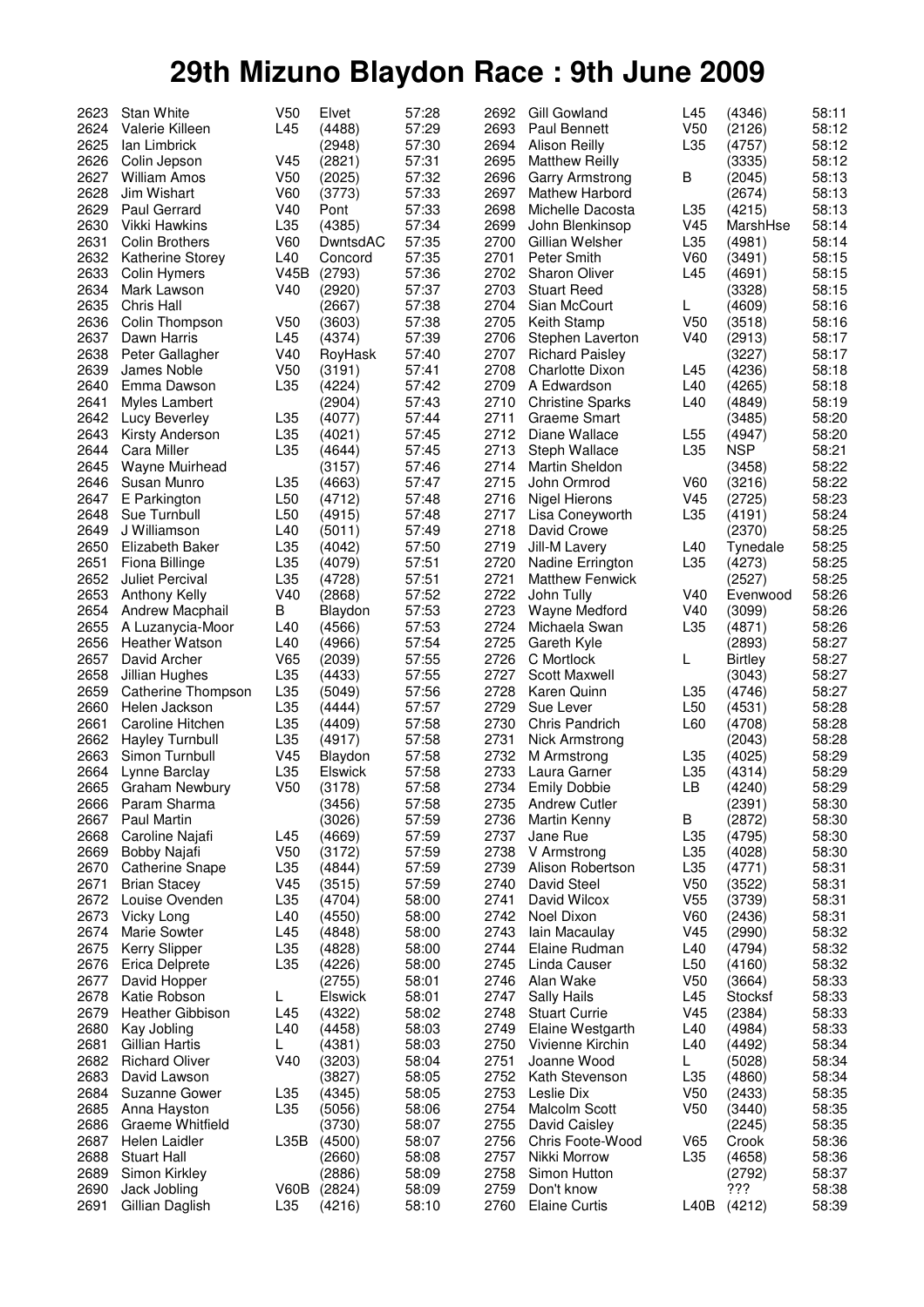# 29th Mizuno Blaydon Race : 9th June 2009

| Pos | Name | Cat | Club/No | Time |
|---|---|---|---|---|
| 2623 | Stan White | V50 | Elvet | 57:28 |
| 2624 | Valerie Killeen | L45 | (4488) | 57:29 |
| 2625 | Ian Limbrick | | (2948) | 57:30 |
| 2626 | Colin Jepson | V45 | (2821) | 57:31 |
| 2627 | William Amos | V50 | (2025) | 57:32 |
| 2628 | Jim Wishart | V60 | (3773) | 57:33 |
| 2629 | Paul Gerrard | V40 | Pont | 57:33 |
| 2630 | Vikki Hawkins | L35 | (4385) | 57:34 |
| 2631 | Colin Brothers | V60 | DwntsdAC | 57:35 |
| 2632 | Katherine Storey | L40 | Concord | 57:35 |
| 2633 | Colin Hymers | V45B | (2793) | 57:36 |
| 2634 | Mark Lawson | V40 | (2920) | 57:37 |
| 2635 | Chris Hall | | (2667) | 57:38 |
| 2636 | Colin Thompson | V50 | (3603) | 57:38 |
| 2637 | Dawn Harris | L45 | (4374) | 57:39 |
| 2638 | Peter Gallagher | V40 | RoyHask | 57:40 |
| 2639 | James Noble | V50 | (3191) | 57:41 |
| 2640 | Emma Dawson | L35 | (4224) | 57:42 |
| 2641 | Myles Lambert | | (2904) | 57:43 |
| 2642 | Lucy Beverley | L35 | (4077) | 57:44 |
| 2643 | Kirsty Anderson | L35 | (4021) | 57:45 |
| 2644 | Cara Miller | L35 | (4644) | 57:45 |
| 2645 | Wayne Muirhead | | (3157) | 57:46 |
| 2646 | Susan Munro | L35 | (4663) | 57:47 |
| 2647 | E Parkington | L50 | (4712) | 57:48 |
| 2648 | Sue Turnbull | L50 | (4915) | 57:48 |
| 2649 | J Williamson | L40 | (5011) | 57:49 |
| 2650 | Elizabeth Baker | L35 | (4042) | 57:50 |
| 2651 | Fiona Billinge | L35 | (4079) | 57:51 |
| 2652 | Juliet Percival | L35 | (4728) | 57:51 |
| 2653 | Anthony Kelly | V40 | (2868) | 57:52 |
| 2654 | Andrew Macphail | B | Blaydon | 57:53 |
| 2655 | A Luzanycia-Moor | L40 | (4566) | 57:53 |
| 2656 | Heather Watson | L40 | (4966) | 57:54 |
| 2657 | David Archer | V65 | (2039) | 57:55 |
| 2658 | Jillian Hughes | L35 | (4433) | 57:55 |
| 2659 | Catherine Thompson | L35 | (5049) | 57:56 |
| 2660 | Helen Jackson | L35 | (4444) | 57:57 |
| 2661 | Caroline Hitchen | L35 | (4409) | 57:58 |
| 2662 | Hayley Turnbull | L35 | (4917) | 57:58 |
| 2663 | Simon Turnbull | V45 | Blaydon | 57:58 |
| 2664 | Lynne Barclay | L35 | Elswick | 57:58 |
| 2665 | Graham Newbury | V50 | (3178) | 57:58 |
| 2666 | Param Sharma | | (3456) | 57:58 |
| 2667 | Paul Martin | | (3026) | 57:59 |
| 2668 | Caroline Najafi | L45 | (4669) | 57:59 |
| 2669 | Bobby Najafi | V50 | (3172) | 57:59 |
| 2670 | Catherine Snape | L35 | (4844) | 57:59 |
| 2671 | Brian Stacey | V45 | (3515) | 57:59 |
| 2672 | Louise Ovenden | L35 | (4704) | 58:00 |
| 2673 | Vicky Long | L40 | (4550) | 58:00 |
| 2674 | Marie Sowter | L45 | (4848) | 58:00 |
| 2675 | Kerry Slipper | L35 | (4828) | 58:00 |
| 2676 | Erica Delprete | L35 | (4226) | 58:00 |
| 2677 | David Hopper | | (2755) | 58:01 |
| 2678 | Katie Robson | L | Elswick | 58:01 |
| 2679 | Heather Gibbison | L45 | (4322) | 58:02 |
| 2680 | Kay Jobling | L40 | (4458) | 58:03 |
| 2681 | Gillian Hartis | L | (4381) | 58:03 |
| 2682 | Richard Oliver | V40 | (3203) | 58:04 |
| 2683 | David Lawson | | (3827) | 58:05 |
| 2684 | Suzanne Gower | L35 | (4345) | 58:05 |
| 2685 | Anna Hayston | L35 | (5056) | 58:06 |
| 2686 | Graeme Whitfield | | (3730) | 58:07 |
| 2687 | Helen Laidler | L35B | (4500) | 58:07 |
| 2688 | Stuart Hall | | (2660) | 58:08 |
| 2689 | Simon Kirkley | | (2886) | 58:09 |
| 2690 | Jack Jobling | V60B | (2824) | 58:09 |
| 2691 | Gillian Daglish | L35 | (4216) | 58:10 |
| 2692 | Gill Gowland | L45 | (4346) | 58:11 |
| 2693 | Paul Bennett | V50 | (2126) | 58:12 |
| 2694 | Alison Reilly | L35 | (4757) | 58:12 |
| 2695 | Matthew Reilly | | (3335) | 58:12 |
| 2696 | Garry Armstrong | B | (2045) | 58:13 |
| 2697 | Mathew Harbord | | (2674) | 58:13 |
| 2698 | Michelle Dacosta | L35 | (4215) | 58:13 |
| 2699 | John Blenkinsop | V45 | MarshHse | 58:14 |
| 2700 | Gillian Welsher | L35 | (4981) | 58:14 |
| 2701 | Peter Smith | V60 | (3491) | 58:15 |
| 2702 | Sharon Oliver | L45 | (4691) | 58:15 |
| 2703 | Stuart Reed | | (3328) | 58:15 |
| 2704 | Sian McCourt | L | (4609) | 58:16 |
| 2705 | Keith Stamp | V50 | (3518) | 58:16 |
| 2706 | Stephen Laverton | V40 | (2913) | 58:17 |
| 2707 | Richard Paisley | | (3227) | 58:17 |
| 2708 | Charlotte Dixon | L45 | (4236) | 58:18 |
| 2709 | A Edwardson | L40 | (4265) | 58:18 |
| 2710 | Christine Sparks | L40 | (4849) | 58:19 |
| 2711 | Graeme Smart | | (3485) | 58:20 |
| 2712 | Diane Wallace | L55 | (4947) | 58:20 |
| 2713 | Steph Wallace | L35 | NSP | 58:21 |
| 2714 | Martin Sheldon | | (3458) | 58:22 |
| 2715 | John Ormrod | V60 | (3216) | 58:22 |
| 2716 | Nigel Hierons | V45 | (2725) | 58:23 |
| 2717 | Lisa Coneyworth | L35 | (4191) | 58:24 |
| 2718 | David Crowe | | (2370) | 58:25 |
| 2719 | Jill-M Lavery | L40 | Tynedale | 58:25 |
| 2720 | Nadine Errington | L35 | (4273) | 58:25 |
| 2721 | Matthew Fenwick | | (2527) | 58:25 |
| 2722 | John Tully | V40 | Evenwood | 58:26 |
| 2723 | Wayne Medford | V40 | (3099) | 58:26 |
| 2724 | Michaela Swan | L35 | (4871) | 58:26 |
| 2725 | Gareth Kyle | | (2893) | 58:27 |
| 2726 | C Mortlock | L | Birtley | 58:27 |
| 2727 | Scott Maxwell | | (3043) | 58:27 |
| 2728 | Karen Quinn | L35 | (4746) | 58:27 |
| 2729 | Sue Lever | L50 | (4531) | 58:28 |
| 2730 | Chris Pandrich | L60 | (4708) | 58:28 |
| 2731 | Nick Armstrong | | (2043) | 58:28 |
| 2732 | M Armstrong | L35 | (4025) | 58:29 |
| 2733 | Laura Garner | L35 | (4314) | 58:29 |
| 2734 | Emily Dobbie | LB | (4240) | 58:29 |
| 2735 | Andrew Cutler | | (2391) | 58:30 |
| 2736 | Martin Kenny | B | (2872) | 58:30 |
| 2737 | Jane Rue | L35 | (4795) | 58:30 |
| 2738 | V Armstrong | L35 | (4028) | 58:30 |
| 2739 | Alison Robertson | L35 | (4771) | 58:31 |
| 2740 | David Steel | V50 | (3522) | 58:31 |
| 2741 | David Wilcox | V55 | (3739) | 58:31 |
| 2742 | Noel Dixon | V60 | (2436) | 58:31 |
| 2743 | Iain Macaulay | V45 | (2990) | 58:32 |
| 2744 | Elaine Rudman | L40 | (4794) | 58:32 |
| 2745 | Linda Causer | L50 | (4160) | 58:32 |
| 2746 | Alan Wake | V50 | (3664) | 58:33 |
| 2747 | Sally Hails | L45 | Stocksf | 58:33 |
| 2748 | Stuart Currie | V45 | (2384) | 58:33 |
| 2749 | Elaine Westgarth | L40 | (4984) | 58:33 |
| 2750 | Vivienne Kirchin | L40 | (4492) | 58:34 |
| 2751 | Joanne Wood | L | (5028) | 58:34 |
| 2752 | Kath Stevenson | L35 | (4860) | 58:34 |
| 2753 | Leslie Dix | V50 | (2433) | 58:35 |
| 2754 | Malcolm Scott | V50 | (3440) | 58:35 |
| 2755 | David Caisley | | (2245) | 58:35 |
| 2756 | Chris Foote-Wood | V65 | Crook | 58:36 |
| 2757 | Nikki Morrow | L35 | (4658) | 58:36 |
| 2758 | Simon Hutton | | (2792) | 58:37 |
| 2759 | Don't know | | ??? | 58:38 |
| 2760 | Elaine Curtis | L40B | (4212) | 58:39 |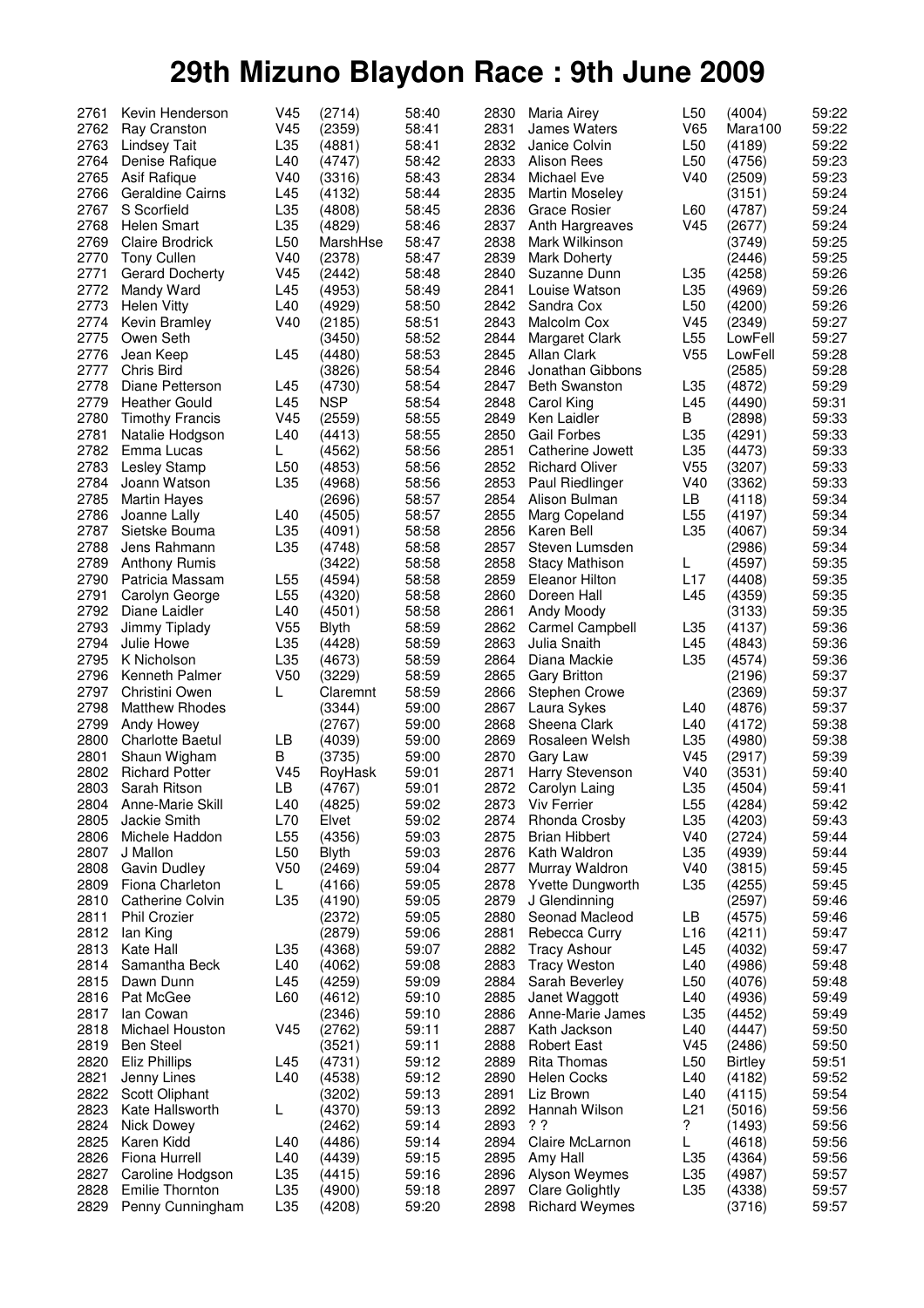# 29th Mizuno Blaydon Race : 9th June 2009

| Pos | Name | Cat | Club/No | Time |
|---|---|---|---|---|
| 2761 | Kevin Henderson | V45 | (2714) | 58:40 |
| 2762 | Ray Cranston | V45 | (2359) | 58:41 |
| 2763 | Lindsey Tait | L35 | (4881) | 58:41 |
| 2764 | Denise Rafique | L40 | (4747) | 58:42 |
| 2765 | Asif Rafique | V40 | (3316) | 58:43 |
| 2766 | Geraldine Cairns | L45 | (4132) | 58:44 |
| 2767 | S Scorfield | L35 | (4808) | 58:45 |
| 2768 | Helen Smart | L35 | (4829) | 58:46 |
| 2769 | Claire Brodrick | L50 | MarshHse | 58:47 |
| 2770 | Tony Cullen | V40 | (2378) | 58:47 |
| 2771 | Gerard Docherty | V45 | (2442) | 58:48 |
| 2772 | Mandy Ward | L45 | (4953) | 58:49 |
| 2773 | Helen Vitty | L40 | (4929) | 58:50 |
| 2774 | Kevin Bramley | V40 | (2185) | 58:51 |
| 2775 | Owen Seth | | (3450) | 58:52 |
| 2776 | Jean Keep | L45 | (4480) | 58:53 |
| 2777 | Chris Bird | | (3826) | 58:54 |
| 2778 | Diane Petterson | L45 | (4730) | 58:54 |
| 2779 | Heather Gould | L45 | NSP | 58:54 |
| 2780 | Timothy Francis | V45 | (2559) | 58:55 |
| 2781 | Natalie Hodgson | L40 | (4413) | 58:55 |
| 2782 | Emma Lucas | L | (4562) | 58:56 |
| 2783 | Lesley Stamp | L50 | (4853) | 58:56 |
| 2784 | Joann Watson | L35 | (4968) | 58:56 |
| 2785 | Martin Hayes | | (2696) | 58:57 |
| 2786 | Joanne Lally | L40 | (4505) | 58:57 |
| 2787 | Sietske Bouma | L35 | (4091) | 58:58 |
| 2788 | Jens Rahmann | L35 | (4748) | 58:58 |
| 2789 | Anthony Rumis | | (3422) | 58:58 |
| 2790 | Patricia Massam | L55 | (4594) | 58:58 |
| 2791 | Carolyn George | L55 | (4320) | 58:58 |
| 2792 | Diane Laidler | L40 | (4501) | 58:58 |
| 2793 | Jimmy Tiplady | V55 | Blyth | 58:59 |
| 2794 | Julie Howe | L35 | (4428) | 58:59 |
| 2795 | K Nicholson | L35 | (4673) | 58:59 |
| 2796 | Kenneth Palmer | V50 | (3229) | 58:59 |
| 2797 | Christini Owen | L | Claremnt | 58:59 |
| 2798 | Matthew Rhodes | | (3344) | 59:00 |
| 2799 | Andy Howey | | (2767) | 59:00 |
| 2800 | Charlotte Baetul | LB | (4039) | 59:00 |
| 2801 | Shaun Wigham | B | (3735) | 59:00 |
| 2802 | Richard Potter | V45 | RoyHask | 59:01 |
| 2803 | Sarah Ritson | LB | (4767) | 59:01 |
| 2804 | Anne-Marie Skill | L40 | (4825) | 59:02 |
| 2805 | Jackie Smith | L70 | Elvet | 59:02 |
| 2806 | Michele Haddon | L55 | (4356) | 59:03 |
| 2807 | J Mallon | L50 | Blyth | 59:03 |
| 2808 | Gavin Dudley | V50 | (2469) | 59:04 |
| 2809 | Fiona Charleton | L | (4166) | 59:05 |
| 2810 | Catherine Colvin | L35 | (4190) | 59:05 |
| 2811 | Phil Crozier | | (2372) | 59:05 |
| 2812 | Ian King | | (2879) | 59:06 |
| 2813 | Kate Hall | L35 | (4368) | 59:07 |
| 2814 | Samantha Beck | L40 | (4062) | 59:08 |
| 2815 | Dawn Dunn | L45 | (4259) | 59:09 |
| 2816 | Pat McGee | L60 | (4612) | 59:10 |
| 2817 | Ian Cowan | | (2346) | 59:10 |
| 2818 | Michael Houston | V45 | (2762) | 59:11 |
| 2819 | Ben Steel | | (3521) | 59:11 |
| 2820 | Eliz Phillips | L45 | (4731) | 59:12 |
| 2821 | Jenny Lines | L40 | (4538) | 59:12 |
| 2822 | Scott Oliphant | | (3202) | 59:13 |
| 2823 | Kate Hallsworth | L | (4370) | 59:13 |
| 2824 | Nick Dowey | | (2462) | 59:14 |
| 2825 | Karen Kidd | L40 | (4486) | 59:14 |
| 2826 | Fiona Hurrell | L40 | (4439) | 59:15 |
| 2827 | Caroline Hodgson | L35 | (4415) | 59:16 |
| 2828 | Emilie Thornton | L35 | (4900) | 59:18 |
| 2829 | Penny Cunningham | L35 | (4208) | 59:20 |
| 2830 | Maria Airey | L50 | (4004) | 59:22 |
| 2831 | James Waters | V65 | Mara100 | 59:22 |
| 2832 | Janice Colvin | L50 | (4189) | 59:22 |
| 2833 | Alison Rees | L50 | (4756) | 59:23 |
| 2834 | Michael Eve | V40 | (2509) | 59:23 |
| 2835 | Martin Moseley | | (3151) | 59:24 |
| 2836 | Grace Rosier | L60 | (4787) | 59:24 |
| 2837 | Anth Hargreaves | V45 | (2677) | 59:24 |
| 2838 | Mark Wilkinson | | (3749) | 59:25 |
| 2839 | Mark Doherty | | (2446) | 59:25 |
| 2840 | Suzanne Dunn | L35 | (4258) | 59:26 |
| 2841 | Louise Watson | L35 | (4969) | 59:26 |
| 2842 | Sandra Cox | L50 | (4200) | 59:26 |
| 2843 | Malcolm Cox | V45 | (2349) | 59:27 |
| 2844 | Margaret Clark | L55 | LowFell | 59:27 |
| 2845 | Allan Clark | V55 | LowFell | 59:28 |
| 2846 | Jonathan Gibbons | | (2585) | 59:28 |
| 2847 | Beth Swanston | L35 | (4872) | 59:29 |
| 2848 | Carol King | L45 | (4490) | 59:31 |
| 2849 | Ken Laidler | B | (2898) | 59:33 |
| 2850 | Gail Forbes | L35 | (4291) | 59:33 |
| 2851 | Catherine Jowett | L35 | (4473) | 59:33 |
| 2852 | Richard Oliver | V55 | (3207) | 59:33 |
| 2853 | Paul Riedlinger | V40 | (3362) | 59:33 |
| 2854 | Alison Bulman | LB | (4118) | 59:34 |
| 2855 | Marg Copeland | L55 | (4197) | 59:34 |
| 2856 | Karen Bell | L35 | (4067) | 59:34 |
| 2857 | Steven Lumsden | | (2986) | 59:34 |
| 2858 | Stacy Mathison | L | (4597) | 59:35 |
| 2859 | Eleanor Hilton | L17 | (4408) | 59:35 |
| 2860 | Doreen Hall | L45 | (4359) | 59:35 |
| 2861 | Andy Moody | | (3133) | 59:35 |
| 2862 | Carmel Campbell | L35 | (4137) | 59:36 |
| 2863 | Julia Snaith | L45 | (4843) | 59:36 |
| 2864 | Diana Mackie | L35 | (4574) | 59:36 |
| 2865 | Gary Britton | | (2196) | 59:37 |
| 2866 | Stephen Crowe | | (2369) | 59:37 |
| 2867 | Laura Sykes | L40 | (4876) | 59:37 |
| 2868 | Sheena Clark | L40 | (4172) | 59:38 |
| 2869 | Rosaleen Welsh | L35 | (4980) | 59:38 |
| 2870 | Gary Law | V45 | (2917) | 59:39 |
| 2871 | Harry Stevenson | V40 | (3531) | 59:40 |
| 2872 | Carolyn Laing | L35 | (4504) | 59:41 |
| 2873 | Viv Ferrier | L55 | (4284) | 59:42 |
| 2874 | Rhonda Crosby | L35 | (4203) | 59:43 |
| 2875 | Brian Hibbert | V40 | (2724) | 59:44 |
| 2876 | Kath Waldron | L35 | (4939) | 59:44 |
| 2877 | Murray Waldron | V40 | (3815) | 59:45 |
| 2878 | Yvette Dungworth | L35 | (4255) | 59:45 |
| 2879 | J Glendinning | | (2597) | 59:46 |
| 2880 | Seonad Macleod | LB | (4575) | 59:46 |
| 2881 | Rebecca Curry | L16 | (4211) | 59:47 |
| 2882 | Tracy Ashour | L45 | (4032) | 59:47 |
| 2883 | Tracy Weston | L40 | (4986) | 59:48 |
| 2884 | Sarah Beverley | L50 | (4076) | 59:48 |
| 2885 | Janet Waggott | L40 | (4936) | 59:49 |
| 2886 | Anne-Marie James | L35 | (4452) | 59:49 |
| 2887 | Kath Jackson | L40 | (4447) | 59:50 |
| 2888 | Robert East | V45 | (2486) | 59:50 |
| 2889 | Rita Thomas | L50 | Birtley | 59:51 |
| 2890 | Helen Cocks | L40 | (4182) | 59:52 |
| 2891 | Liz Brown | L40 | (4115) | 59:54 |
| 2892 | Hannah Wilson | L21 | (5016) | 59:56 |
| 2893 | ? ? | ? | (1493) | 59:56 |
| 2894 | Claire McLarnon | L | (4618) | 59:56 |
| 2895 | Amy Hall | L35 | (4364) | 59:56 |
| 2896 | Alyson Weymes | L35 | (4987) | 59:57 |
| 2897 | Clare Golightly | L35 | (4338) | 59:57 |
| 2898 | Richard Weymes | | (3716) | 59:57 |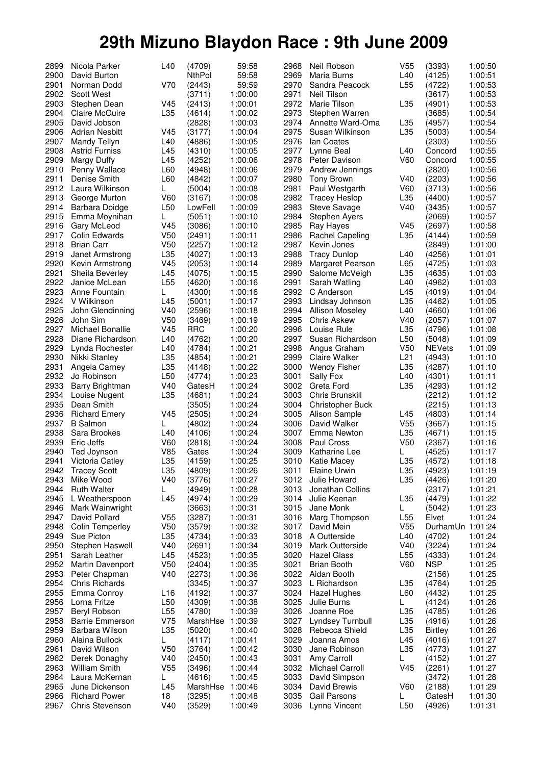# 29th Mizuno Blaydon Race : 9th June 2009

| Pos | Name | Cat | Club/No | Time |
|---|---|---|---|---|
| 2899 | Nicola Parker | L40 | (4709) | 59:58 |
| 2900 | David Burton | | NthPol | 59:58 |
| 2901 | Norman Dodd | V70 | (2443) | 59:59 |
| 2902 | Scott West | | (3711) | 1:00:00 |
| 2903 | Stephen Dean | V45 | (2413) | 1:00:01 |
| 2904 | Claire McGuire | L35 | (4614) | 1:00:02 |
| 2905 | David Jobson | | (2828) | 1:00:03 |
| 2906 | Adrian Nesbitt | V45 | (3177) | 1:00:04 |
| 2907 | Mandy Tellyn | L40 | (4886) | 1:00:05 |
| 2908 | Astrid Furniss | L45 | (4310) | 1:00:05 |
| 2909 | Margy Duffy | L45 | (4252) | 1:00:06 |
| 2910 | Penny Wallace | L60 | (4948) | 1:00:06 |
| 2911 | Denise Smith | L60 | (4842) | 1:00:07 |
| 2912 | Laura Wilkinson | L | (5004) | 1:00:08 |
| 2913 | George Murton | V60 | (3167) | 1:00:08 |
| 2914 | Barbara Doidge | L50 | LowFell | 1:00:09 |
| 2915 | Emma Moynihan | L | (5051) | 1:00:10 |
| 2916 | Gary McLeod | V45 | (3086) | 1:00:10 |
| 2917 | Colin Edwards | V50 | (2491) | 1:00:11 |
| 2918 | Brian Carr | V50 | (2257) | 1:00:12 |
| 2919 | Janet Armstrong | L35 | (4027) | 1:00:13 |
| 2920 | Kevin Armstrong | V45 | (2053) | 1:00:14 |
| 2921 | Sheila Beverley | L45 | (4075) | 1:00:15 |
| 2922 | Janice McLean | L55 | (4620) | 1:00:16 |
| 2923 | Anne Fountain | L | (4300) | 1:00:16 |
| 2924 | V Wilkinson | L45 | (5001) | 1:00:17 |
| 2925 | John Glendinning | V40 | (2596) | 1:00:18 |
| 2926 | John Sim | V50 | (3469) | 1:00:19 |
| 2927 | Michael Bonallie | V45 | RRC | 1:00:20 |
| 2928 | Diane Richardson | L40 | (4762) | 1:00:20 |
| 2929 | Lynda Rochester | L40 | (4784) | 1:00:21 |
| 2930 | Nikki Stanley | L35 | (4854) | 1:00:21 |
| 2931 | Angela Carney | L35 | (4148) | 1:00:22 |
| 2932 | Jo Robinson | L50 | (4774) | 1:00:23 |
| 2933 | Barry Brightman | V40 | GatesH | 1:00:24 |
| 2934 | Louise Nugent | L35 | (4681) | 1:00:24 |
| 2935 | Dean Smith | | (3505) | 1:00:24 |
| 2936 | Richard Emery | V45 | (2505) | 1:00:24 |
| 2937 | B Salmon | L | (4802) | 1:00:24 |
| 2938 | Sara Brookes | L40 | (4106) | 1:00:24 |
| 2939 | Eric Jeffs | V60 | (2818) | 1:00:24 |
| 2940 | Ted Joynson | V85 | Gates | 1:00:24 |
| 2941 | Victoria Catley | L35 | (4159) | 1:00:25 |
| 2942 | Tracey Scott | L35 | (4809) | 1:00:26 |
| 2943 | Mike Wood | V40 | (3776) | 1:00:27 |
| 2944 | Ruth Walter | L | (4949) | 1:00:28 |
| 2945 | L Weatherspoon | L45 | (4974) | 1:00:29 |
| 2946 | Mark Wainwright | | (3663) | 1:00:31 |
| 2947 | David Pollard | V55 | (3287) | 1:00:31 |
| 2948 | Colin Temperley | V50 | (3579) | 1:00:32 |
| 2949 | Sue Picton | L35 | (4734) | 1:00:33 |
| 2950 | Stephen Haswell | V40 | (2691) | 1:00:34 |
| 2951 | Sarah Leather | L45 | (4523) | 1:00:35 |
| 2952 | Martin Davenport | V50 | (2404) | 1:00:35 |
| 2953 | Peter Chapman | V40 | (2273) | 1:00:36 |
| 2954 | Chris Richards | | (3345) | 1:00:37 |
| 2955 | Emma Conroy | L16 | (4192) | 1:00:37 |
| 2956 | Lorna Fritze | L50 | (4309) | 1:00:38 |
| 2957 | Beryl Robson | L55 | (4780) | 1:00:39 |
| 2958 | Barrie Emmerson | V75 | MarshHse | 1:00:39 |
| 2959 | Barbara Wilson | L35 | (5020) | 1:00:40 |
| 2960 | Alaina Bullock | L | (4117) | 1:00:41 |
| 2961 | David Wilson | V50 | (3764) | 1:00:42 |
| 2962 | Derek Donaghy | V40 | (2450) | 1:00:43 |
| 2963 | William Smith | V55 | (3496) | 1:00:44 |
| 2964 | Laura McKernan | L | (4616) | 1:00:45 |
| 2965 | June Dickenson | L45 | MarshHse | 1:00:46 |
| 2966 | Richard Power | 18 | (3295) | 1:00:48 |
| 2967 | Chris Stevenson | V40 | (3529) | 1:00:49 |
| 2968 | Neil Robson | V55 | (3393) | 1:00:50 |
| 2969 | Maria Burns | L40 | (4125) | 1:00:51 |
| 2970 | Sandra Peacock | L55 | (4722) | 1:00:53 |
| 2971 | Neil Tilson | | (3617) | 1:00:53 |
| 2972 | Marie Tilson | L35 | (4901) | 1:00:53 |
| 2973 | Stephen Warren | | (3685) | 1:00:54 |
| 2974 | Annette Ward-Oma | L35 | (4957) | 1:00:54 |
| 2975 | Susan Wilkinson | L35 | (5003) | 1:00:54 |
| 2976 | Ian Coates | | (2303) | 1:00:55 |
| 2977 | Lynne Beal | L40 | Concord | 1:00:55 |
| 2978 | Peter Davison | V60 | Concord | 1:00:55 |
| 2979 | Andrew Jennings | | (2820) | 1:00:56 |
| 2980 | Tony Brown | V40 | (2203) | 1:00:56 |
| 2981 | Paul Westgarth | V60 | (3713) | 1:00:56 |
| 2982 | Tracey Heslop | L35 | (4400) | 1:00:57 |
| 2983 | Steve Savage | V40 | (3435) | 1:00:57 |
| 2984 | Stephen Ayers | | (2069) | 1:00:57 |
| 2985 | Ray Hayes | V45 | (2697) | 1:00:58 |
| 2986 | Rachel Capeling | L35 | (4144) | 1:00:59 |
| 2987 | Kevin Jones | | (2849) | 1:01:00 |
| 2988 | Tracy Dunlop | L40 | (4256) | 1:01:01 |
| 2989 | Margaret Pearson | L65 | (4725) | 1:01:03 |
| 2990 | Salome McVeigh | L35 | (4635) | 1:01:03 |
| 2991 | Sarah Watling | L40 | (4962) | 1:01:03 |
| 2992 | C Anderson | L45 | (4019) | 1:01:04 |
| 2993 | Lindsay Johnson | L35 | (4462) | 1:01:05 |
| 2994 | Allison Moseley | L40 | (4660) | 1:01:06 |
| 2995 | Chris Askew | V40 | (2057) | 1:01:07 |
| 2996 | Louise Rule | L35 | (4796) | 1:01:08 |
| 2997 | Susan Richardson | L50 | (5048) | 1:01:09 |
| 2998 | Angus Graham | V50 | NEVets | 1:01:09 |
| 2999 | Claire Walker | L21 | (4943) | 1:01:10 |
| 3000 | Wendy Fisher | L35 | (4287) | 1:01:10 |
| 3001 | Sally Fox | L40 | (4301) | 1:01:11 |
| 3002 | Greta Ford | L35 | (4293) | 1:01:12 |
| 3003 | Chris Brunskill | | (2212) | 1:01:12 |
| 3004 | Christopher Buck | | (2215) | 1:01:13 |
| 3005 | Alison Sample | L45 | (4803) | 1:01:14 |
| 3006 | David Walker | V55 | (3667) | 1:01:15 |
| 3007 | Emma Newton | L35 | (4671) | 1:01:15 |
| 3008 | Paul Cross | V50 | (2367) | 1:01:16 |
| 3009 | Katharine Lee | L | (4525) | 1:01:17 |
| 3010 | Katie Macey | L35 | (4572) | 1:01:18 |
| 3011 | Elaine Urwin | L35 | (4923) | 1:01:19 |
| 3012 | Julie Howard | L35 | (4426) | 1:01:20 |
| 3013 | Jonathan Collins | | (2317) | 1:01:21 |
| 3014 | Julie Keenan | L35 | (4479) | 1:01:22 |
| 3015 | Jane Monk | L | (5042) | 1:01:23 |
| 3016 | Marg Thompson | L55 | Elvet | 1:01:24 |
| 3017 | David Mein | V55 | DurhamUn | 1:01:24 |
| 3018 | A Outterside | L40 | (4702) | 1:01:24 |
| 3019 | Mark Outterside | V40 | (3224) | 1:01:24 |
| 3020 | Hazel Glass | L55 | (4333) | 1:01:24 |
| 3021 | Brian Booth | V60 | NSP | 1:01:25 |
| 3022 | Aidan Booth | | (2156) | 1:01:25 |
| 3023 | L Richardson | L35 | (4764) | 1:01:25 |
| 3024 | Hazel Hughes | L60 | (4432) | 1:01:25 |
| 3025 | Julie Burns | L | (4124) | 1:01:26 |
| 3026 | Joanne Roe | L35 | (4785) | 1:01:26 |
| 3027 | Lyndsey Turnbull | L35 | (4916) | 1:01:26 |
| 3028 | Rebecca Shield | L35 | Birtley | 1:01:26 |
| 3029 | Joanna Amos | L45 | (4016) | 1:01:27 |
| 3030 | Jane Robinson | L35 | (4773) | 1:01:27 |
| 3031 | Amy Carroll | L | (4152) | 1:01:27 |
| 3032 | Michael Carroll | V45 | (2261) | 1:01:27 |
| 3033 | David Simpson | | (3472) | 1:01:28 |
| 3034 | David Brewis | V60 | (2188) | 1:01:29 |
| 3035 | Gail Parsons | L | GatesH | 1:01:30 |
| 3036 | Lynne Vincent | L50 | (4926) | 1:01:31 |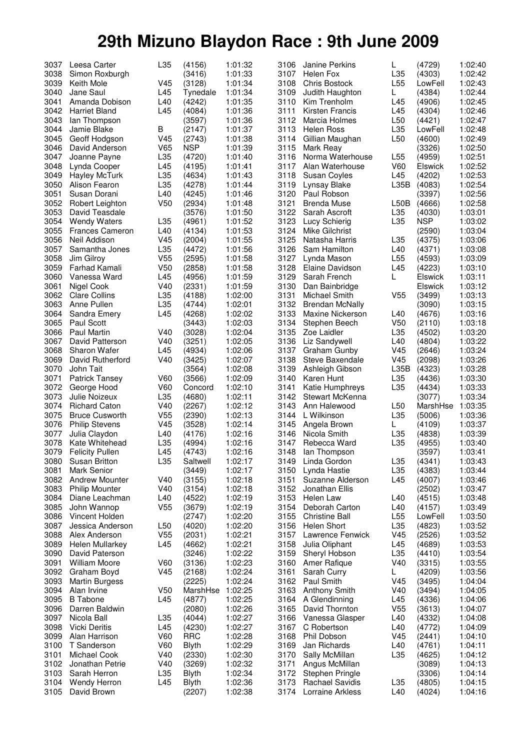# 29th Mizuno Blaydon Race : 9th June 2009

| Pos | Name | Cat | Club/No | Time |
|---|---|---|---|---|
| 3037 | Leesa Carter | L35 | (4156) | 1:01:32 |
| 3038 | Simon Roxburgh | | (3416) | 1:01:33 |
| 3039 | Keith Mole | V45 | (3128) | 1:01:34 |
| 3040 | Jane Saul | L45 | Tynedale | 1:01:34 |
| 3041 | Amanda Dobison | L40 | (4242) | 1:01:35 |
| 3042 | Harriet Bland | L45 | (4084) | 1:01:36 |
| 3043 | Ian Thompson | | (3597) | 1:01:36 |
| 3044 | Jamie Blake | B | (2147) | 1:01:37 |
| 3045 | Geoff Hodgson | V45 | (2743) | 1:01:38 |
| 3046 | David Anderson | V65 | NSP | 1:01:39 |
| 3047 | Joanne Payne | L35 | (4720) | 1:01:40 |
| 3048 | Lynda Cooper | L45 | (4195) | 1:01:41 |
| 3049 | Hayley McTurk | L35 | (4634) | 1:01:43 |
| 3050 | Alison Fearon | L35 | (4278) | 1:01:44 |
| 3051 | Susan Dorani | L40 | (4245) | 1:01:46 |
| 3052 | Robert Leighton | V50 | (2934) | 1:01:48 |
| 3053 | David Teasdale | | (3576) | 1:01:50 |
| 3054 | Wendy Waters | L35 | (4961) | 1:01:52 |
| 3055 | Frances Cameron | L40 | (4134) | 1:01:53 |
| 3056 | Neil Addison | V45 | (2004) | 1:01:55 |
| 3057 | Samantha Jones | L35 | (4472) | 1:01:56 |
| 3058 | Jim Gilroy | V55 | (2595) | 1:01:58 |
| 3059 | Farhad Kamali | V50 | (2858) | 1:01:58 |
| 3060 | Vanessa Ward | L45 | (4956) | 1:01:59 |
| 3061 | Nigel Cook | V40 | (2331) | 1:01:59 |
| 3062 | Clare Collins | L35 | (4188) | 1:02:00 |
| 3063 | Anne Pullen | L35 | (4744) | 1:02:01 |
| 3064 | Sandra Emery | L45 | (4268) | 1:02:02 |
| 3065 | Paul Scott | | (3443) | 1:02:03 |
| 3066 | Paul Martin | V40 | (3028) | 1:02:04 |
| 3067 | David Patterson | V40 | (3251) | 1:02:05 |
| 3068 | Sharon Wafer | L45 | (4934) | 1:02:06 |
| 3069 | David Rutherford | V40 | (3425) | 1:02:07 |
| 3070 | John Tait | | (3564) | 1:02:08 |
| 3071 | Patrick Tansey | V60 | (3566) | 1:02:09 |
| 3072 | George Hood | V60 | Concord | 1:02:10 |
| 3073 | Julie Noizeux | L35 | (4680) | 1:02:11 |
| 3074 | Richard Caton | V40 | (2267) | 1:02:12 |
| 3075 | Bruce Cusworth | V55 | (2390) | 1:02:13 |
| 3076 | Philip Stevens | V45 | (3528) | 1:02:14 |
| 3077 | Julia Claydon | L40 | (4176) | 1:02:16 |
| 3078 | Kate Whitehead | L35 | (4994) | 1:02:16 |
| 3079 | Felicity Pullen | L45 | (4743) | 1:02:16 |
| 3080 | Susan Britton | L35 | Saltwell | 1:02:17 |
| 3081 | Mark Senior | | (3449) | 1:02:17 |
| 3082 | Andrew Mounter | V40 | (3155) | 1:02:18 |
| 3083 | Philip Mounter | V40 | (3154) | 1:02:18 |
| 3084 | Diane Leachman | L40 | (4522) | 1:02:19 |
| 3085 | John Wannop | V55 | (3679) | 1:02:19 |
| 3086 | Vincent Holden | | (2747) | 1:02:20 |
| 3087 | Jessica Anderson | L50 | (4020) | 1:02:20 |
| 3088 | Alex Anderson | V55 | (2031) | 1:02:21 |
| 3089 | Helen Mullarkey | L45 | (4662) | 1:02:21 |
| 3090 | David Paterson | | (3246) | 1:02:22 |
| 3091 | William Moore | V60 | (3136) | 1:02:23 |
| 3092 | Graham Boyd | V45 | (2168) | 1:02:24 |
| 3093 | Martin Burgess | | (2225) | 1:02:24 |
| 3094 | Alan Irvine | V50 | MarshHse | 1:02:25 |
| 3095 | B Tabone | L45 | (4877) | 1:02:25 |
| 3096 | Darren Baldwin | | (2080) | 1:02:26 |
| 3097 | Nicola Ball | L35 | (4044) | 1:02:27 |
| 3098 | Vicki Deritis | L45 | (4230) | 1:02:27 |
| 3099 | Alan Harrison | V60 | RRC | 1:02:28 |
| 3100 | T Sanderson | V60 | Blyth | 1:02:29 |
| 3101 | Michael Cook | V40 | (2330) | 1:02:30 |
| 3102 | Jonathan Petrie | V40 | (3269) | 1:02:32 |
| 3103 | Sarah Herron | L35 | Blyth | 1:02:34 |
| 3104 | Wendy Herron | L45 | Blyth | 1:02:36 |
| 3105 | David Brown | | (2207) | 1:02:38 |
| 3106 | Janine Perkins | L | (4729) | 1:02:40 |
| 3107 | Helen Fox | L35 | (4303) | 1:02:42 |
| 3108 | Chris Bostock | L55 | LowFell | 1:02:43 |
| 3109 | Judith Haughton | L | (4384) | 1:02:44 |
| 3110 | Kim Trenholm | L45 | (4906) | 1:02:45 |
| 3111 | Kirsten Francis | L45 | (4304) | 1:02:46 |
| 3112 | Marcia Holmes | L50 | (4421) | 1:02:47 |
| 3113 | Helen Ross | L35 | LowFell | 1:02:48 |
| 3114 | Gillian Maughan | L50 | (4600) | 1:02:49 |
| 3115 | Mark Reay | | (3326) | 1:02:50 |
| 3116 | Norma Waterhouse | L55 | (4959) | 1:02:51 |
| 3117 | Alan Waterhouse | V60 | Elswick | 1:02:52 |
| 3118 | Susan Coyles | L45 | (4202) | 1:02:53 |
| 3119 | Lynsay Blake | L35B | (4083) | 1:02:54 |
| 3120 | Paul Robson | | (3397) | 1:02:56 |
| 3121 | Brenda Muse | L50B | (4666) | 1:02:58 |
| 3122 | Sarah Ascroft | L35 | (4030) | 1:03:01 |
| 3123 | Lucy Schierig | L35 | NSP | 1:03:02 |
| 3124 | Mike Gilchrist | | (2590) | 1:03:04 |
| 3125 | Natasha Harris | L35 | (4375) | 1:03:06 |
| 3126 | Sam Hamilton | L40 | (4371) | 1:03:08 |
| 3127 | Lynda Mason | L55 | (4593) | 1:03:09 |
| 3128 | Elaine Davidson | L45 | (4223) | 1:03:10 |
| 3129 | Sarah French | L | Elswick | 1:03:11 |
| 3130 | Dan Bainbridge | | Elswick | 1:03:12 |
| 3131 | Michael Smith | V55 | (3499) | 1:03:13 |
| 3132 | Brendan McNally | | (3090) | 1:03:15 |
| 3133 | Maxine Nickerson | L40 | (4676) | 1:03:16 |
| 3134 | Stephen Beech | V50 | (2110) | 1:03:18 |
| 3135 | Zoe Laidler | L35 | (4502) | 1:03:20 |
| 3136 | Liz Sandywell | L40 | (4804) | 1:03:22 |
| 3137 | Graham Gunby | V45 | (2646) | 1:03:24 |
| 3138 | Steve Baxendale | V45 | (2098) | 1:03:26 |
| 3139 | Ashleigh Gibson | L35B | (4323) | 1:03:28 |
| 3140 | Karen Hunt | L35 | (4436) | 1:03:30 |
| 3141 | Katie Humphreys | L35 | (4434) | 1:03:33 |
| 3142 | Stewart McKenna | | (3077) | 1:03:34 |
| 3143 | Ann Halewood | L50 | MarshHse | 1:03:35 |
| 3144 | L Wilkinson | L35 | (5006) | 1:03:36 |
| 3145 | Angela Brown | L | (4109) | 1:03:37 |
| 3146 | Nicola Smith | L35 | (4838) | 1:03:39 |
| 3147 | Rebecca Ward | L35 | (4955) | 1:03:40 |
| 3148 | Ian Thompson | | (3597) | 1:03:41 |
| 3149 | Linda Gordon | L35 | (4341) | 1:03:43 |
| 3150 | Lynda Hastie | L35 | (4383) | 1:03:44 |
| 3151 | Suzanne Alderson | L45 | (4007) | 1:03:46 |
| 3152 | Jonathan Ellis | | (2502) | 1:03:47 |
| 3153 | Helen Law | L40 | (4515) | 1:03:48 |
| 3154 | Deborah Carton | L40 | (4157) | 1:03:49 |
| 3155 | Christine Ball | L55 | LowFell | 1:03:50 |
| 3156 | Helen Short | L35 | (4823) | 1:03:52 |
| 3157 | Lawrence Fenwick | V45 | (2526) | 1:03:52 |
| 3158 | Julia Oliphant | L45 | (4689) | 1:03:53 |
| 3159 | Sheryl Hobson | L35 | (4410) | 1:03:54 |
| 3160 | Amer Rafique | V40 | (3315) | 1:03:55 |
| 3161 | Sarah Curry | L | (4209) | 1:03:56 |
| 3162 | Paul Smith | V45 | (3495) | 1:04:04 |
| 3163 | Anthony Smith | V40 | (3494) | 1:04:05 |
| 3164 | A Glendinning | L45 | (4336) | 1:04:06 |
| 3165 | David Thornton | V55 | (3613) | 1:04:07 |
| 3166 | Vanessa Glasper | L40 | (4332) | 1:04:08 |
| 3167 | C Robertson | L40 | (4772) | 1:04:09 |
| 3168 | Phil Dobson | V45 | (2441) | 1:04:10 |
| 3169 | Jan Richards | L40 | (4761) | 1:04:11 |
| 3170 | Sally McMillan | L35 | (4625) | 1:04:12 |
| 3171 | Angus McMillan | | (3089) | 1:04:13 |
| 3172 | Stephen Pringle | | (3306) | 1:04:14 |
| 3173 | Rachael Savidis | L35 | (4805) | 1:04:15 |
| 3174 | Lorraine Arkless | L40 | (4024) | 1:04:16 |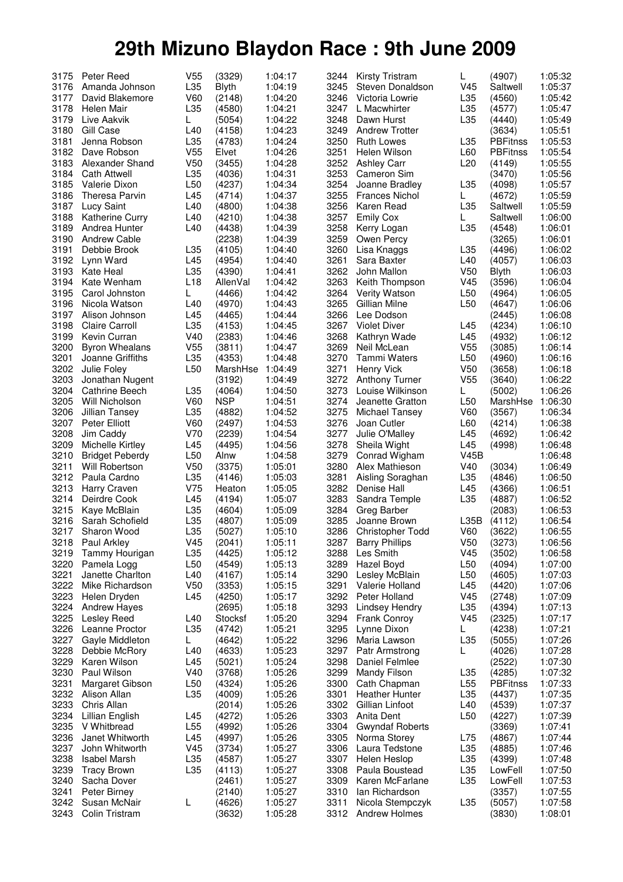# 29th Mizuno Blaydon Race : 9th June 2009

| Pos | Name | Cat | Club/No | Time |
|---|---|---|---|---|
| 3175 | Peter Reed | V55 | (3329) | 1:04:17 |
| 3176 | Amanda Johnson | L35 | Blyth | 1:04:19 |
| 3177 | David Blakemore | V60 | (2148) | 1:04:20 |
| 3178 | Helen Mair | L35 | (4580) | 1:04:21 |
| 3179 | Live Aakvik | L | (5054) | 1:04:22 |
| 3180 | Gill Case | L40 | (4158) | 1:04:23 |
| 3181 | Jenna Robson | L35 | (4783) | 1:04:24 |
| 3182 | Dave Robson | V55 | Elvet | 1:04:26 |
| 3183 | Alexander Shand | V50 | (3455) | 1:04:28 |
| 3184 | Cath Attwell | L35 | (4036) | 1:04:31 |
| 3185 | Valerie Dixon | L50 | (4237) | 1:04:34 |
| 3186 | Theresa Parvin | L45 | (4714) | 1:04:37 |
| 3187 | Lucy Saint | L40 | (4800) | 1:04:38 |
| 3188 | Katherine Curry | L40 | (4210) | 1:04:38 |
| 3189 | Andrea Hunter | L40 | (4438) | 1:04:39 |
| 3190 | Andrew Cable | | (2238) | 1:04:39 |
| 3191 | Debbie Brook | L35 | (4105) | 1:04:40 |
| 3192 | Lynn Ward | L45 | (4954) | 1:04:40 |
| 3193 | Kate Heal | L35 | (4390) | 1:04:41 |
| 3194 | Kate Wenham | L18 | AllenVal | 1:04:42 |
| 3195 | Carol Johnston | L | (4466) | 1:04:42 |
| 3196 | Nicola Watson | L40 | (4970) | 1:04:43 |
| 3197 | Alison Johnson | L45 | (4465) | 1:04:44 |
| 3198 | Claire Carroll | L35 | (4153) | 1:04:45 |
| 3199 | Kevin Curran | V40 | (2383) | 1:04:46 |
| 3200 | Byron Whealans | V55 | (3811) | 1:04:47 |
| 3201 | Joanne Griffiths | L35 | (4353) | 1:04:48 |
| 3202 | Julie Foley | L50 | MarshHse | 1:04:49 |
| 3203 | Jonathan Nugent | | (3192) | 1:04:49 |
| 3204 | Cathrine Beech | L35 | (4064) | 1:04:50 |
| 3205 | Will Nicholson | V60 | NSP | 1:04:51 |
| 3206 | Jillian Tansey | L35 | (4882) | 1:04:52 |
| 3207 | Peter Elliott | V60 | (2497) | 1:04:53 |
| 3208 | Jim Caddy | V70 | (2239) | 1:04:54 |
| 3209 | Michelle Kirtley | L45 | (4495) | 1:04:56 |
| 3210 | Bridget Peberdy | L50 | Alnw | 1:04:58 |
| 3211 | Will Robertson | V50 | (3375) | 1:05:01 |
| 3212 | Paula Cardno | L35 | (4146) | 1:05:03 |
| 3213 | Harry Craven | V75 | Heaton | 1:05:05 |
| 3214 | Deirdre Cook | L45 | (4194) | 1:05:07 |
| 3215 | Kaye McBlain | L35 | (4604) | 1:05:09 |
| 3216 | Sarah Schofield | L35 | (4807) | 1:05:09 |
| 3217 | Sharon Wood | L35 | (5027) | 1:05:10 |
| 3218 | Paul Arkley | V45 | (2041) | 1:05:11 |
| 3219 | Tammy Hourigan | L35 | (4425) | 1:05:12 |
| 3220 | Pamela Logg | L50 | (4549) | 1:05:13 |
| 3221 | Janette Charlton | L40 | (4167) | 1:05:14 |
| 3222 | Mike Richardson | V50 | (3353) | 1:05:15 |
| 3223 | Helen Dryden | L45 | (4250) | 1:05:17 |
| 3224 | Andrew Hayes | | (2695) | 1:05:18 |
| 3225 | Lesley Reed | L40 | Stocksf | 1:05:20 |
| 3226 | Leanne Proctor | L35 | (4742) | 1:05:21 |
| 3227 | Gayle Middleton | L | (4642) | 1:05:22 |
| 3228 | Debbie McRory | L40 | (4633) | 1:05:23 |
| 3229 | Karen Wilson | L45 | (5021) | 1:05:24 |
| 3230 | Paul Wilson | V40 | (3768) | 1:05:26 |
| 3231 | Margaret Gibson | L50 | (4324) | 1:05:26 |
| 3232 | Alison Allan | L35 | (4009) | 1:05:26 |
| 3233 | Chris Allan | | (2014) | 1:05:26 |
| 3234 | Lillian English | L45 | (4272) | 1:05:26 |
| 3235 | V Whitbread | L55 | (4992) | 1:05:26 |
| 3236 | Janet Whitworth | L45 | (4997) | 1:05:26 |
| 3237 | John Whitworth | V45 | (3734) | 1:05:27 |
| 3238 | Isabel Marsh | L35 | (4587) | 1:05:27 |
| 3239 | Tracy Brown | L35 | (4113) | 1:05:27 |
| 3240 | Sacha Dover | | (2461) | 1:05:27 |
| 3241 | Peter Birney | | (2140) | 1:05:27 |
| 3242 | Susan McNair | L | (4626) | 1:05:27 |
| 3243 | Colin Tristram | | (3632) | 1:05:28 |
| 3244 | Kirsty Tristram | L | (4907) | 1:05:32 |
| 3245 | Steven Donaldson | V45 | Saltwell | 1:05:37 |
| 3246 | Victoria Lowrie | L35 | (4560) | 1:05:42 |
| 3247 | L Macwhirter | L35 | (4577) | 1:05:47 |
| 3248 | Dawn Hurst | L35 | (4440) | 1:05:49 |
| 3249 | Andrew Trotter | | (3634) | 1:05:51 |
| 3250 | Ruth Lowes | L35 | PBFitnss | 1:05:53 |
| 3251 | Helen Wilson | L60 | PBFitnss | 1:05:54 |
| 3252 | Ashley Carr | L20 | (4149) | 1:05:55 |
| 3253 | Cameron Sim | | (3470) | 1:05:56 |
| 3254 | Joanne Bradley | L35 | (4098) | 1:05:57 |
| 3255 | Frances Nichol | L | (4672) | 1:05:59 |
| 3256 | Karen Read | L35 | Saltwell | 1:05:59 |
| 3257 | Emily Cox | L | Saltwell | 1:06:00 |
| 3258 | Kerry Logan | L35 | (4548) | 1:06:01 |
| 3259 | Owen Percy | | (3265) | 1:06:01 |
| 3260 | Lisa Knaggs | L35 | (4496) | 1:06:02 |
| 3261 | Sara Baxter | L40 | (4057) | 1:06:03 |
| 3262 | John Mallon | V50 | Blyth | 1:06:03 |
| 3263 | Keith Thompson | V45 | (3596) | 1:06:04 |
| 3264 | Verity Watson | L50 | (4964) | 1:06:05 |
| 3265 | Gillian Milne | L50 | (4647) | 1:06:06 |
| 3266 | Lee Dodson | | (2445) | 1:06:08 |
| 3267 | Violet Diver | L45 | (4234) | 1:06:10 |
| 3268 | Kathryn Wade | L45 | (4932) | 1:06:12 |
| 3269 | Neil McLean | V55 | (3085) | 1:06:14 |
| 3270 | Tammi Waters | L50 | (4960) | 1:06:16 |
| 3271 | Henry Vick | V50 | (3658) | 1:06:18 |
| 3272 | Anthony Turner | V55 | (3640) | 1:06:22 |
| 3273 | Louise Wilkinson | L | (5002) | 1:06:26 |
| 3274 | Jeanette Gratton | L50 | MarshHse | 1:06:30 |
| 3275 | Michael Tansey | V60 | (3567) | 1:06:34 |
| 3276 | Joan Cutler | L60 | (4214) | 1:06:38 |
| 3277 | Julie O'Malley | L45 | (4692) | 1:06:42 |
| 3278 | Sheila Wight | L45 | (4998) | 1:06:48 |
| 3279 | Conrad Wigham | V45B | | 1:06:48 |
| 3280 | Alex Mathieson | V40 | (3034) | 1:06:49 |
| 3281 | Aisling Soraghan | L35 | (4846) | 1:06:50 |
| 3282 | Denise Hall | L45 | (4366) | 1:06:51 |
| 3283 | Sandra Temple | L35 | (4887) | 1:06:52 |
| 3284 | Greg Barber | | (2083) | 1:06:53 |
| 3285 | Joanne Brown | L35B | (4112) | 1:06:54 |
| 3286 | Christopher Todd | V60 | (3622) | 1:06:55 |
| 3287 | Barry Phillips | V50 | (3273) | 1:06:56 |
| 3288 | Les Smith | V45 | (3502) | 1:06:58 |
| 3289 | Hazel Boyd | L50 | (4094) | 1:07:00 |
| 3290 | Lesley McBlain | L50 | (4605) | 1:07:03 |
| 3291 | Valerie Holland | L45 | (4420) | 1:07:06 |
| 3292 | Peter Holland | V45 | (2748) | 1:07:09 |
| 3293 | Lindsey Hendry | L35 | (4394) | 1:07:13 |
| 3294 | Frank Conroy | V45 | (2325) | 1:07:17 |
| 3295 | Lynne Dixon | L | (4238) | 1:07:21 |
| 3296 | Maria Lawson | L35 | (5055) | 1:07:26 |
| 3297 | Patr Armstrong | L | (4026) | 1:07:28 |
| 3298 | Daniel Felmlee | | (2522) | 1:07:30 |
| 3299 | Mandy Filson | L35 | (4285) | 1:07:32 |
| 3300 | Cath Chapman | L55 | PBFitnss | 1:07:33 |
| 3301 | Heather Hunter | L35 | (4437) | 1:07:35 |
| 3302 | Gillian Linfoot | L40 | (4539) | 1:07:37 |
| 3303 | Anita Dent | L50 | (4227) | 1:07:39 |
| 3304 | Gwyndaf Roberts | | (3369) | 1:07:41 |
| 3305 | Norma Storey | L75 | (4867) | 1:07:44 |
| 3306 | Laura Tedstone | L35 | (4885) | 1:07:46 |
| 3307 | Helen Heslop | L35 | (4399) | 1:07:48 |
| 3308 | Paula Boustead | L35 | LowFell | 1:07:50 |
| 3309 | Karen McFarlane | L35 | LowFell | 1:07:53 |
| 3310 | Ian Richardson | | (3357) | 1:07:55 |
| 3311 | Nicola Stempczyk | L35 | (5057) | 1:07:58 |
| 3312 | Andrew Holmes | | (3830) | 1:08:01 |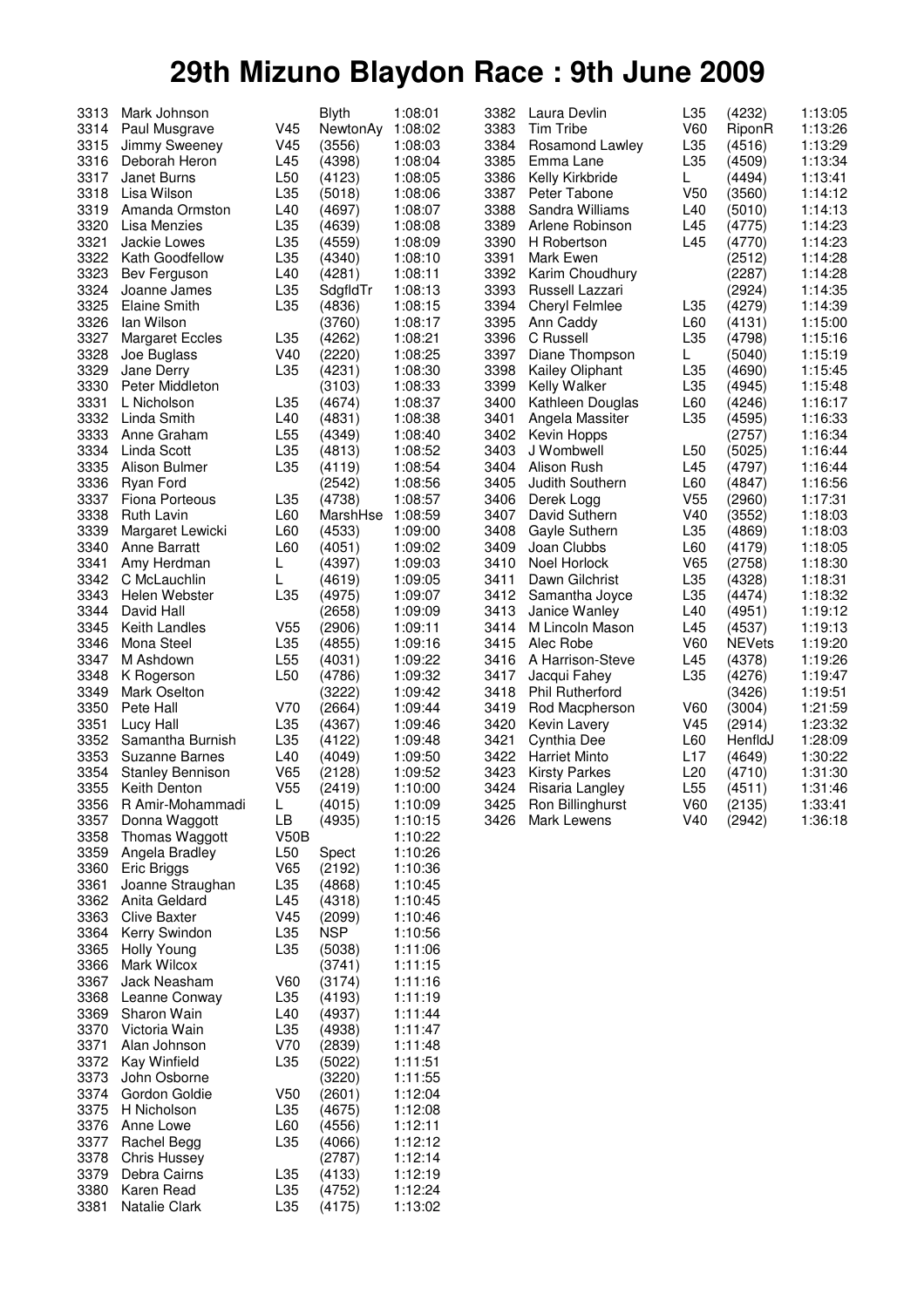# 29th Mizuno Blaydon Race : 9th June 2009

| Pos | Name | Cat | Club | Time |
|---|---|---|---|---|
| 3313 | Mark Johnson | | Blyth | 1:08:01 |
| 3314 | Paul Musgrave | V45 | NewtonAy | 1:08:02 |
| 3315 | Jimmy Sweeney | V45 | (3556) | 1:08:03 |
| 3316 | Deborah Heron | L45 | (4398) | 1:08:04 |
| 3317 | Janet Burns | L50 | (4123) | 1:08:05 |
| 3318 | Lisa Wilson | L35 | (5018) | 1:08:06 |
| 3319 | Amanda Ormston | L40 | (4697) | 1:08:07 |
| 3320 | Lisa Menzies | L35 | (4639) | 1:08:08 |
| 3321 | Jackie Lowes | L35 | (4559) | 1:08:09 |
| 3322 | Kath Goodfellow | L35 | (4340) | 1:08:10 |
| 3323 | Bev Ferguson | L40 | (4281) | 1:08:11 |
| 3324 | Joanne James | L35 | SdgfldTr | 1:08:13 |
| 3325 | Elaine Smith | L35 | (4836) | 1:08:15 |
| 3326 | Ian Wilson | | (3760) | 1:08:17 |
| 3327 | Margaret Eccles | L35 | (4262) | 1:08:21 |
| 3328 | Joe Buglass | V40 | (2220) | 1:08:25 |
| 3329 | Jane Derry | L35 | (4231) | 1:08:30 |
| 3330 | Peter Middleton | | (3103) | 1:08:33 |
| 3331 | L Nicholson | L35 | (4674) | 1:08:37 |
| 3332 | Linda Smith | L40 | (4831) | 1:08:38 |
| 3333 | Anne Graham | L55 | (4349) | 1:08:40 |
| 3334 | Linda Scott | L35 | (4813) | 1:08:52 |
| 3335 | Alison Bulmer | L35 | (4119) | 1:08:54 |
| 3336 | Ryan Ford | | (2542) | 1:08:56 |
| 3337 | Fiona Porteous | L35 | (4738) | 1:08:57 |
| 3338 | Ruth Lavin | L60 | MarshHse | 1:08:59 |
| 3339 | Margaret Lewicki | L60 | (4533) | 1:09:00 |
| 3340 | Anne Barratt | L60 | (4051) | 1:09:02 |
| 3341 | Amy Herdman | L | (4397) | 1:09:03 |
| 3342 | C McLauchlin | L | (4619) | 1:09:05 |
| 3343 | Helen Webster | L35 | (4975) | 1:09:07 |
| 3344 | David Hall | | (2658) | 1:09:09 |
| 3345 | Keith Landles | V55 | (2906) | 1:09:11 |
| 3346 | Mona Steel | L35 | (4855) | 1:09:16 |
| 3347 | M Ashdown | L55 | (4031) | 1:09:22 |
| 3348 | K Rogerson | L50 | (4786) | 1:09:32 |
| 3349 | Mark Oselton | | (3222) | 1:09:42 |
| 3350 | Pete Hall | V70 | (2664) | 1:09:44 |
| 3351 | Lucy Hall | L35 | (4367) | 1:09:46 |
| 3352 | Samantha Burnish | L35 | (4122) | 1:09:48 |
| 3353 | Suzanne Barnes | L40 | (4049) | 1:09:50 |
| 3354 | Stanley Bennison | V65 | (2128) | 1:09:52 |
| 3355 | Keith Denton | V55 | (2419) | 1:10:00 |
| 3356 | R Amir-Mohammadi | L | (4015) | 1:10:09 |
| 3357 | Donna Waggott | LB | (4935) | 1:10:15 |
| 3358 | Thomas Waggott | V50B | | 1:10:22 |
| 3359 | Angela Bradley | L50 | Spect | 1:10:26 |
| 3360 | Eric Briggs | V65 | (2192) | 1:10:36 |
| 3361 | Joanne Straughan | L35 | (4868) | 1:10:45 |
| 3362 | Anita Geldard | L45 | (4318) | 1:10:45 |
| 3363 | Clive Baxter | V45 | (2099) | 1:10:46 |
| 3364 | Kerry Swindon | L35 | NSP | 1:10:56 |
| 3365 | Holly Young | L35 | (5038) | 1:11:06 |
| 3366 | Mark Wilcox | | (3741) | 1:11:15 |
| 3367 | Jack Neasham | V60 | (3174) | 1:11:16 |
| 3368 | Leanne Conway | L35 | (4193) | 1:11:19 |
| 3369 | Sharon Wain | L40 | (4937) | 1:11:44 |
| 3370 | Victoria Wain | L35 | (4938) | 1:11:47 |
| 3371 | Alan Johnson | V70 | (2839) | 1:11:48 |
| 3372 | Kay Winfield | L35 | (5022) | 1:11:51 |
| 3373 | John Osborne | | (3220) | 1:11:55 |
| 3374 | Gordon Goldie | V50 | (2601) | 1:12:04 |
| 3375 | H Nicholson | L35 | (4675) | 1:12:08 |
| 3376 | Anne Lowe | L60 | (4556) | 1:12:11 |
| 3377 | Rachel Begg | L35 | (4066) | 1:12:12 |
| 3378 | Chris Hussey | | (2787) | 1:12:14 |
| 3379 | Debra Cairns | L35 | (4133) | 1:12:19 |
| 3380 | Karen Read | L35 | (4752) | 1:12:24 |
| 3381 | Natalie Clark | L35 | (4175) | 1:13:02 |
| 3382 | Laura Devlin | L35 | (4232) | 1:13:05 |
| 3383 | Tim Tribe | V60 | RiponR | 1:13:26 |
| 3384 | Rosamond Lawley | L35 | (4516) | 1:13:29 |
| 3385 | Emma Lane | L35 | (4509) | 1:13:34 |
| 3386 | Kelly Kirkbride | L | (4494) | 1:13:41 |
| 3387 | Peter Tabone | V50 | (3560) | 1:14:12 |
| 3388 | Sandra Williams | L40 | (5010) | 1:14:13 |
| 3389 | Arlene Robinson | L45 | (4775) | 1:14:23 |
| 3390 | H Robertson | L45 | (4770) | 1:14:23 |
| 3391 | Mark Ewen | | (2512) | 1:14:28 |
| 3392 | Karim Choudhury | | (2287) | 1:14:28 |
| 3393 | Russell Lazzari | | (2924) | 1:14:35 |
| 3394 | Cheryl Felmlee | L35 | (4279) | 1:14:39 |
| 3395 | Ann Caddy | L60 | (4131) | 1:15:00 |
| 3396 | C Russell | L35 | (4798) | 1:15:16 |
| 3397 | Diane Thompson | L | (5040) | 1:15:19 |
| 3398 | Kailey Oliphant | L35 | (4690) | 1:15:45 |
| 3399 | Kelly Walker | L35 | (4945) | 1:15:48 |
| 3400 | Kathleen Douglas | L60 | (4246) | 1:16:17 |
| 3401 | Angela Massiter | L35 | (4595) | 1:16:33 |
| 3402 | Kevin Hopps | | (2757) | 1:16:34 |
| 3403 | J Wombwell | L50 | (5025) | 1:16:44 |
| 3404 | Alison Rush | L45 | (4797) | 1:16:44 |
| 3405 | Judith Southern | L60 | (4847) | 1:16:56 |
| 3406 | Derek Logg | V55 | (2960) | 1:17:31 |
| 3407 | David Suthern | V40 | (3552) | 1:18:03 |
| 3408 | Gayle Suthern | L35 | (4869) | 1:18:03 |
| 3409 | Joan Clubbs | L60 | (4179) | 1:18:05 |
| 3410 | Noel Horlock | V65 | (2758) | 1:18:30 |
| 3411 | Dawn Gilchrist | L35 | (4328) | 1:18:31 |
| 3412 | Samantha Joyce | L35 | (4474) | 1:18:32 |
| 3413 | Janice Wanley | L40 | (4951) | 1:19:12 |
| 3414 | M Lincoln Mason | L45 | (4537) | 1:19:13 |
| 3415 | Alec Robe | V60 | NEVets | 1:19:20 |
| 3416 | A Harrison-Steve | L45 | (4378) | 1:19:26 |
| 3417 | Jacqui Fahey | L35 | (4276) | 1:19:47 |
| 3418 | Phil Rutherford | | (3426) | 1:19:51 |
| 3419 | Rod Macpherson | V60 | (3004) | 1:21:59 |
| 3420 | Kevin Lavery | V45 | (2914) | 1:23:32 |
| 3421 | Cynthia Dee | L60 | HenfldJ | 1:28:09 |
| 3422 | Harriet Minto | L17 | (4649) | 1:30:22 |
| 3423 | Kirsty Parkes | L20 | (4710) | 1:31:30 |
| 3424 | Risaria Langley | L55 | (4511) | 1:31:46 |
| 3425 | Ron Billinghurst | V60 | (2135) | 1:33:41 |
| 3426 | Mark Lewens | V40 | (2942) | 1:36:18 |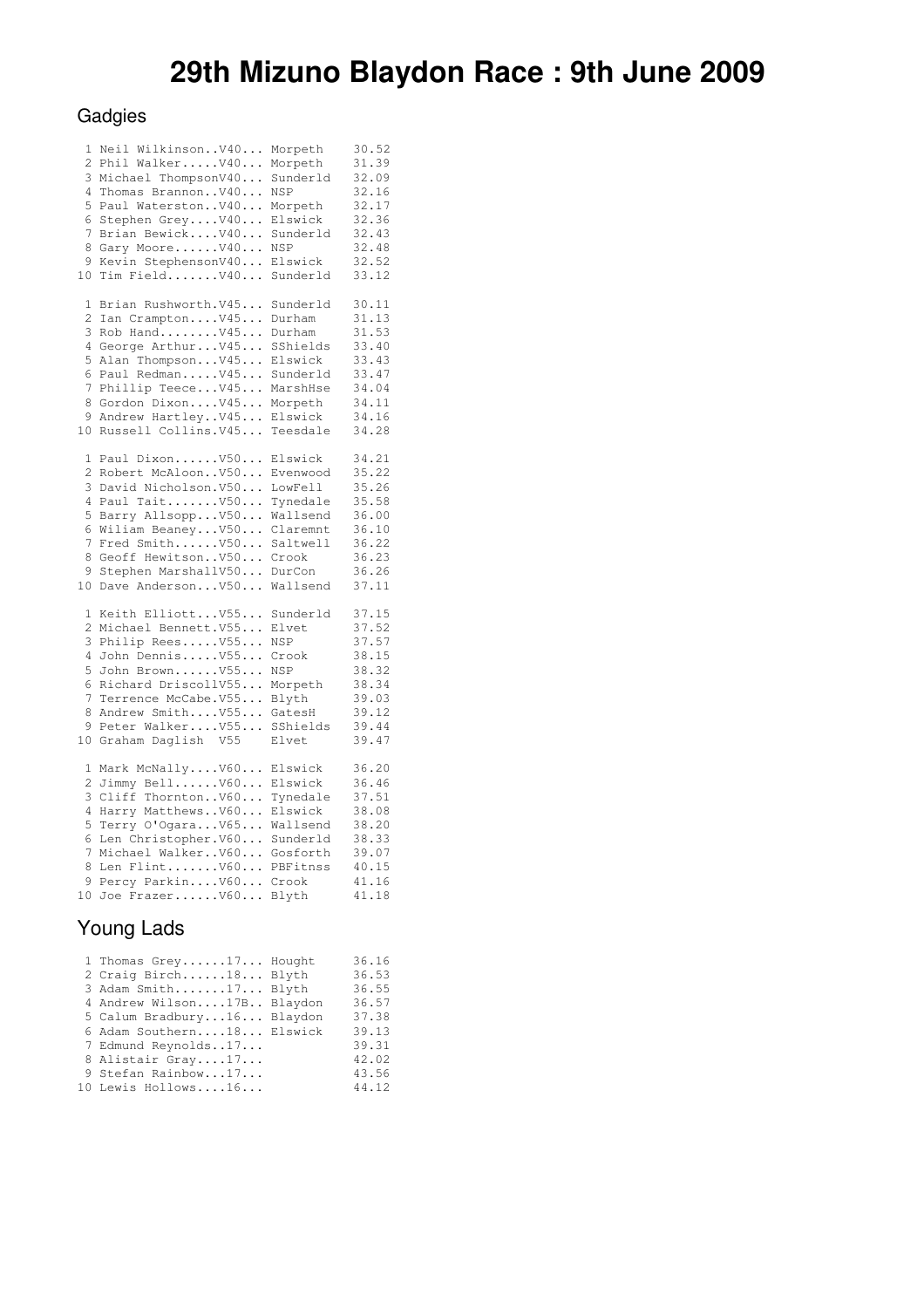# 29th Mizuno Blaydon Race : 9th June 2009

## Gadgies

```
 1 Neil Wilkinson..V40... Morpeth    30.52
 2 Phil Walker.....V40... Morpeth    31.39
 3 Michael ThompsonV40... Sunderld   32.09
 4 Thomas Brannon..V40... NSP        32.16
 5 Paul Waterston..V40... Morpeth    32.17
 6 Stephen Grey....V40... Elswick    32.36
 7 Brian Bewick....V40... Sunderld   32.43
 8 Gary Moore......V40... NSP        32.48
 9 Kevin StephensonV40... Elswick    32.52
10 Tim Field.......V40... Sunderld   33.12

 1 Brian Rushworth.V45... Sunderld   30.11
 2 Ian Crampton....V45... Durham     31.13
 3 Rob Hand........V45... Durham     31.53
 4 George Arthur...V45... SShields   33.40
 5 Alan Thompson...V45... Elswick    33.43
 6 Paul Redman.....V45... Sunderld   33.47
 7 Phillip Teece...V45... MarshHse   34.04
 8 Gordon Dixon....V45... Morpeth    34.11
 9 Andrew Hartley..V45... Elswick    34.16
10 Russell Collins.V45... Teesdale   34.28

 1 Paul Dixon......V50... Elswick    34.21
 2 Robert McAloon..V50... Evenwood   35.22
 3 David Nicholson.V50... LowFell    35.26
 4 Paul Tait.......V50... Tynedale   35.58
 5 Barry Allsopp...V50... Wallsend   36.00
 6 Wiliam Beaney...V50... Claremnt   36.10
 7 Fred Smith......V50... Saltwell   36.22
 8 Geoff Hewitson..V50... Crook      36.23
 9 Stephen MarshallV50... DurCon     36.26
10 Dave Anderson...V50... Wallsend   37.11

 1 Keith Elliott...V55... Sunderld   37.15
 2 Michael Bennett.V55... Elvet      37.52
 3 Philip Rees.....V55... NSP        37.57
 4 John Dennis.....V55... Crook      38.15
 5 John Brown......V55... NSP        38.32
 6 Richard DriscollV55... Morpeth    38.34
 7 Terrence McCabe.V55... Blyth      39.03
 8 Andrew Smith....V55... GatesH     39.12
 9 Peter Walker....V55... SShields   39.44
10 Graham Daglish  V55    Elvet      39.47

 1 Mark McNally....V60... Elswick    36.20
 2 Jimmy Bell......V60... Elswick    36.46
 3 Cliff Thornton..V60... Tynedale   37.51
 4 Harry Matthews..V60... Elswick    38.08
 5 Terry O'Ogara...V65... Wallsend   38.20
 6 Len Christopher.V60... Sunderld   38.33
 7 Michael Walker..V60... Gosforth   39.07
 8 Len Flint.......V60... PBFitnss   40.15
 9 Percy Parkin....V60... Crook      41.16
10 Joe Frazer......V60... Blyth      41.18
```

## Young Lads

```
 1 Thomas Grey......17... Hought     36.16
 2 Craig Birch......18... Blyth      36.53
 3 Adam Smith.......17... Blyth      36.55
 4 Andrew Wilson....17B.. Blaydon    36.57
 5 Calum Bradbury...16... Blaydon    37.38
 6 Adam Southern....18... Elswick    39.13
 7 Edmund Reynolds..17...            39.31
 8 Alistair Gray....17...            42.02
 9 Stefan Rainbow...17...            43.56
10 Lewis Hollows....16...            44.12
```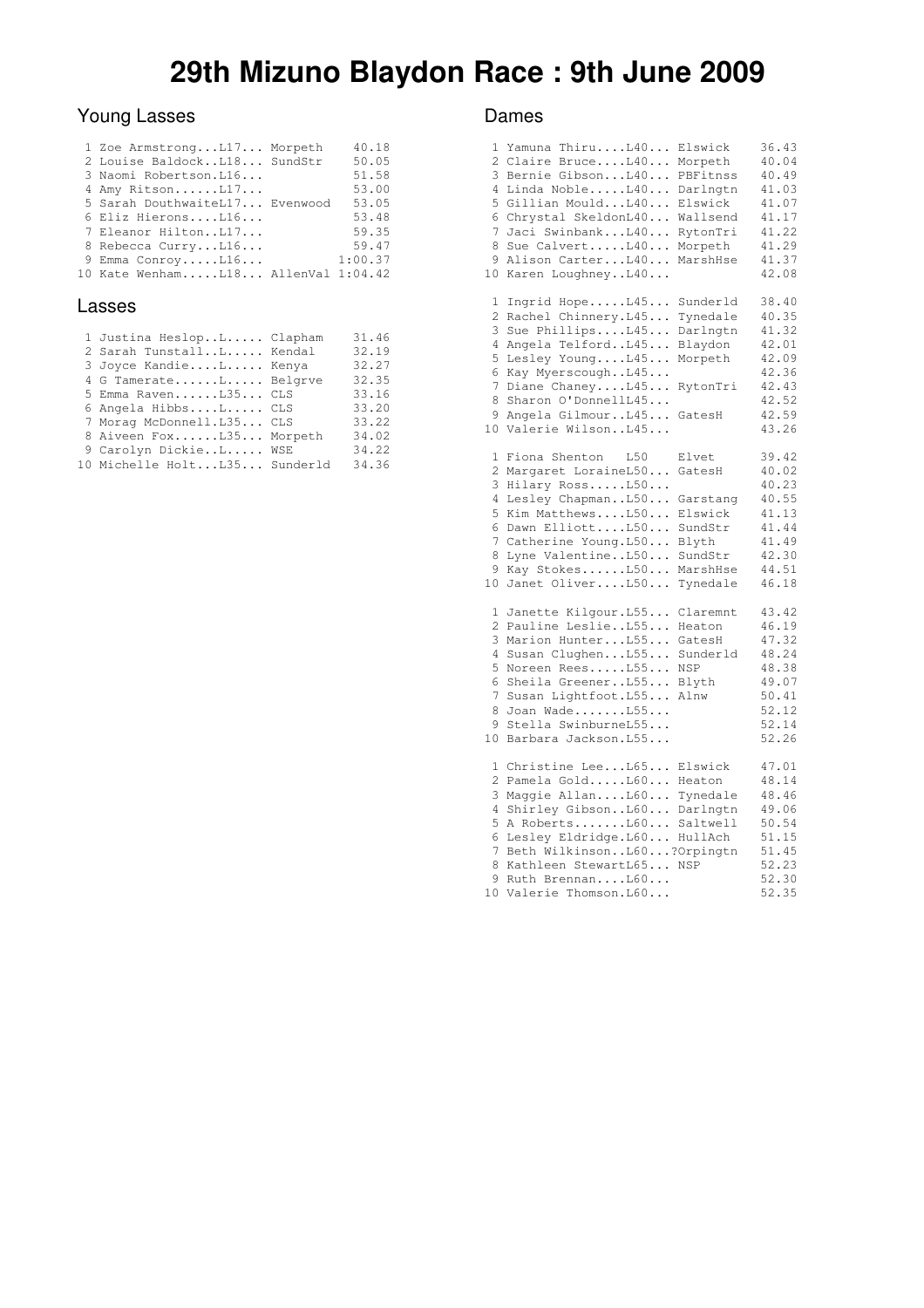# 29th Mizuno Blaydon Race : 9th June 2009

## Young Lasses

```
 1 Zoe Armstrong...L17... Morpeth    40.18
 2 Louise Baldock..L18... SundStr    50.05
 3 Naomi Robertson.L16...            51.58
 4 Amy Ritson......L17...            53.00
 5 Sarah DouthwaiteL17... Evenwood   53.05
 6 Eliz Hierons....L16...            53.48
 7 Eleanor Hilton..L17...            59.35
 8 Rebecca Curry...L16...            59.47
 9 Emma Conroy.....L16...          1:00.37
10 Kate Wenham.....L18... AllenVal 1:04.42
```

## Lasses

```
 1 Justina Heslop..L..... Clapham    31.46
 2 Sarah Tunstall..L..... Kendal     32.19
 3 Joyce Kandie....L..... Kenya      32.27
 4 G Tamerate......L..... Belgrve    32.35
 5 Emma Raven......L35... CLS        33.16
 6 Angela Hibbs....L..... CLS        33.20
 7 Morag McDonnell.L35... CLS        33.22
 8 Aiveen Fox......L35... Morpeth    34.02
 9 Carolyn Dickie..L..... WSE        34.22
10 Michelle Holt...L35... Sunderld   34.36
```

## Dames

```
 1 Yamuna Thiru....L40... Elswick    36.43
 2 Claire Bruce....L40... Morpeth    40.04
 3 Bernie Gibson...L40... PBFitnss   40.49
 4 Linda Noble.....L40... Darlngtn   41.03
 5 Gillian Mould...L40... Elswick    41.07
 6 Chrystal SkeldonL40... Wallsend   41.17
 7 Jaci Swinbank...L40... RytonTri   41.22
 8 Sue Calvert.....L40... Morpeth    41.29
 9 Alison Carter...L40... MarshHse   41.37
10 Karen Loughney..L40...            42.08

 1 Ingrid Hope.....L45... Sunderld   38.40
 2 Rachel Chinnery.L45... Tynedale   40.35
 3 Sue Phillips....L45... Darlngtn   41.32
 4 Angela Telford..L45... Blaydon    42.01
 5 Lesley Young....L45... Morpeth    42.09
 6 Kay Myerscough..L45...            42.36
 7 Diane Chaney....L45... RytonTri   42.43
 8 Sharon O'DonnellL45...            42.52
 9 Angela Gilmour..L45... GatesH     42.59
10 Valerie Wilson..L45...            43.26

 1 Fiona Shenton   L50    Elvet      39.42
 2 Margaret LoraineL50... GatesH     40.02
 3 Hilary Ross.....L50...            40.23
 4 Lesley Chapman..L50... Garstang   40.55
 5 Kim Matthews....L50... Elswick    41.13
 6 Dawn Elliott....L50... SundStr    41.44
 7 Catherine Young.L50... Blyth      41.49
 8 Lyne Valentine..L50... SundStr    42.30
 9 Kay Stokes......L50... MarshHse   44.51
10 Janet Oliver....L50... Tynedale   46.18

 1 Janette Kilgour.L55... Claremnt   43.42
 2 Pauline Leslie..L55... Heaton     46.19
 3 Marion Hunter...L55... GatesH     47.32
 4 Susan Clughen...L55... Sunderld   48.24
 5 Noreen Rees.....L55... NSP        48.38
 6 Sheila Greener..L55... Blyth      49.07
 7 Susan Lightfoot.L55... Alnw       50.41
 8 Joan Wade.......L55...            52.12
 9 Stella SwinburneL55...            52.14
10 Barbara Jackson.L55...            52.26

 1 Christine Lee...L65... Elswick    47.01
 2 Pamela Gold.....L60... Heaton     48.14
 3 Maggie Allan....L60... Tynedale   48.46
 4 Shirley Gibson..L60... Darlngtn   49.06
 5 A Roberts.......L60... Saltwell   50.54
 6 Lesley Eldridge.L60... HullAch    51.15
 7 Beth Wilkinson..L60...?Orpingtn   51.45
 8 Kathleen StewartL65... NSP        52.23
 9 Ruth Brennan....L60...            52.30
10 Valerie Thomson.L60...            52.35
```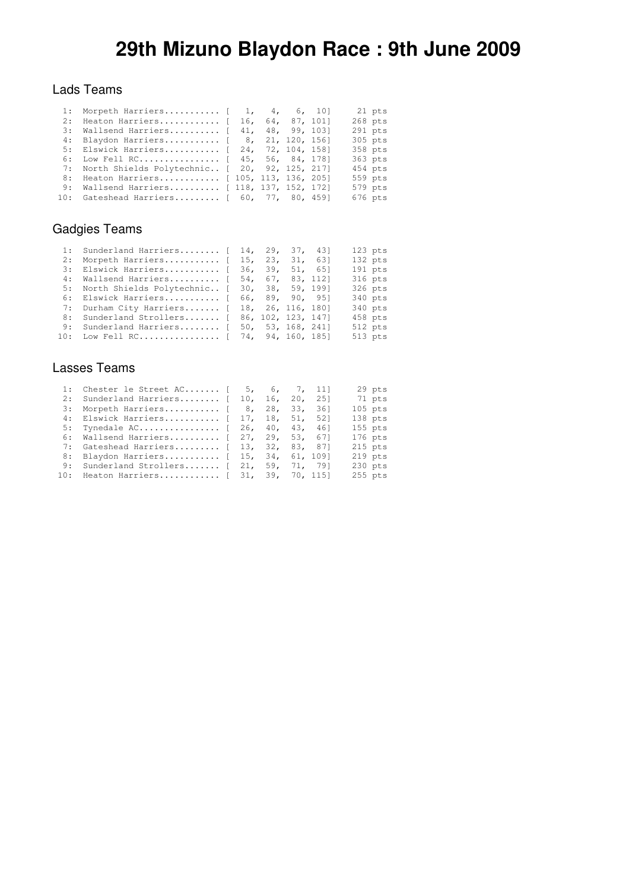# 29th Mizuno Blaydon Race : 9th June 2009

## Lads Teams

```
  1:  Morpeth Harriers........... [   1,   4,   6,  10]     21 pts
  2:  Heaton Harriers............ [  16,  64,  87, 101]    268 pts
  3:  Wallsend Harriers.......... [  41,  48,  99, 103]    291 pts
  4:  Blaydon Harriers........... [   8,  21, 120, 156]    305 pts
  5:  Elswick Harriers........... [  24,  72, 104, 158]    358 pts
  6:  Low Fell RC................ [  45,  56,  84, 178]    363 pts
  7:  North Shields Polytechnic.. [  20,  92, 125, 217]    454 pts
  8:  Heaton Harriers............ [ 105, 113, 136, 205]    559 pts
  9:  Wallsend Harriers.......... [ 118, 137, 152, 172]    579 pts
 10:  Gateshead Harriers......... [  60,  77,  80, 459]    676 pts
```

## Gadgies Teams

```
  1:  Sunderland Harriers........ [  14,  29,  37,  43]    123 pts
  2:  Morpeth Harriers........... [  15,  23,  31,  63]    132 pts
  3:  Elswick Harriers........... [  36,  39,  51,  65]    191 pts
  4:  Wallsend Harriers.......... [  54,  67,  83, 112]    316 pts
  5:  North Shields Polytechnic.. [  30,  38,  59, 199]    326 pts
  6:  Elswick Harriers........... [  66,  89,  90,  95]    340 pts
  7:  Durham City Harriers....... [  18,  26, 116, 180]    340 pts
  8:  Sunderland Strollers....... [  86, 102, 123, 147]    458 pts
  9:  Sunderland Harriers........ [  50,  53, 168, 241]    512 pts
 10:  Low Fell RC................ [  74,  94, 160, 185]    513 pts
```

## Lasses Teams

```
  1:  Chester le Street AC....... [   5,   6,   7,  11]     29 pts
  2:  Sunderland Harriers........ [  10,  16,  20,  25]     71 pts
  3:  Morpeth Harriers........... [   8,  28,  33,  36]    105 pts
  4:  Elswick Harriers........... [  17,  18,  51,  52]    138 pts
  5:  Tynedale AC................ [  26,  40,  43,  46]    155 pts
  6:  Wallsend Harriers.......... [  27,  29,  53,  67]    176 pts
  7:  Gateshead Harriers......... [  13,  32,  83,  87]    215 pts
  8:  Blaydon Harriers........... [  15,  34,  61, 109]    219 pts
  9:  Sunderland Strollers....... [  21,  59,  71,  79]    230 pts
 10:  Heaton Harriers............ [  31,  39,  70, 115]    255 pts
```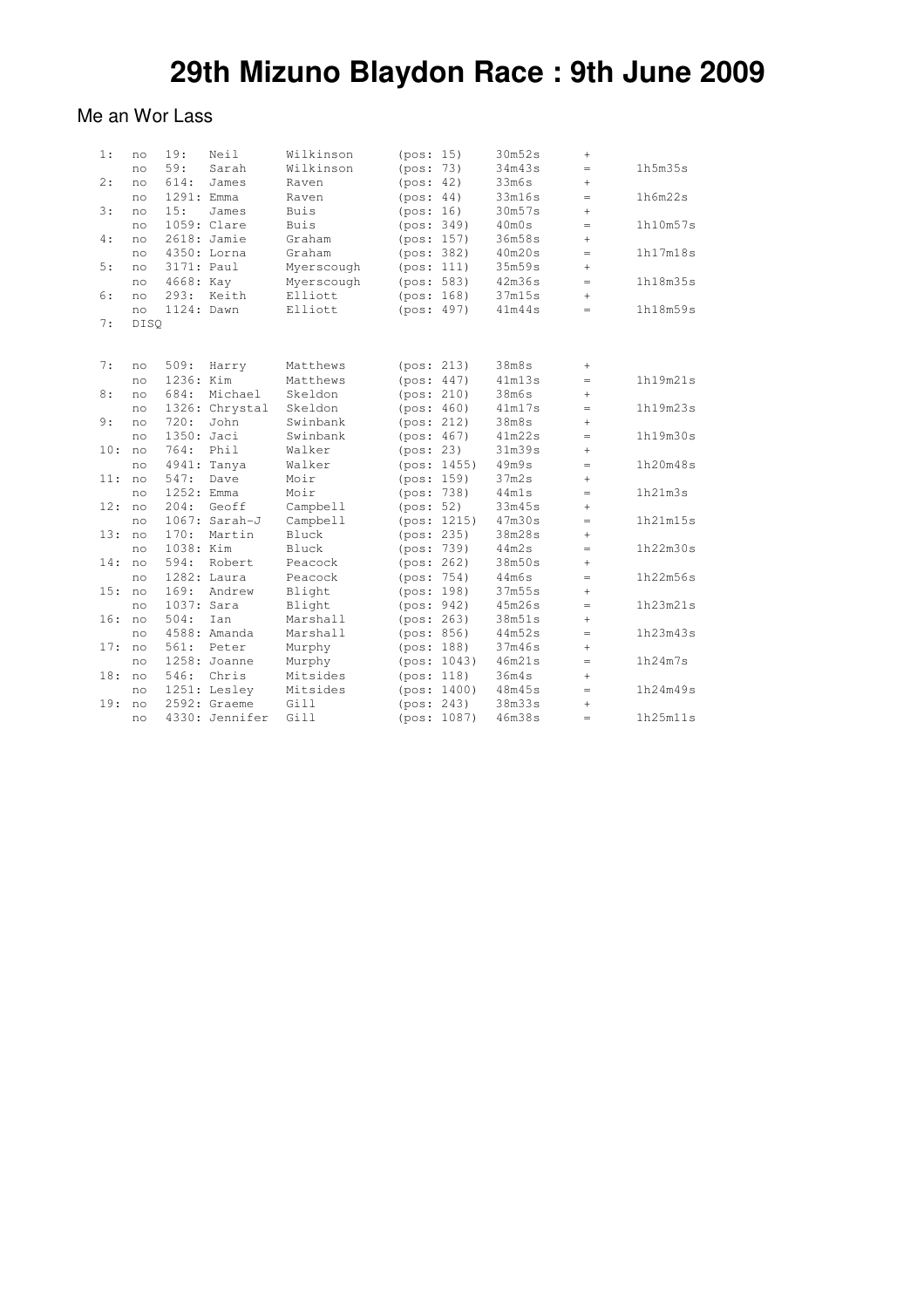# 29th Mizuno Blaydon Race : 9th June 2009

## Me an Wor Lass

| | | | | | | | | |
|---|---|---|---|---|---|---|---|---|
| 1: | no | 19: | Neil | Wilkinson | (pos: 15) | 30m52s | + | |
| | no | 59: | Sarah | Wilkinson | (pos: 73) | 34m43s | = | 1h5m35s |
| 2: | no | 614: | James | Raven | (pos: 42) | 33m6s | + | |
| | no | 1291: | Emma | Raven | (pos: 44) | 33m16s | = | 1h6m22s |
| 3: | no | 15: | James | Buis | (pos: 16) | 30m57s | + | |
| | no | 1059: | Clare | Buis | (pos: 349) | 40m0s | = | 1h10m57s |
| 4: | no | 2618: | Jamie | Graham | (pos: 157) | 36m58s | + | |
| | no | 4350: | Lorna | Graham | (pos: 382) | 40m20s | = | 1h17m18s |
| 5: | no | 3171: | Paul | Myerscough | (pos: 111) | 35m59s | + | |
| | no | 4668: | Kay | Myerscough | (pos: 583) | 42m36s | = | 1h18m35s |
| 6: | no | 293: | Keith | Elliott | (pos: 168) | 37m15s | + | |
| | no | 1124: | Dawn | Elliott | (pos: 497) | 41m44s | = | 1h18m59s |
| 7: | DISQ | | | | | | | |

| | | | | | | | | |
|---|---|---|---|---|---|---|---|---|
| 7: | no | 509: | Harry | Matthews | (pos: 213) | 38m8s | + | |
| | no | 1236: | Kim | Matthews | (pos: 447) | 41m13s | = | 1h19m21s |
| 8: | no | 684: | Michael | Skeldon | (pos: 210) | 38m6s | + | |
| | no | 1326: | Chrystal | Skeldon | (pos: 460) | 41m17s | = | 1h19m23s |
| 9: | no | 720: | John | Swinbank | (pos: 212) | 38m8s | + | |
| | no | 1350: | Jaci | Swinbank | (pos: 467) | 41m22s | = | 1h19m30s |
| 10: | no | 764: | Phil | Walker | (pos: 23) | 31m39s | + | |
| | no | 4941: | Tanya | Walker | (pos: 1455) | 49m9s | = | 1h20m48s |
| 11: | no | 547: | Dave | Moir | (pos: 159) | 37m2s | + | |
| | no | 1252: | Emma | Moir | (pos: 738) | 44m1s | = | 1h21m3s |
| 12: | no | 204: | Geoff | Campbell | (pos: 52) | 33m45s | + | |
| | no | 1067: | Sarah-J | Campbell | (pos: 1215) | 47m30s | = | 1h21m15s |
| 13: | no | 170: | Martin | Bluck | (pos: 235) | 38m28s | + | |
| | no | 1038: | Kim | Bluck | (pos: 739) | 44m2s | = | 1h22m30s |
| 14: | no | 594: | Robert | Peacock | (pos: 262) | 38m50s | + | |
| | no | 1282: | Laura | Peacock | (pos: 754) | 44m6s | = | 1h22m56s |
| 15: | no | 169: | Andrew | Blight | (pos: 198) | 37m55s | + | |
| | no | 1037: | Sara | Blight | (pos: 942) | 45m26s | = | 1h23m21s |
| 16: | no | 504: | Ian | Marshall | (pos: 263) | 38m51s | + | |
| | no | 4588: | Amanda | Marshall | (pos: 856) | 44m52s | = | 1h23m43s |
| 17: | no | 561: | Peter | Murphy | (pos: 188) | 37m46s | + | |
| | no | 1258: | Joanne | Murphy | (pos: 1043) | 46m21s | = | 1h24m7s |
| 18: | no | 546: | Chris | Mitsides | (pos: 118) | 36m4s | + | |
| | no | 1251: | Lesley | Mitsides | (pos: 1400) | 48m45s | = | 1h24m49s |
| 19: | no | 2592: | Graeme | Gill | (pos: 243) | 38m33s | + | |
| | no | 4330: | Jennifer | Gill | (pos: 1087) | 46m38s | = | 1h25m11s |